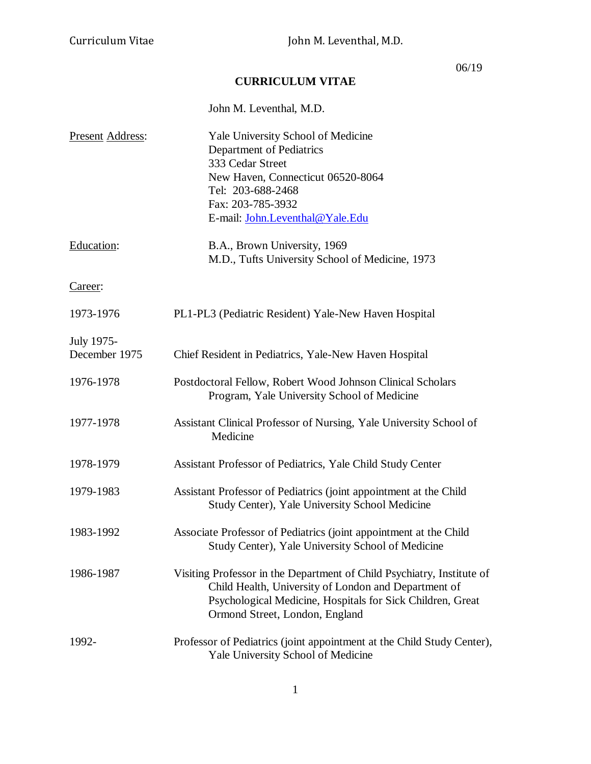06/19

# CURRICULUM VITAE

John M. Leventhal, M.D.

Present Address:
Yale University School of Medicine
Department of Pediatrics
333 Cedar Street
New Haven, Connecticut 06520-8064
Tel: 203-688-2468
Fax: 203-785-3932
E-mail: John.Leventhal@Yale.Edu

Education:
B.A., Brown University, 1969
M.D., Tufts University School of Medicine, 1973

Career:

1973-1976 PL1-PL3 (Pediatric Resident) Yale-New Haven Hospital

July 1975-December 1975 Chief Resident in Pediatrics, Yale-New Haven Hospital

1976-1978 Postdoctoral Fellow, Robert Wood Johnson Clinical Scholars Program, Yale University School of Medicine

1977-1978 Assistant Clinical Professor of Nursing, Yale University School of Medicine

1978-1979 Assistant Professor of Pediatrics, Yale Child Study Center

1979-1983 Assistant Professor of Pediatrics (joint appointment at the Child Study Center), Yale University School Medicine

1983-1992 Associate Professor of Pediatrics (joint appointment at the Child Study Center), Yale University School of Medicine

1986-1987 Visiting Professor in the Department of Child Psychiatry, Institute of Child Health, University of London and Department of Psychological Medicine, Hospitals for Sick Children, Great Ormond Street, London, England

1992- Professor of Pediatrics (joint appointment at the Child Study Center), Yale University School of Medicine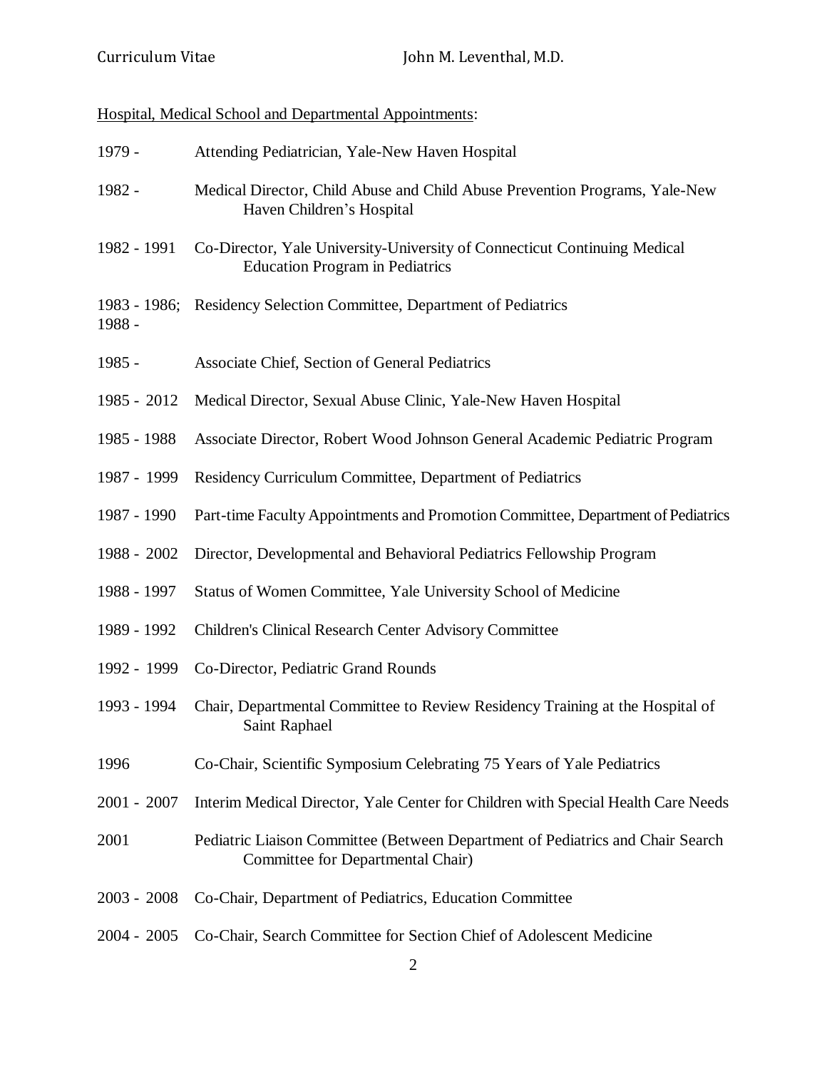Hospital, Medical School and Departmental Appointments:

| | |
|---|---|
| 1979 - | Attending Pediatrician, Yale-New Haven Hospital |
| 1982 - | Medical Director, Child Abuse and Child Abuse Prevention Programs, Yale-New Haven Children's Hospital |
| 1982 - 1991 | Co-Director, Yale University-University of Connecticut Continuing Medical Education Program in Pediatrics |
| 1983 - 1986; 1988 - | Residency Selection Committee, Department of Pediatrics |
| 1985 - | Associate Chief, Section of General Pediatrics |
| 1985 - 2012 | Medical Director, Sexual Abuse Clinic, Yale-New Haven Hospital |
| 1985 - 1988 | Associate Director, Robert Wood Johnson General Academic Pediatric Program |
| 1987 - 1999 | Residency Curriculum Committee, Department of Pediatrics |
| 1987 - 1990 | Part-time Faculty Appointments and Promotion Committee, Department of Pediatrics |
| 1988 - 2002 | Director, Developmental and Behavioral Pediatrics Fellowship Program |
| 1988 - 1997 | Status of Women Committee, Yale University School of Medicine |
| 1989 - 1992 | Children's Clinical Research Center Advisory Committee |
| 1992 - 1999 | Co-Director, Pediatric Grand Rounds |
| 1993 - 1994 | Chair, Departmental Committee to Review Residency Training at the Hospital of Saint Raphael |
| 1996 | Co-Chair, Scientific Symposium Celebrating 75 Years of Yale Pediatrics |
| 2001 - 2007 | Interim Medical Director, Yale Center for Children with Special Health Care Needs |
| 2001 | Pediatric Liaison Committee (Between Department of Pediatrics and Chair Search Committee for Departmental Chair) |
| 2003 - 2008 | Co-Chair, Department of Pediatrics, Education Committee |
| 2004 - 2005 | Co-Chair, Search Committee for Section Chief of Adolescent Medicine |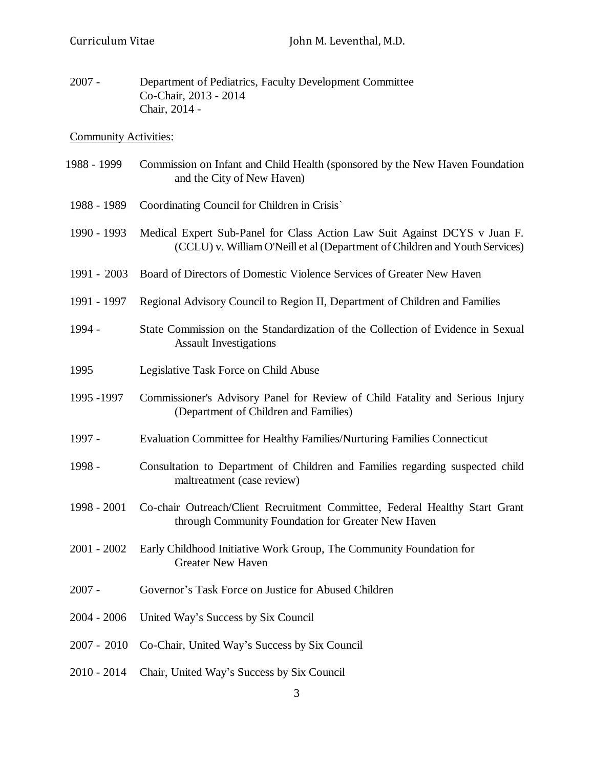2007 - Department of Pediatrics, Faculty Development Committee
Co-Chair, 2013 - 2014
Chair, 2014 -

Community Activities:

1988 - 1999 Commission on Infant and Child Health (sponsored by the New Haven Foundation and the City of New Haven)

1988 - 1989 Coordinating Council for Children in Crisis`

1990 - 1993 Medical Expert Sub-Panel for Class Action Law Suit Against DCYS v Juan F. (CCLU) v. William O'Neill et al (Department of Children and Youth Services)

1991 - 2003 Board of Directors of Domestic Violence Services of Greater New Haven

1991 - 1997 Regional Advisory Council to Region II, Department of Children and Families

1994 - State Commission on the Standardization of the Collection of Evidence in Sexual Assault Investigations

1995 Legislative Task Force on Child Abuse

1995 -1997 Commissioner's Advisory Panel for Review of Child Fatality and Serious Injury (Department of Children and Families)

1997 - Evaluation Committee for Healthy Families/Nurturing Families Connecticut

1998 - Consultation to Department of Children and Families regarding suspected child maltreatment (case review)

1998 - 2001 Co-chair Outreach/Client Recruitment Committee, Federal Healthy Start Grant through Community Foundation for Greater New Haven

2001 - 2002 Early Childhood Initiative Work Group, The Community Foundation for Greater New Haven

2007 - Governor's Task Force on Justice for Abused Children

2004 - 2006 United Way's Success by Six Council

2007 - 2010 Co-Chair, United Way's Success by Six Council

2010 - 2014 Chair, United Way's Success by Six Council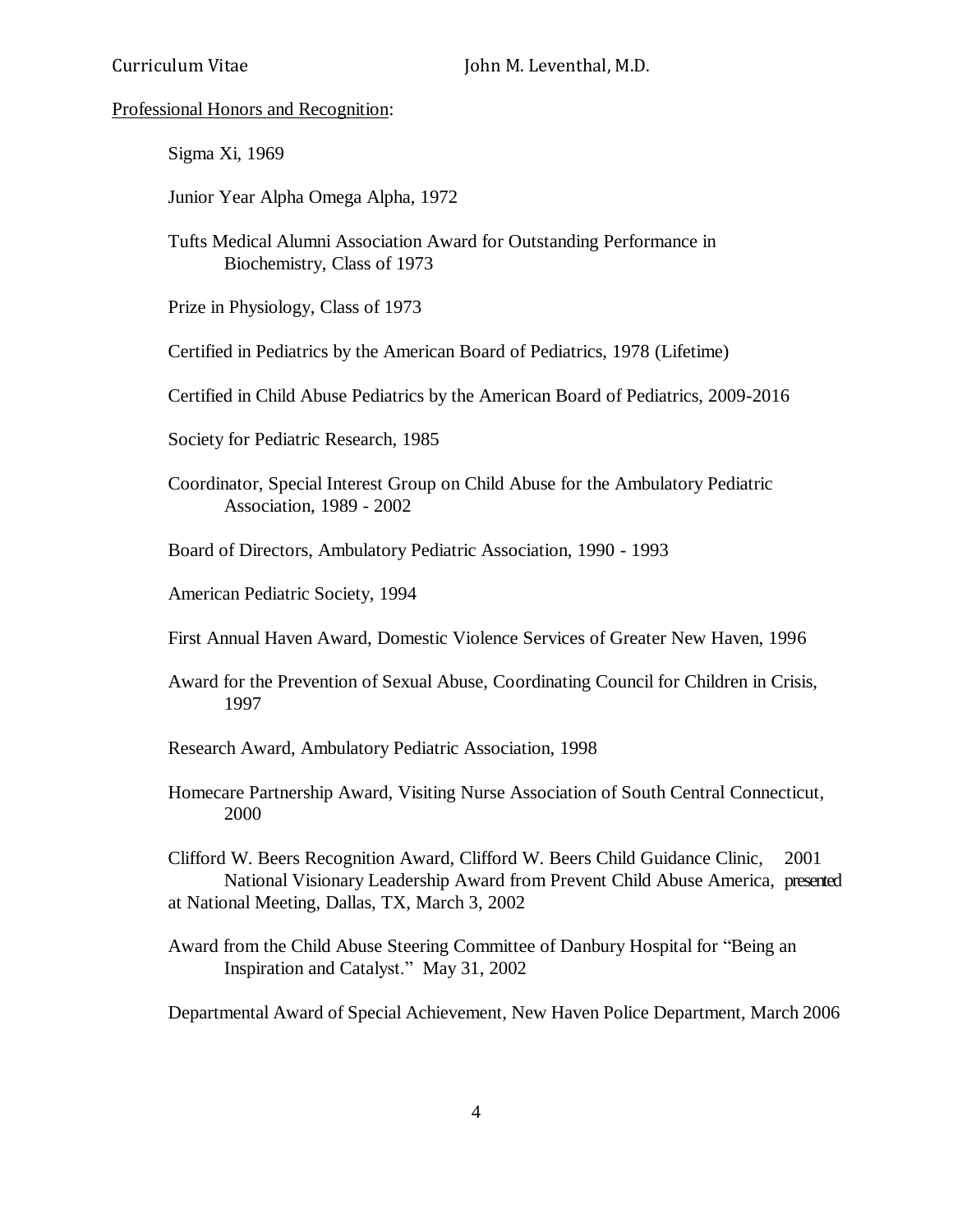Professional Honors and Recognition:

Sigma Xi, 1969

Junior Year Alpha Omega Alpha, 1972

Tufts Medical Alumni Association Award for Outstanding Performance in Biochemistry, Class of 1973

Prize in Physiology, Class of 1973

Certified in Pediatrics by the American Board of Pediatrics, 1978 (Lifetime)

Certified in Child Abuse Pediatrics by the American Board of Pediatrics, 2009-2016

Society for Pediatric Research, 1985

Coordinator, Special Interest Group on Child Abuse for the Ambulatory Pediatric Association, 1989 - 2002

Board of Directors, Ambulatory Pediatric Association, 1990 - 1993

American Pediatric Society, 1994

First Annual Haven Award, Domestic Violence Services of Greater New Haven, 1996

Award for the Prevention of Sexual Abuse, Coordinating Council for Children in Crisis, 1997

Research Award, Ambulatory Pediatric Association, 1998

Homecare Partnership Award, Visiting Nurse Association of South Central Connecticut, 2000

Clifford W. Beers Recognition Award, Clifford W. Beers Child Guidance Clinic, 2001

National Visionary Leadership Award from Prevent Child Abuse America, presented at National Meeting, Dallas, TX, March 3, 2002

Award from the Child Abuse Steering Committee of Danbury Hospital for "Being an Inspiration and Catalyst." May 31, 2002

Departmental Award of Special Achievement, New Haven Police Department, March 2006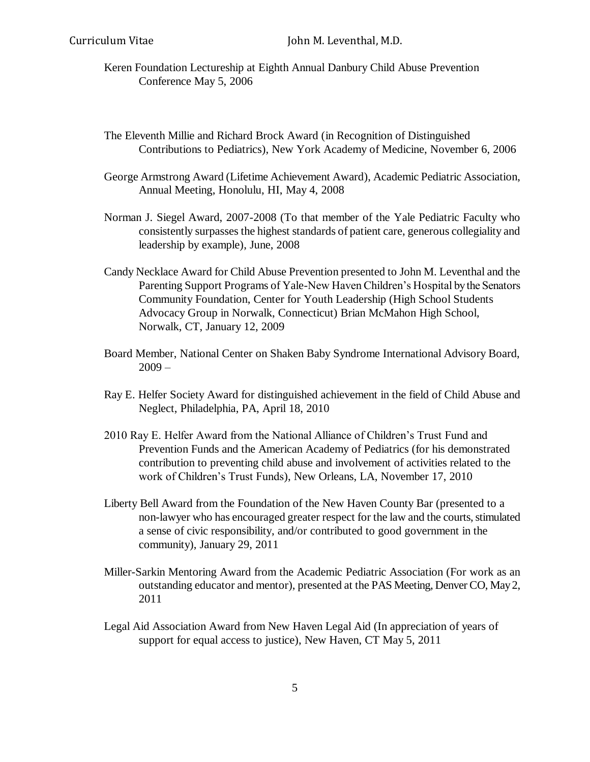Keren Foundation Lectureship at Eighth Annual Danbury Child Abuse Prevention Conference May 5, 2006

The Eleventh Millie and Richard Brock Award (in Recognition of Distinguished Contributions to Pediatrics), New York Academy of Medicine, November 6, 2006

George Armstrong Award (Lifetime Achievement Award), Academic Pediatric Association, Annual Meeting, Honolulu, HI, May 4, 2008

Norman J. Siegel Award, 2007-2008 (To that member of the Yale Pediatric Faculty who consistently surpasses the highest standards of patient care, generous collegiality and leadership by example), June, 2008

Candy Necklace Award for Child Abuse Prevention presented to John M. Leventhal and the Parenting Support Programs of Yale-New Haven Children's Hospital by the Senators Community Foundation, Center for Youth Leadership (High School Students Advocacy Group in Norwalk, Connecticut) Brian McMahon High School, Norwalk, CT, January 12, 2009

Board Member, National Center on Shaken Baby Syndrome International Advisory Board, 2009 –

Ray E. Helfer Society Award for distinguished achievement in the field of Child Abuse and Neglect, Philadelphia, PA, April 18, 2010

2010 Ray E. Helfer Award from the National Alliance of Children's Trust Fund and Prevention Funds and the American Academy of Pediatrics (for his demonstrated contribution to preventing child abuse and involvement of activities related to the work of Children's Trust Funds), New Orleans, LA, November 17, 2010

Liberty Bell Award from the Foundation of the New Haven County Bar (presented to a non-lawyer who has encouraged greater respect for the law and the courts, stimulated a sense of civic responsibility, and/or contributed to good government in the community), January 29, 2011

Miller-Sarkin Mentoring Award from the Academic Pediatric Association (For work as an outstanding educator and mentor), presented at the PAS Meeting, Denver CO, May 2, 2011

Legal Aid Association Award from New Haven Legal Aid (In appreciation of years of support for equal access to justice), New Haven, CT May 5, 2011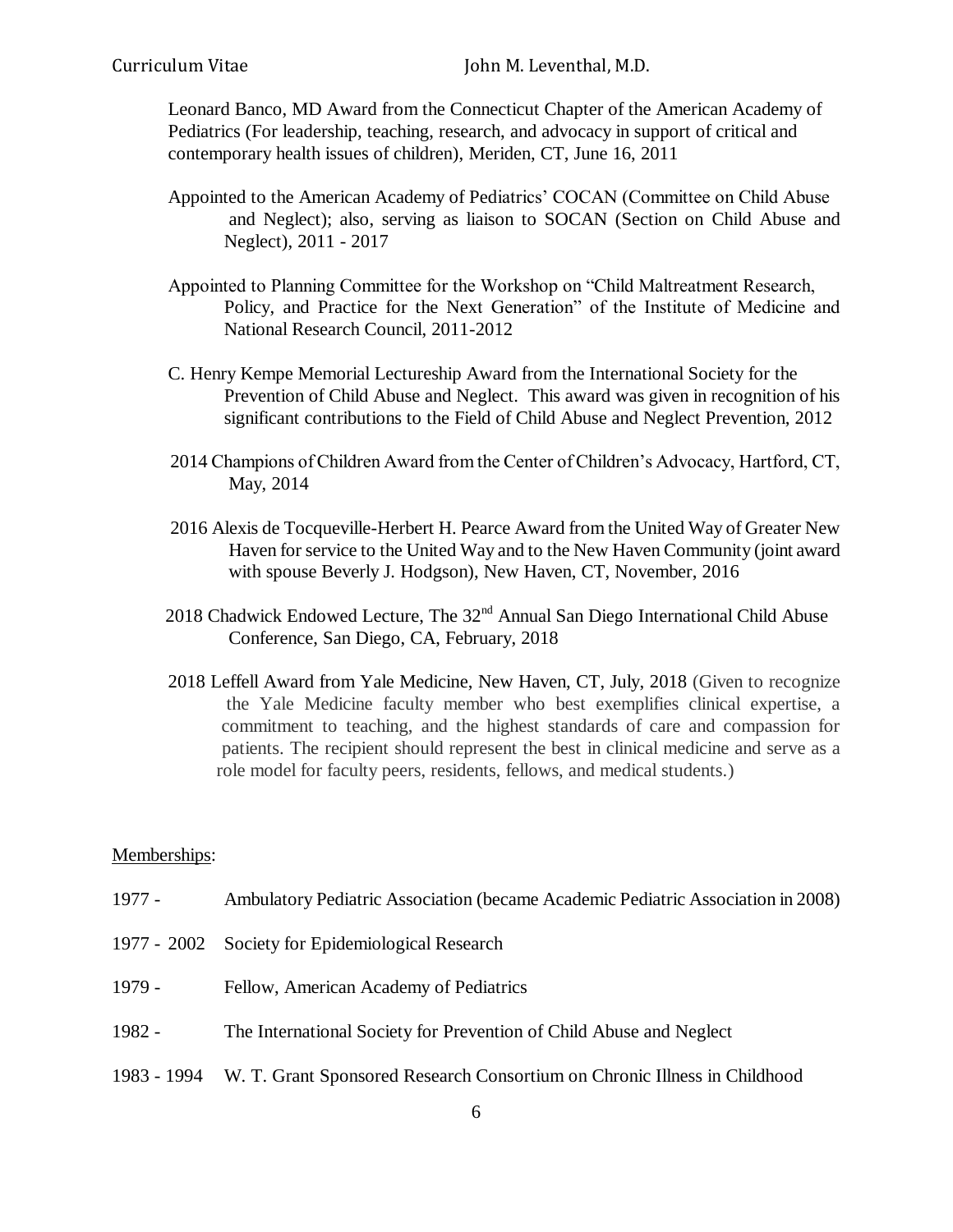Leonard Banco, MD Award from the Connecticut Chapter of the American Academy of Pediatrics (For leadership, teaching, research, and advocacy in support of critical and contemporary health issues of children), Meriden, CT, June 16, 2011

Appointed to the American Academy of Pediatrics' COCAN (Committee on Child Abuse and Neglect); also, serving as liaison to SOCAN (Section on Child Abuse and Neglect), 2011 - 2017

Appointed to Planning Committee for the Workshop on "Child Maltreatment Research, Policy, and Practice for the Next Generation" of the Institute of Medicine and National Research Council, 2011-2012

C. Henry Kempe Memorial Lectureship Award from the International Society for the Prevention of Child Abuse and Neglect. This award was given in recognition of his significant contributions to the Field of Child Abuse and Neglect Prevention, 2012

2014 Champions of Children Award from the Center of Children's Advocacy, Hartford, CT, May, 2014

2016 Alexis de Tocqueville-Herbert H. Pearce Award from the United Way of Greater New Haven for service to the United Way and to the New Haven Community (joint award with spouse Beverly J. Hodgson), New Haven, CT, November, 2016

2018 Chadwick Endowed Lecture, The 32nd Annual San Diego International Child Abuse Conference, San Diego, CA, February, 2018

2018 Leffell Award from Yale Medicine, New Haven, CT, July, 2018 (Given to recognize the Yale Medicine faculty member who best exemplifies clinical expertise, a commitment to teaching, and the highest standards of care and compassion for patients. The recipient should represent the best in clinical medicine and serve as a role model for faculty peers, residents, fellows, and medical students.)

Memberships:

1977 - Ambulatory Pediatric Association (became Academic Pediatric Association in 2008)

1977 - 2002 Society for Epidemiological Research

1979 - Fellow, American Academy of Pediatrics

1982 - The International Society for Prevention of Child Abuse and Neglect

1983 - 1994 W. T. Grant Sponsored Research Consortium on Chronic Illness in Childhood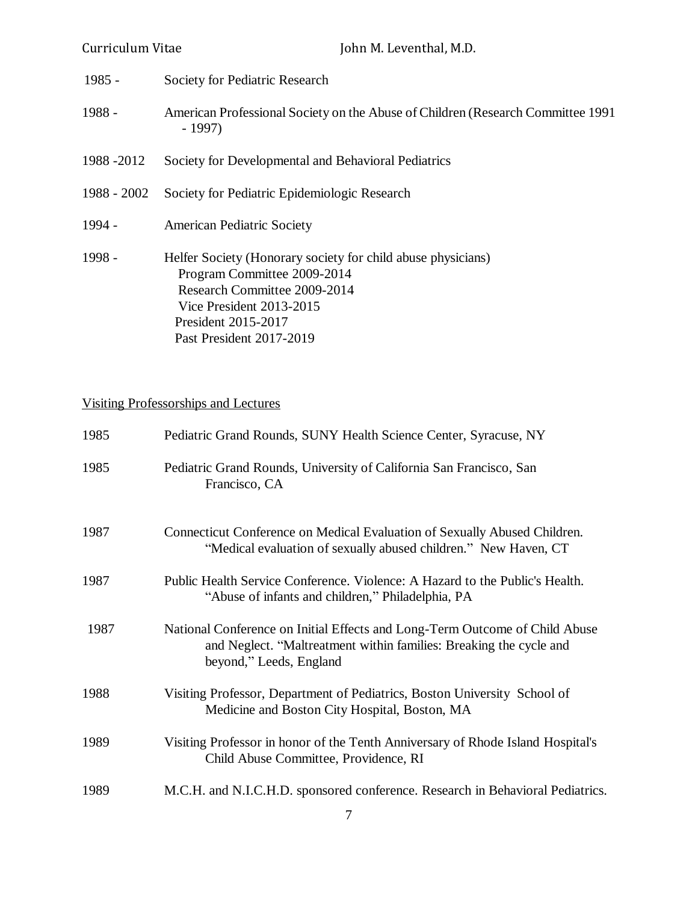| | |
|---|---|
| 1985 - | Society for Pediatric Research |
| 1988 - | American Professional Society on the Abuse of Children (Research Committee 1991 - 1997) |
| 1988 -2012 | Society for Developmental and Behavioral Pediatrics |
| 1988 - 2002 | Society for Pediatric Epidemiologic Research |
| 1994 - | American Pediatric Society |
| 1998 - | Helfer Society (Honorary society for child abuse physicians)<br>Program Committee 2009-2014<br>Research Committee 2009-2014<br>Vice President 2013-2015<br>President 2015-2017<br>Past President 2017-2019 |

<u>Visiting Professorships and Lectures</u>

| | |
|---|---|
| 1985 | Pediatric Grand Rounds, SUNY Health Science Center, Syracuse, NY |
| 1985 | Pediatric Grand Rounds, University of California San Francisco, San Francisco, CA |
| 1987 | Connecticut Conference on Medical Evaluation of Sexually Abused Children. "Medical evaluation of sexually abused children." New Haven, CT |
| 1987 | Public Health Service Conference. Violence: A Hazard to the Public's Health. "Abuse of infants and children," Philadelphia, PA |
| 1987 | National Conference on Initial Effects and Long-Term Outcome of Child Abuse and Neglect. "Maltreatment within families: Breaking the cycle and beyond," Leeds, England |
| 1988 | Visiting Professor, Department of Pediatrics, Boston University School of Medicine and Boston City Hospital, Boston, MA |
| 1989 | Visiting Professor in honor of the Tenth Anniversary of Rhode Island Hospital's Child Abuse Committee, Providence, RI |
| 1989 | M.C.H. and N.I.C.H.D. sponsored conference. Research in Behavioral Pediatrics. |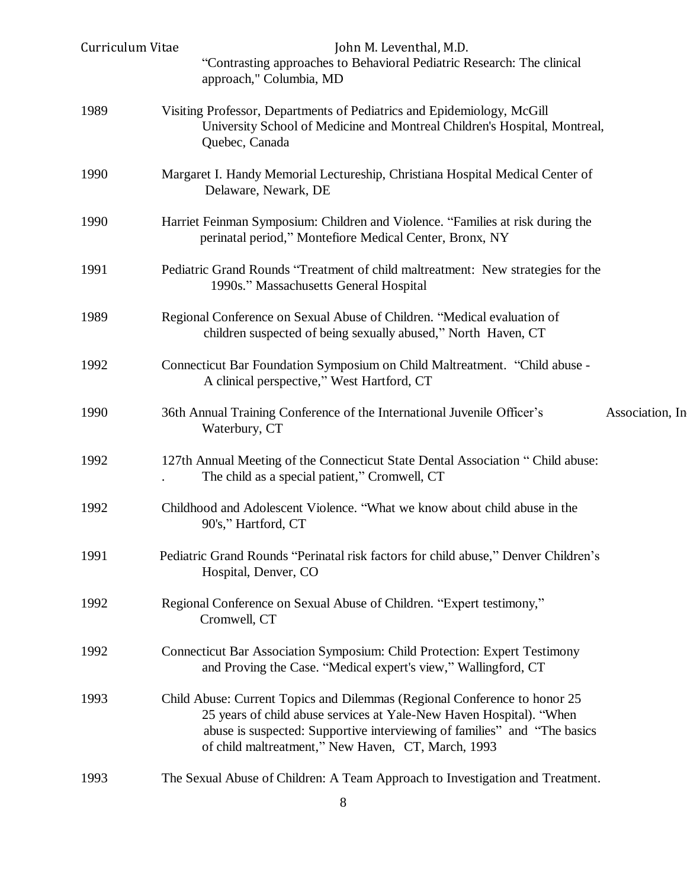"Contrasting approaches to Behavioral Pediatric Research: The clinical approach," Columbia, MD

1989 Visiting Professor, Departments of Pediatrics and Epidemiology, McGill University School of Medicine and Montreal Children's Hospital, Montreal, Quebec, Canada

1990 Margaret I. Handy Memorial Lectureship, Christiana Hospital Medical Center of Delaware, Newark, DE

1990 Harriet Feinman Symposium: Children and Violence. "Families at risk during the perinatal period," Montefiore Medical Center, Bronx, NY

1991 Pediatric Grand Rounds "Treatment of child maltreatment: New strategies for the 1990s." Massachusetts General Hospital

1989 Regional Conference on Sexual Abuse of Children. "Medical evaluation of children suspected of being sexually abused," North Haven, CT

1992 Connecticut Bar Foundation Symposium on Child Maltreatment. "Child abuse - A clinical perspective," West Hartford, CT

1990 36th Annual Training Conference of the International Juvenile Officer's Association, In Waterbury, CT

1992 127th Annual Meeting of the Connecticut State Dental Association " Child abuse: The child as a special patient," Cromwell, CT

1992 Childhood and Adolescent Violence. "What we know about child abuse in the 90's," Hartford, CT

1991 Pediatric Grand Rounds "Perinatal risk factors for child abuse," Denver Children's Hospital, Denver, CO

1992 Regional Conference on Sexual Abuse of Children. "Expert testimony," Cromwell, CT

1992 Connecticut Bar Association Symposium: Child Protection: Expert Testimony and Proving the Case. "Medical expert's view," Wallingford, CT

1993 Child Abuse: Current Topics and Dilemmas (Regional Conference to honor 25 25 years of child abuse services at Yale-New Haven Hospital). "When abuse is suspected: Supportive interviewing of families" and "The basics of child maltreatment," New Haven, CT, March, 1993

1993 The Sexual Abuse of Children: A Team Approach to Investigation and Treatment.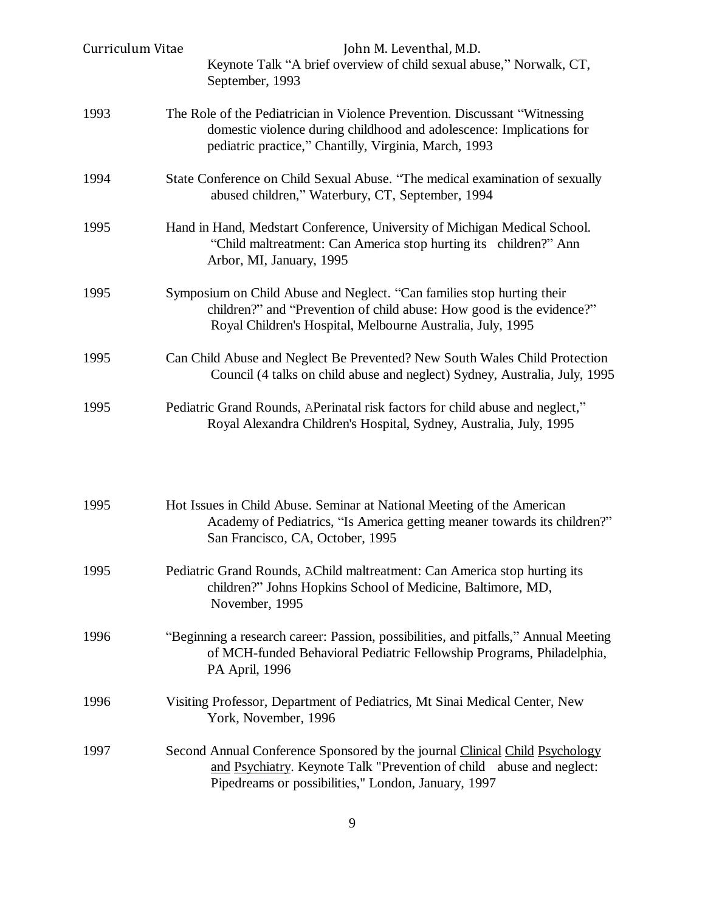Keynote Talk "A brief overview of child sexual abuse," Norwalk, CT, September, 1993

| | |
|---|---|
| 1993 | The Role of the Pediatrician in Violence Prevention. Discussant "Witnessing domestic violence during childhood and adolescence: Implications for pediatric practice," Chantilly, Virginia, March, 1993 |
| 1994 | State Conference on Child Sexual Abuse. "The medical examination of sexually abused children," Waterbury, CT, September, 1994 |
| 1995 | Hand in Hand, Medstart Conference, University of Michigan Medical School. "Child maltreatment: Can America stop hurting its children?" Ann Arbor, MI, January, 1995 |
| 1995 | Symposium on Child Abuse and Neglect. "Can families stop hurting their children?" and "Prevention of child abuse: How good is the evidence?" Royal Children's Hospital, Melbourne Australia, July, 1995 |
| 1995 | Can Child Abuse and Neglect Be Prevented? New South Wales Child Protection Council (4 talks on child abuse and neglect) Sydney, Australia, July, 1995 |
| 1995 | Pediatric Grand Rounds, APerinatal risk factors for child abuse and neglect," Royal Alexandra Children's Hospital, Sydney, Australia, July, 1995 |
| 1995 | Hot Issues in Child Abuse. Seminar at National Meeting of the American Academy of Pediatrics, "Is America getting meaner towards its children?" San Francisco, CA, October, 1995 |
| 1995 | Pediatric Grand Rounds, AChild maltreatment: Can America stop hurting its children?" Johns Hopkins School of Medicine, Baltimore, MD, November, 1995 |
| 1996 | "Beginning a research career: Passion, possibilities, and pitfalls," Annual Meeting of MCH-funded Behavioral Pediatric Fellowship Programs, Philadelphia, PA April, 1996 |
| 1996 | Visiting Professor, Department of Pediatrics, Mt Sinai Medical Center, New York, November, 1996 |
| 1997 | Second Annual Conference Sponsored by the journal Clinical Child Psychology and Psychiatry. Keynote Talk "Prevention of child abuse and neglect: Pipedreams or possibilities," London, January, 1997 |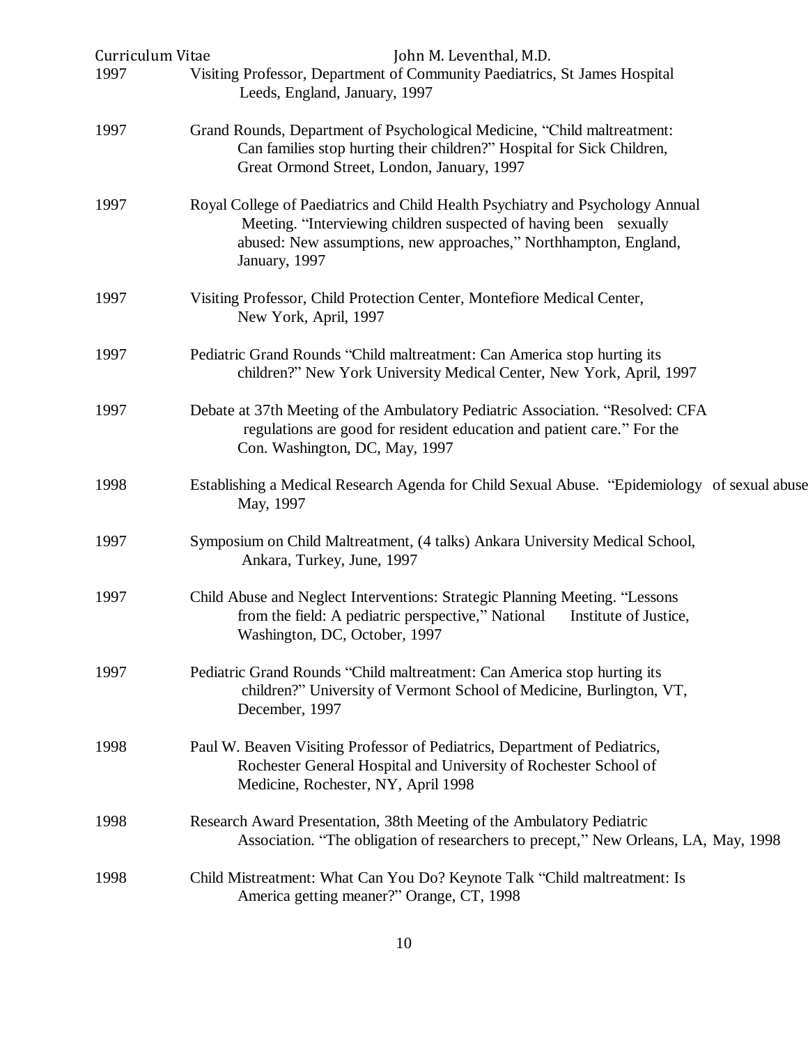1997 Visiting Professor, Department of Community Paediatrics, St James Hospital Leeds, England, January, 1997

1997 Grand Rounds, Department of Psychological Medicine, "Child maltreatment: Can families stop hurting their children?" Hospital for Sick Children, Great Ormond Street, London, January, 1997

1997 Royal College of Paediatrics and Child Health Psychiatry and Psychology Annual Meeting. "Interviewing children suspected of having been sexually abused: New assumptions, new approaches," Northhampton, England, January, 1997

1997 Visiting Professor, Child Protection Center, Montefiore Medical Center, New York, April, 1997

1997 Pediatric Grand Rounds "Child maltreatment: Can America stop hurting its children?" New York University Medical Center, New York, April, 1997

1997 Debate at 37th Meeting of the Ambulatory Pediatric Association. "Resolved: CFA regulations are good for resident education and patient care." For the Con. Washington, DC, May, 1997

1998 Establishing a Medical Research Agenda for Child Sexual Abuse. "Epidemiology of sexual abuse May, 1997

1997 Symposium on Child Maltreatment, (4 talks) Ankara University Medical School, Ankara, Turkey, June, 1997

1997 Child Abuse and Neglect Interventions: Strategic Planning Meeting. "Lessons from the field: A pediatric perspective," National Institute of Justice, Washington, DC, October, 1997

1997 Pediatric Grand Rounds "Child maltreatment: Can America stop hurting its children?" University of Vermont School of Medicine, Burlington, VT, December, 1997

1998 Paul W. Beaven Visiting Professor of Pediatrics, Department of Pediatrics, Rochester General Hospital and University of Rochester School of Medicine, Rochester, NY, April 1998

1998 Research Award Presentation, 38th Meeting of the Ambulatory Pediatric Association. "The obligation of researchers to precept," New Orleans, LA, May, 1998

1998 Child Mistreatment: What Can You Do? Keynote Talk "Child maltreatment: Is America getting meaner?" Orange, CT, 1998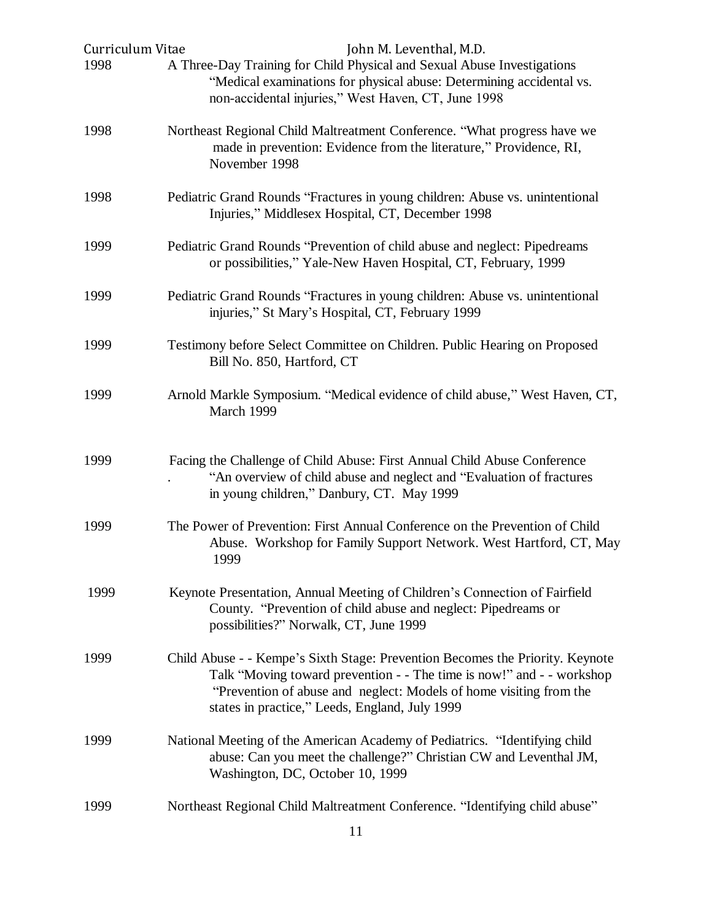1998 A Three-Day Training for Child Physical and Sexual Abuse Investigations "Medical examinations for physical abuse: Determining accidental vs. non-accidental injuries," West Haven, CT, June 1998

1998 Northeast Regional Child Maltreatment Conference. "What progress have we made in prevention: Evidence from the literature," Providence, RI, November 1998

1998 Pediatric Grand Rounds "Fractures in young children: Abuse vs. unintentional Injuries," Middlesex Hospital, CT, December 1998

1999 Pediatric Grand Rounds "Prevention of child abuse and neglect: Pipedreams or possibilities," Yale-New Haven Hospital, CT, February, 1999

1999 Pediatric Grand Rounds "Fractures in young children: Abuse vs. unintentional injuries," St Mary's Hospital, CT, February 1999

1999 Testimony before Select Committee on Children. Public Hearing on Proposed Bill No. 850, Hartford, CT

1999 Arnold Markle Symposium. "Medical evidence of child abuse," West Haven, CT, March 1999

1999 Facing the Challenge of Child Abuse: First Annual Child Abuse Conference . "An overview of child abuse and neglect and "Evaluation of fractures in young children," Danbury, CT. May 1999

1999 The Power of Prevention: First Annual Conference on the Prevention of Child Abuse. Workshop for Family Support Network. West Hartford, CT, May 1999

1999 Keynote Presentation, Annual Meeting of Children's Connection of Fairfield County. "Prevention of child abuse and neglect: Pipedreams or possibilities?" Norwalk, CT, June 1999

1999 Child Abuse - - Kempe's Sixth Stage: Prevention Becomes the Priority. Keynote Talk "Moving toward prevention - - The time is now!" and - - workshop "Prevention of abuse and neglect: Models of home visiting from the states in practice," Leeds, England, July 1999

1999 National Meeting of the American Academy of Pediatrics. "Identifying child abuse: Can you meet the challenge?" Christian CW and Leventhal JM, Washington, DC, October 10, 1999

1999 Northeast Regional Child Maltreatment Conference. "Identifying child abuse"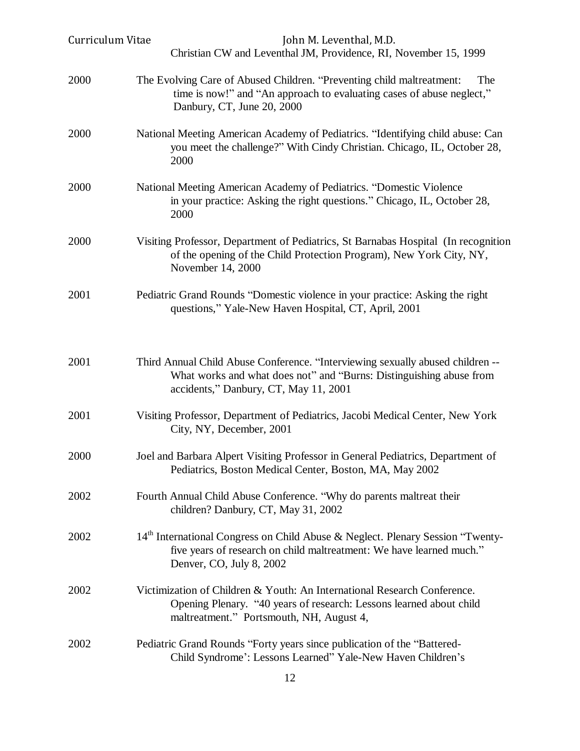Christian CW and Leventhal JM, Providence, RI, November 15, 1999

2000 The Evolving Care of Abused Children. "Preventing child maltreatment: The time is now!" and "An approach to evaluating cases of abuse neglect," Danbury, CT, June 20, 2000

2000 National Meeting American Academy of Pediatrics. "Identifying child abuse: Can you meet the challenge?" With Cindy Christian. Chicago, IL, October 28, 2000

2000 National Meeting American Academy of Pediatrics. "Domestic Violence in your practice: Asking the right questions." Chicago, IL, October 28, 2000

2000 Visiting Professor, Department of Pediatrics, St Barnabas Hospital (In recognition of the opening of the Child Protection Program), New York City, NY, November 14, 2000

2001 Pediatric Grand Rounds "Domestic violence in your practice: Asking the right questions," Yale-New Haven Hospital, CT, April, 2001

2001 Third Annual Child Abuse Conference. "Interviewing sexually abused children -- What works and what does not" and "Burns: Distinguishing abuse from accidents," Danbury, CT, May 11, 2001

2001 Visiting Professor, Department of Pediatrics, Jacobi Medical Center, New York City, NY, December, 2001

2000 Joel and Barbara Alpert Visiting Professor in General Pediatrics, Department of Pediatrics, Boston Medical Center, Boston, MA, May 2002

2002 Fourth Annual Child Abuse Conference. "Why do parents maltreat their children? Danbury, CT, May 31, 2002

2002 14th International Congress on Child Abuse & Neglect. Plenary Session "Twenty-five years of research on child maltreatment: We have learned much." Denver, CO, July 8, 2002

2002 Victimization of Children & Youth: An International Research Conference. Opening Plenary. "40 years of research: Lessons learned about child maltreatment." Portsmouth, NH, August 4,

2002 Pediatric Grand Rounds "Forty years since publication of the "Battered-Child Syndrome': Lessons Learned" Yale-New Haven Children's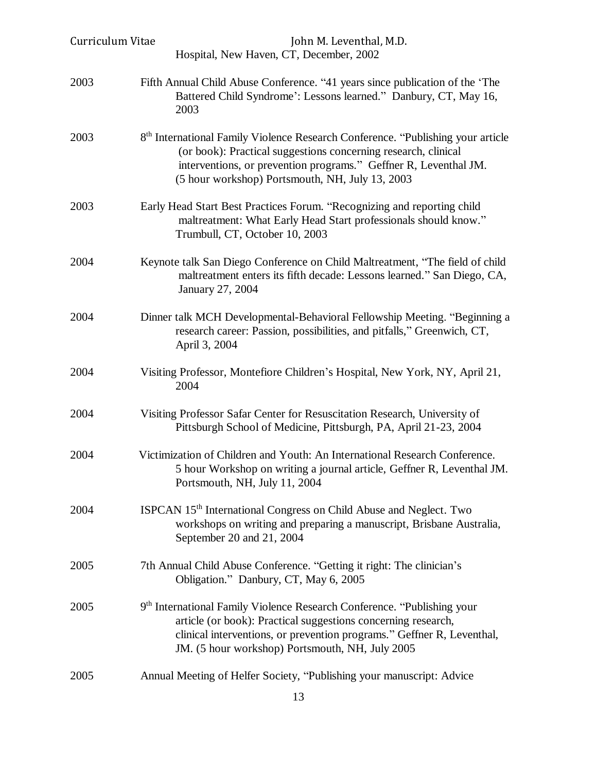Hospital, New Haven, CT, December, 2002

2003 Fifth Annual Child Abuse Conference. "41 years since publication of the 'The Battered Child Syndrome': Lessons learned." Danbury, CT, May 16, 2003

2003 8th International Family Violence Research Conference. "Publishing your article (or book): Practical suggestions concerning research, clinical interventions, or prevention programs." Geffner R, Leventhal JM. (5 hour workshop) Portsmouth, NH, July 13, 2003

2003 Early Head Start Best Practices Forum. "Recognizing and reporting child maltreatment: What Early Head Start professionals should know." Trumbull, CT, October 10, 2003

2004 Keynote talk San Diego Conference on Child Maltreatment, "The field of child maltreatment enters its fifth decade: Lessons learned." San Diego, CA, January 27, 2004

2004 Dinner talk MCH Developmental-Behavioral Fellowship Meeting. "Beginning a research career: Passion, possibilities, and pitfalls," Greenwich, CT, April 3, 2004

2004 Visiting Professor, Montefiore Children's Hospital, New York, NY, April 21, 2004

2004 Visiting Professor Safar Center for Resuscitation Research, University of Pittsburgh School of Medicine, Pittsburgh, PA, April 21-23, 2004

2004 Victimization of Children and Youth: An International Research Conference. 5 hour Workshop on writing a journal article, Geffner R, Leventhal JM. Portsmouth, NH, July 11, 2004

2004 ISPCAN 15th International Congress on Child Abuse and Neglect. Two workshops on writing and preparing a manuscript, Brisbane Australia, September 20 and 21, 2004

2005 7th Annual Child Abuse Conference. "Getting it right: The clinician's Obligation." Danbury, CT, May 6, 2005

2005 9th International Family Violence Research Conference. "Publishing your article (or book): Practical suggestions concerning research, clinical interventions, or prevention programs." Geffner R, Leventhal, JM. (5 hour workshop) Portsmouth, NH, July 2005

2005 Annual Meeting of Helfer Society, "Publishing your manuscript: Advice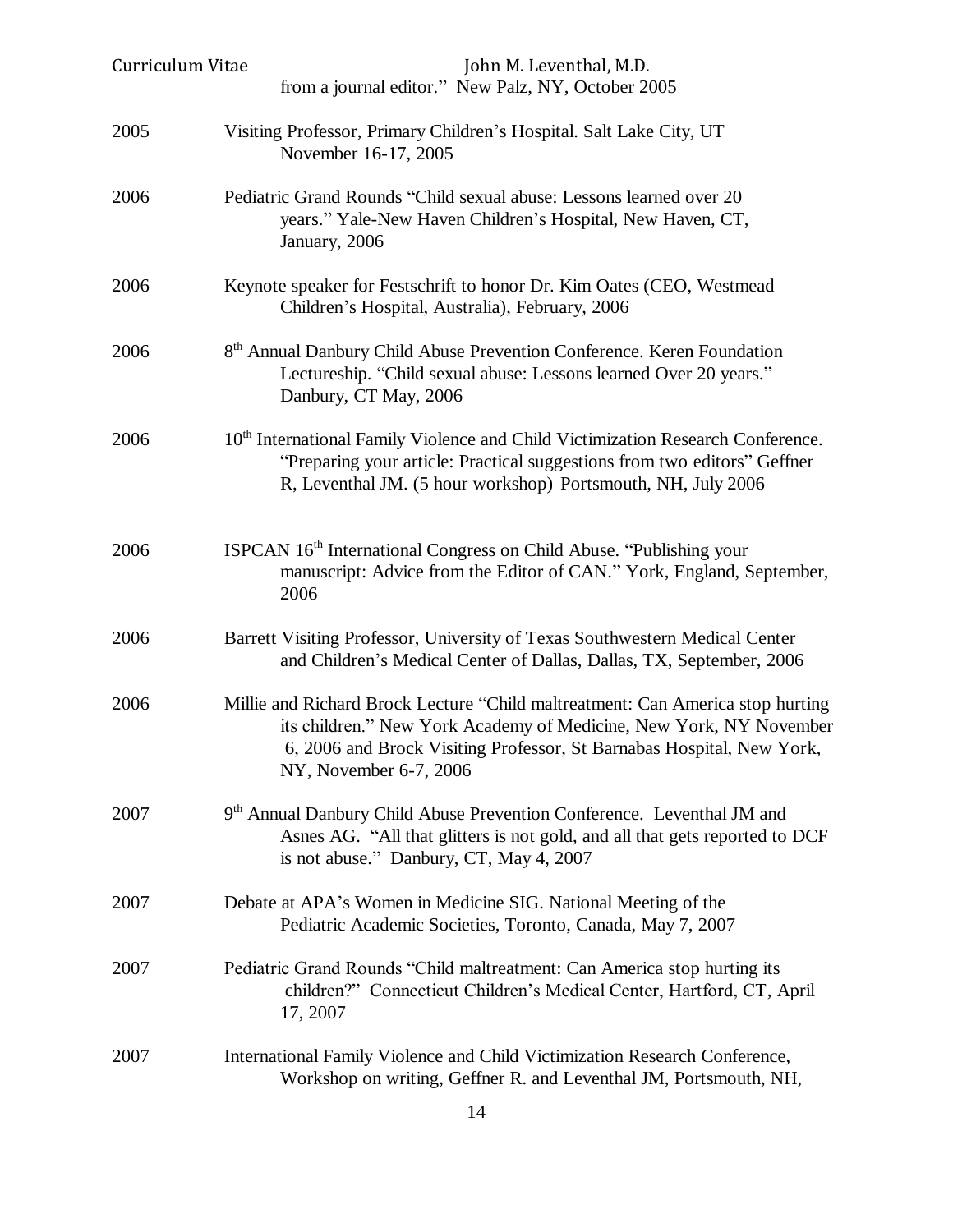from a journal editor." New Palz, NY, October 2005

2005 Visiting Professor, Primary Children's Hospital. Salt Lake City, UT November 16-17, 2005

2006 Pediatric Grand Rounds "Child sexual abuse: Lessons learned over 20 years." Yale-New Haven Children's Hospital, New Haven, CT, January, 2006

2006 Keynote speaker for Festschrift to honor Dr. Kim Oates (CEO, Westmead Children's Hospital, Australia), February, 2006

2006 8th Annual Danbury Child Abuse Prevention Conference. Keren Foundation Lectureship. "Child sexual abuse: Lessons learned Over 20 years." Danbury, CT May, 2006

2006 10th International Family Violence and Child Victimization Research Conference. "Preparing your article: Practical suggestions from two editors" Geffner R, Leventhal JM. (5 hour workshop) Portsmouth, NH, July 2006

2006 ISPCAN 16th International Congress on Child Abuse. "Publishing your manuscript: Advice from the Editor of CAN." York, England, September, 2006

2006 Barrett Visiting Professor, University of Texas Southwestern Medical Center and Children's Medical Center of Dallas, Dallas, TX, September, 2006

2006 Millie and Richard Brock Lecture "Child maltreatment: Can America stop hurting its children." New York Academy of Medicine, New York, NY November 6, 2006 and Brock Visiting Professor, St Barnabas Hospital, New York, NY, November 6-7, 2006

2007 9th Annual Danbury Child Abuse Prevention Conference. Leventhal JM and Asnes AG. "All that glitters is not gold, and all that gets reported to DCF is not abuse." Danbury, CT, May 4, 2007

2007 Debate at APA's Women in Medicine SIG. National Meeting of the Pediatric Academic Societies, Toronto, Canada, May 7, 2007

2007 Pediatric Grand Rounds "Child maltreatment: Can America stop hurting its children?" Connecticut Children's Medical Center, Hartford, CT, April 17, 2007

2007 International Family Violence and Child Victimization Research Conference, Workshop on writing, Geffner R. and Leventhal JM, Portsmouth, NH,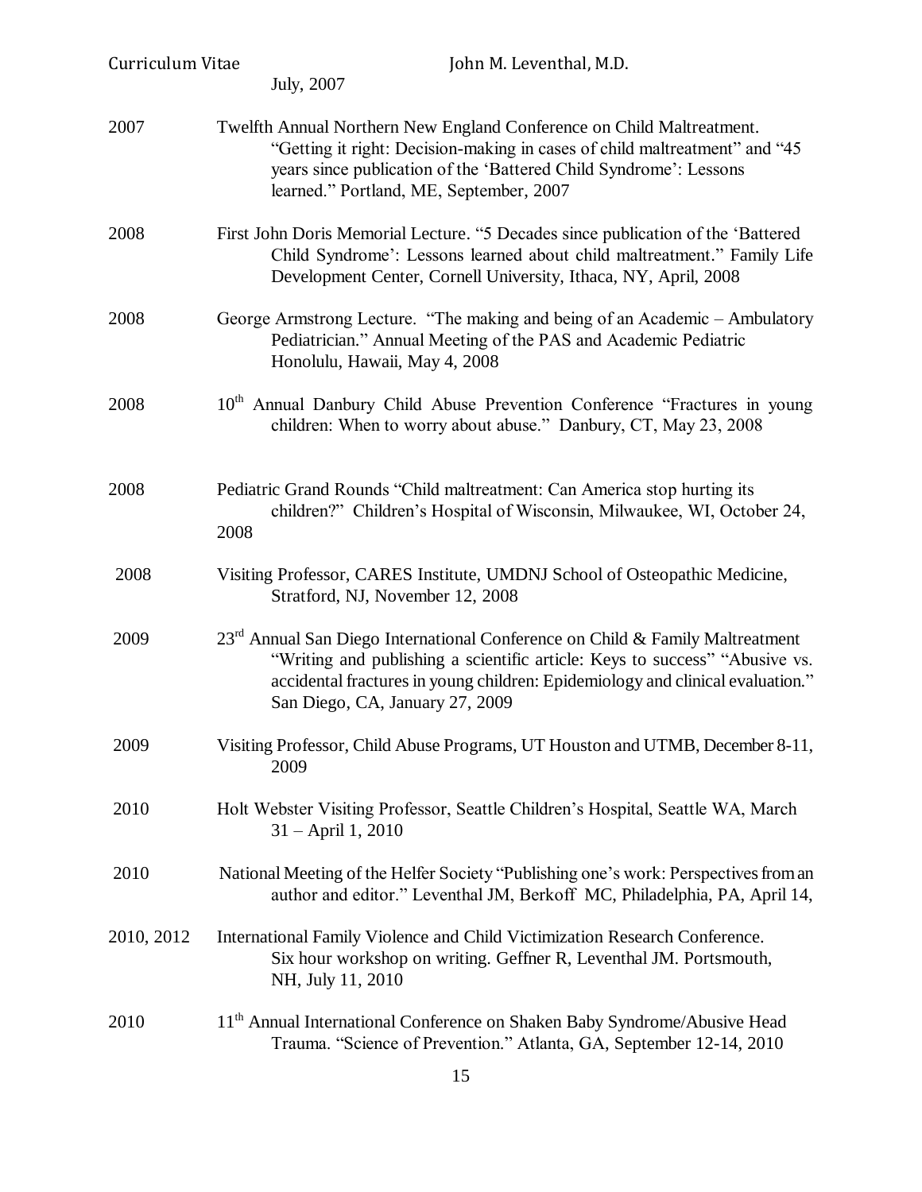July, 2007

2007 Twelfth Annual Northern New England Conference on Child Maltreatment. "Getting it right: Decision-making in cases of child maltreatment" and "45 years since publication of the 'Battered Child Syndrome': Lessons learned." Portland, ME, September, 2007

2008 First John Doris Memorial Lecture. "5 Decades since publication of the 'Battered Child Syndrome': Lessons learned about child maltreatment." Family Life Development Center, Cornell University, Ithaca, NY, April, 2008

2008 George Armstrong Lecture. "The making and being of an Academic – Ambulatory Pediatrician." Annual Meeting of the PAS and Academic Pediatric Honolulu, Hawaii, May 4, 2008

2008 10th Annual Danbury Child Abuse Prevention Conference "Fractures in young children: When to worry about abuse." Danbury, CT, May 23, 2008

2008 Pediatric Grand Rounds "Child maltreatment: Can America stop hurting its children?" Children's Hospital of Wisconsin, Milwaukee, WI, October 24, 2008

2008 Visiting Professor, CARES Institute, UMDNJ School of Osteopathic Medicine, Stratford, NJ, November 12, 2008

2009 23rd Annual San Diego International Conference on Child & Family Maltreatment "Writing and publishing a scientific article: Keys to success" "Abusive vs. accidental fractures in young children: Epidemiology and clinical evaluation." San Diego, CA, January 27, 2009

2009 Visiting Professor, Child Abuse Programs, UT Houston and UTMB, December 8-11, 2009

2010 Holt Webster Visiting Professor, Seattle Children's Hospital, Seattle WA, March 31 – April 1, 2010

2010 National Meeting of the Helfer Society "Publishing one's work: Perspectives from an author and editor." Leventhal JM, Berkoff MC, Philadelphia, PA, April 14,

2010, 2012 International Family Violence and Child Victimization Research Conference. Six hour workshop on writing. Geffner R, Leventhal JM. Portsmouth, NH, July 11, 2010

2010 11th Annual International Conference on Shaken Baby Syndrome/Abusive Head Trauma. "Science of Prevention." Atlanta, GA, September 12-14, 2010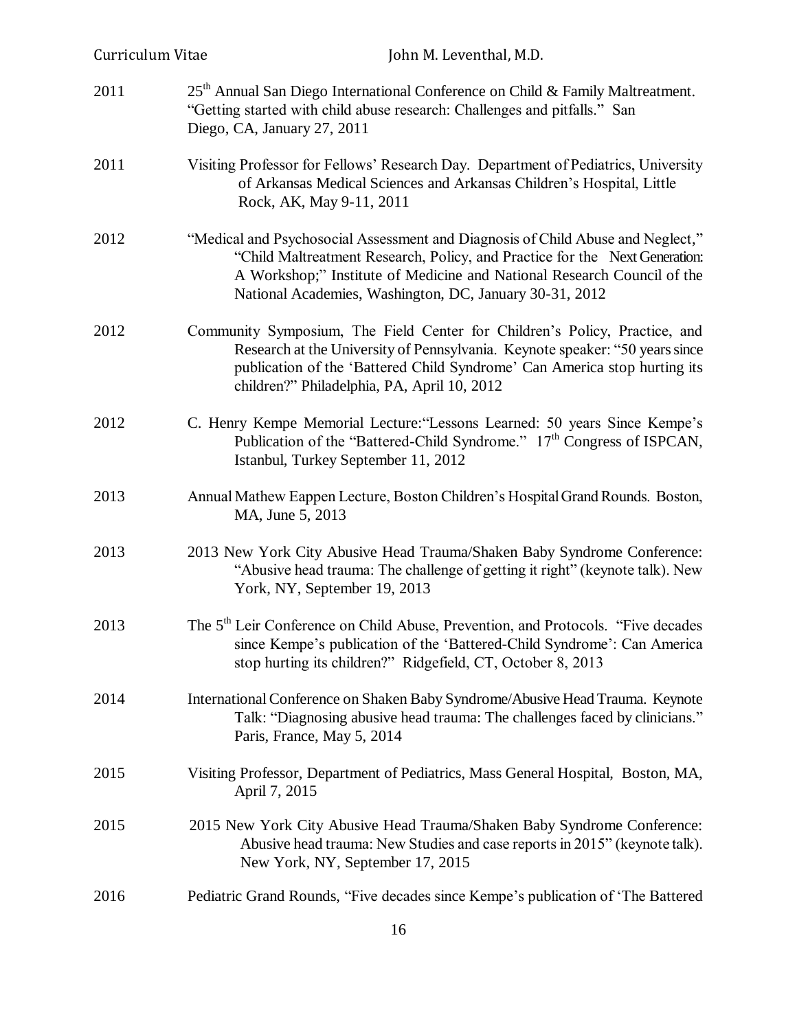2011 25th Annual San Diego International Conference on Child & Family Maltreatment. "Getting started with child abuse research: Challenges and pitfalls." San Diego, CA, January 27, 2011

2011 Visiting Professor for Fellows' Research Day. Department of Pediatrics, University of Arkansas Medical Sciences and Arkansas Children's Hospital, Little Rock, AK, May 9-11, 2011

2012 "Medical and Psychosocial Assessment and Diagnosis of Child Abuse and Neglect," "Child Maltreatment Research, Policy, and Practice for the Next Generation: A Workshop;" Institute of Medicine and National Research Council of the National Academies, Washington, DC, January 30-31, 2012

2012 Community Symposium, The Field Center for Children's Policy, Practice, and Research at the University of Pennsylvania. Keynote speaker: "50 years since publication of the 'Battered Child Syndrome' Can America stop hurting its children?" Philadelphia, PA, April 10, 2012

2012 C. Henry Kempe Memorial Lecture:"Lessons Learned: 50 years Since Kempe's Publication of the "Battered-Child Syndrome." 17th Congress of ISPCAN, Istanbul, Turkey September 11, 2012

2013 Annual Mathew Eappen Lecture, Boston Children's Hospital Grand Rounds. Boston, MA, June 5, 2013

2013 2013 New York City Abusive Head Trauma/Shaken Baby Syndrome Conference: "Abusive head trauma: The challenge of getting it right" (keynote talk). New York, NY, September 19, 2013

2013 The 5th Leir Conference on Child Abuse, Prevention, and Protocols. "Five decades since Kempe's publication of the 'Battered-Child Syndrome': Can America stop hurting its children?" Ridgefield, CT, October 8, 2013

2014 International Conference on Shaken Baby Syndrome/Abusive Head Trauma. Keynote Talk: "Diagnosing abusive head trauma: The challenges faced by clinicians." Paris, France, May 5, 2014

2015 Visiting Professor, Department of Pediatrics, Mass General Hospital, Boston, MA, April 7, 2015

2015 2015 New York City Abusive Head Trauma/Shaken Baby Syndrome Conference: Abusive head trauma: New Studies and case reports in 2015" (keynote talk). New York, NY, September 17, 2015

2016 Pediatric Grand Rounds, "Five decades since Kempe's publication of 'The Battered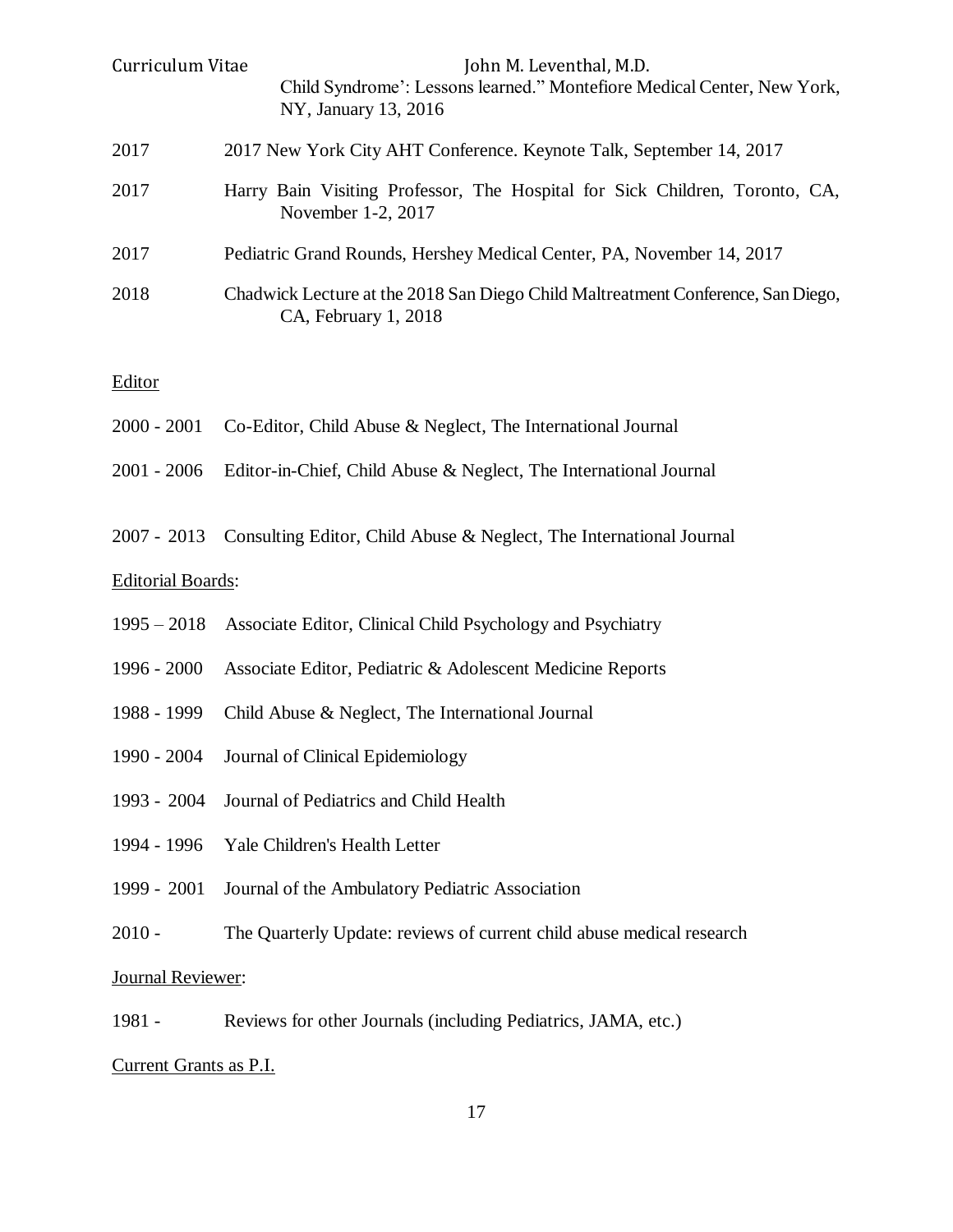Child Syndrome': Lessons learned." Montefiore Medical Center, New York, NY, January 13, 2016

2017 — 2017 New York City AHT Conference. Keynote Talk, September 14, 2017

2017 — Harry Bain Visiting Professor, The Hospital for Sick Children, Toronto, CA, November 1-2, 2017

2017 — Pediatric Grand Rounds, Hershey Medical Center, PA, November 14, 2017

2018 — Chadwick Lecture at the 2018 San Diego Child Maltreatment Conference, San Diego, CA, February 1, 2018

## Editor

2000 - 2001 — Co-Editor, Child Abuse & Neglect, The International Journal

2001 - 2006 — Editor-in-Chief, Child Abuse & Neglect, The International Journal

2007 - 2013 — Consulting Editor, Child Abuse & Neglect, The International Journal

## Editorial Boards:

1995 – 2018 — Associate Editor, Clinical Child Psychology and Psychiatry

1996 - 2000 — Associate Editor, Pediatric & Adolescent Medicine Reports

1988 - 1999 — Child Abuse & Neglect, The International Journal

1990 - 2004 — Journal of Clinical Epidemiology

1993 - 2004 — Journal of Pediatrics and Child Health

1994 - 1996 — Yale Children's Health Letter

1999 - 2001 — Journal of the Ambulatory Pediatric Association

2010 - — The Quarterly Update: reviews of current child abuse medical research

## Journal Reviewer:

1981 - — Reviews for other Journals (including Pediatrics, JAMA, etc.)

## Current Grants as P.I.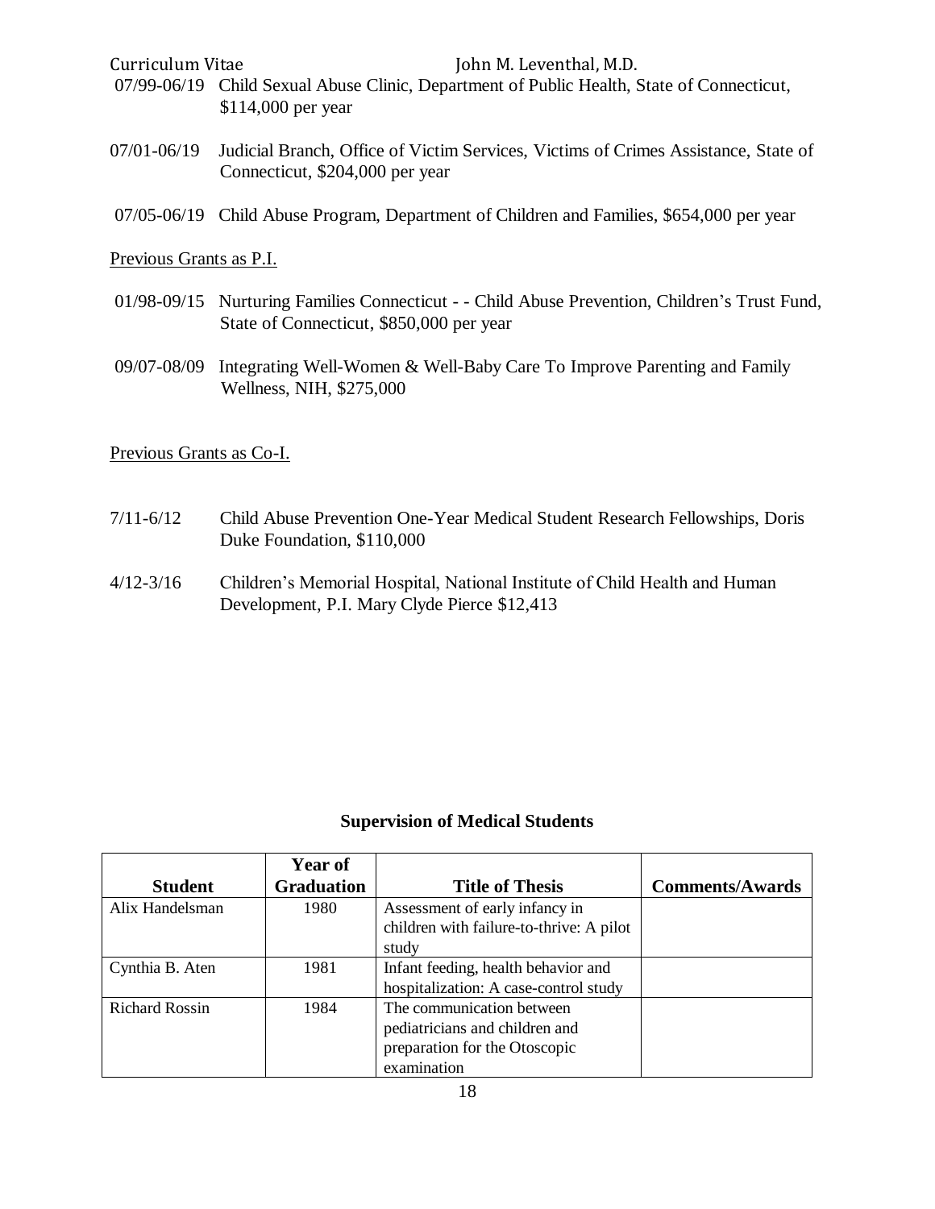07/99-06/19 Child Sexual Abuse Clinic, Department of Public Health, State of Connecticut, $114,000 per year

07/01-06/19 Judicial Branch, Office of Victim Services, Victims of Crimes Assistance, State of Connecticut, $204,000 per year

07/05-06/19 Child Abuse Program, Department of Children and Families, $654,000 per year

Previous Grants as P.I.

01/98-09/15 Nurturing Families Connecticut - - Child Abuse Prevention, Children's Trust Fund, State of Connecticut, $850,000 per year

09/07-08/09 Integrating Well-Women & Well-Baby Care To Improve Parenting and Family Wellness, NIH, $275,000

Previous Grants as Co-I.

7/11-6/12 Child Abuse Prevention One-Year Medical Student Research Fellowships, Doris Duke Foundation, $110,000

4/12-3/16 Children's Memorial Hospital, National Institute of Child Health and Human Development, P.I. Mary Clyde Pierce $12,413

## Supervision of Medical Students

| Student | Year of Graduation | Title of Thesis | Comments/Awards |
|---|---|---|---|
| Alix Handelsman | 1980 | Assessment of early infancy in children with failure-to-thrive: A pilot study | |
| Cynthia B. Aten | 1981 | Infant feeding, health behavior and hospitalization: A case-control study | |
| Richard Rossin | 1984 | The communication between pediatricians and children and preparation for the Otoscopic examination | |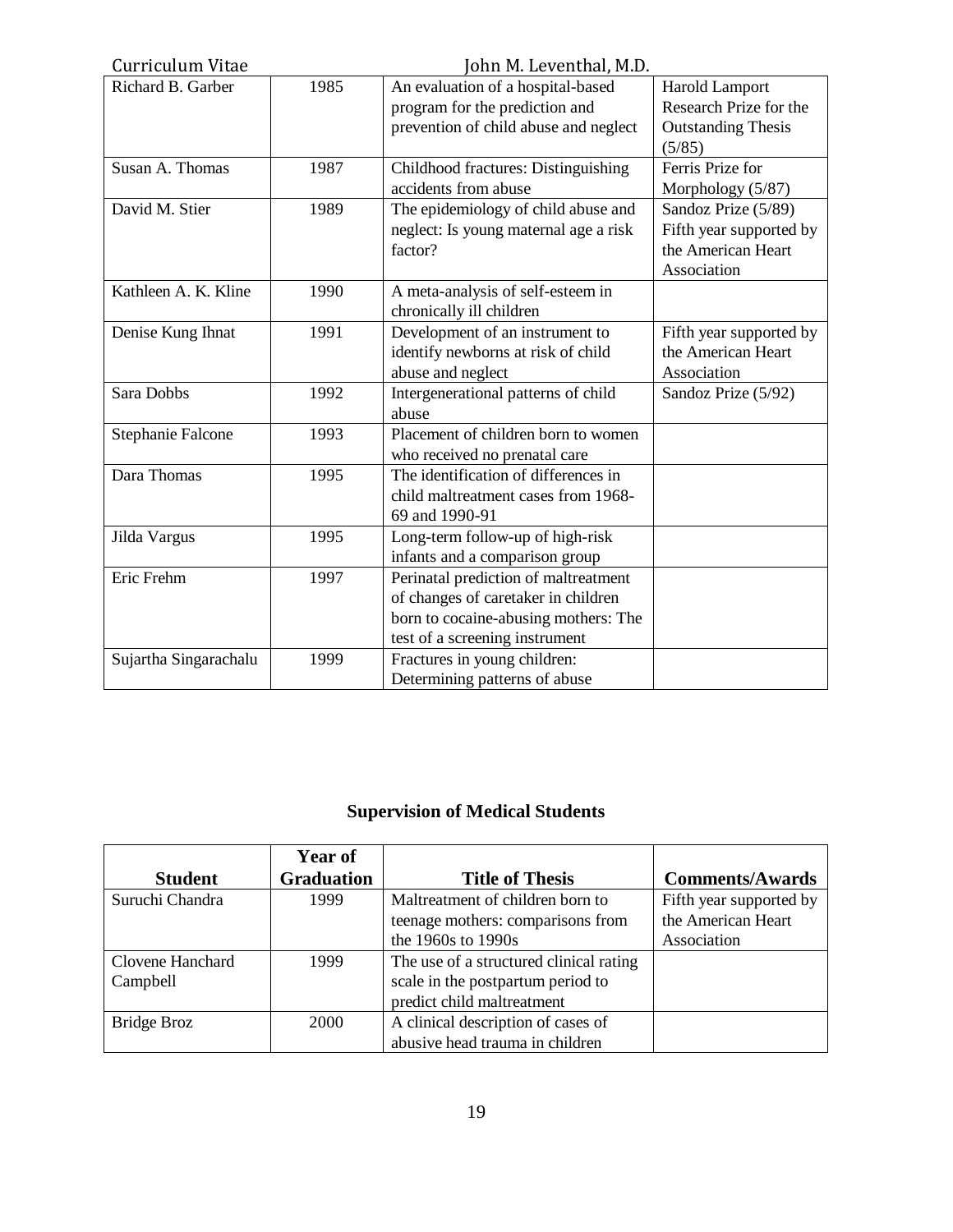| Richard B. Garber | 1985 | An evaluation of a hospital-based program for the prediction and prevention of child abuse and neglect | Harold Lamport Research Prize for the Outstanding Thesis (5/85) |
|---|---|---|---|
| Susan A. Thomas | 1987 | Childhood fractures: Distinguishing accidents from abuse | Ferris Prize for Morphology (5/87) |
| David M. Stier | 1989 | The epidemiology of child abuse and neglect: Is young maternal age a risk factor? | Sandoz Prize (5/89) Fifth year supported by the American Heart Association |
| Kathleen A. K. Kline | 1990 | A meta-analysis of self-esteem in chronically ill children | |
| Denise Kung Ihnat | 1991 | Development of an instrument to identify newborns at risk of child abuse and neglect | Fifth year supported by the American Heart Association |
| Sara Dobbs | 1992 | Intergenerational patterns of child abuse | Sandoz Prize (5/92) |
| Stephanie Falcone | 1993 | Placement of children born to women who received no prenatal care | |
| Dara Thomas | 1995 | The identification of differences in child maltreatment cases from 1968-69 and 1990-91 | |
| Jilda Vargus | 1995 | Long-term follow-up of high-risk infants and a comparison group | |
| Eric Frehm | 1997 | Perinatal prediction of maltreatment of changes of caretaker in children born to cocaine-abusing mothers: The test of a screening instrument | |
| Sujartha Singarachalu | 1999 | Fractures in young children: Determining patterns of abuse | |

## Supervision of Medical Students

| Student | Year of Graduation | Title of Thesis | Comments/Awards |
|---|---|---|---|
| Suruchi Chandra | 1999 | Maltreatment of children born to teenage mothers: comparisons from the 1960s to 1990s | Fifth year supported by the American Heart Association |
| Clovene Hanchard Campbell | 1999 | The use of a structured clinical rating scale in the postpartum period to predict child maltreatment | |
| Bridge Broz | 2000 | A clinical description of cases of abusive head trauma in children | |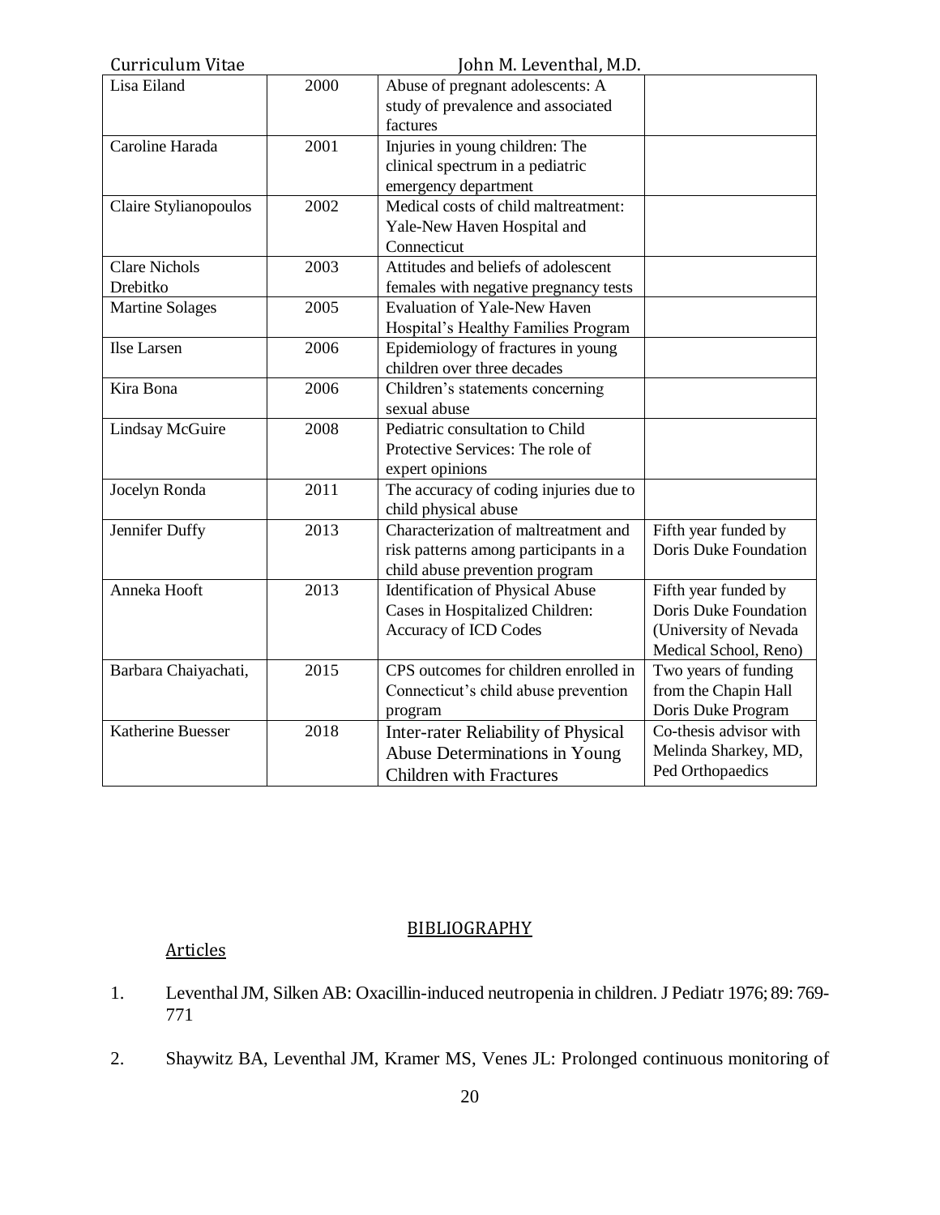| | | | |
|---|---|---|---|
| Lisa Eiland | 2000 | Abuse of pregnant adolescents: A study of prevalence and associated factures | |
| Caroline Harada | 2001 | Injuries in young children: The clinical spectrum in a pediatric emergency department | |
| Claire Stylianopoulos | 2002 | Medical costs of child maltreatment: Yale-New Haven Hospital and Connecticut | |
| Clare Nichols Drebitko | 2003 | Attitudes and beliefs of adolescent females with negative pregnancy tests | |
| Martine Solages | 2005 | Evaluation of Yale-New Haven Hospital's Healthy Families Program | |
| Ilse Larsen | 2006 | Epidemiology of fractures in young children over three decades | |
| Kira Bona | 2006 | Children's statements concerning sexual abuse | |
| Lindsay McGuire | 2008 | Pediatric consultation to Child Protective Services: The role of expert opinions | |
| Jocelyn Ronda | 2011 | The accuracy of coding injuries due to child physical abuse | |
| Jennifer Duffy | 2013 | Characterization of maltreatment and risk patterns among participants in a child abuse prevention program | Fifth year funded by Doris Duke Foundation |
| Anneka Hooft | 2013 | Identification of Physical Abuse Cases in Hospitalized Children: Accuracy of ICD Codes | Fifth year funded by Doris Duke Foundation (University of Nevada Medical School, Reno) |
| Barbara Chaiyachati, | 2015 | CPS outcomes for children enrolled in Connecticut's child abuse prevention program | Two years of funding from the Chapin Hall Doris Duke Program |
| Katherine Buesser | 2018 | Inter-rater Reliability of Physical Abuse Determinations in Young Children with Fractures | Co-thesis advisor with Melinda Sharkey, MD, Ped Orthopaedics |

## BIBLIOGRAPHY

### Articles

1. Leventhal JM, Silken AB: Oxacillin-induced neutropenia in children. J Pediatr 1976; 89: 769-771

2. Shaywitz BA, Leventhal JM, Kramer MS, Venes JL: Prolonged continuous monitoring of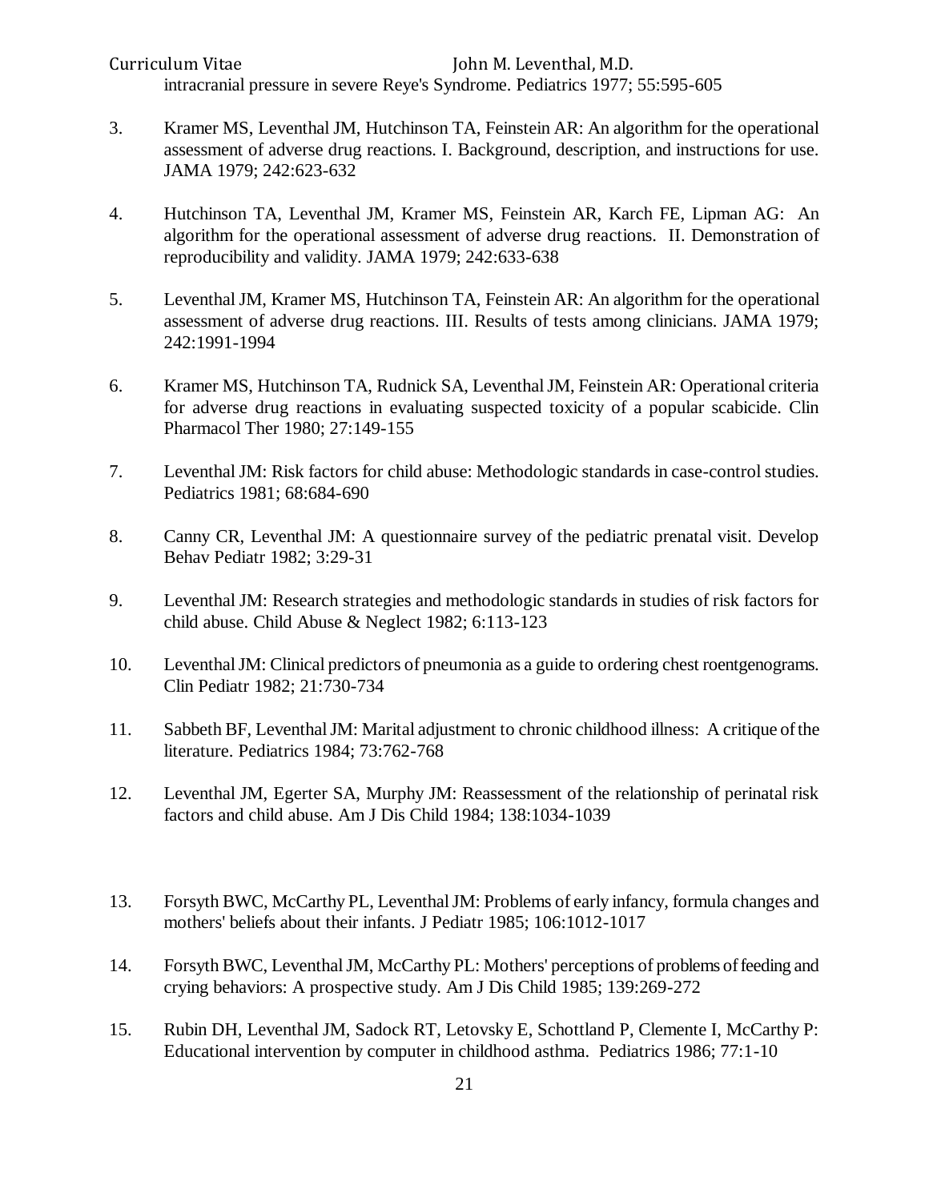intracranial pressure in severe Reye's Syndrome. Pediatrics 1977; 55:595-605

3. Kramer MS, Leventhal JM, Hutchinson TA, Feinstein AR: An algorithm for the operational assessment of adverse drug reactions. I. Background, description, and instructions for use. JAMA 1979; 242:623-632

4. Hutchinson TA, Leventhal JM, Kramer MS, Feinstein AR, Karch FE, Lipman AG: An algorithm for the operational assessment of adverse drug reactions. II. Demonstration of reproducibility and validity. JAMA 1979; 242:633-638

5. Leventhal JM, Kramer MS, Hutchinson TA, Feinstein AR: An algorithm for the operational assessment of adverse drug reactions. III. Results of tests among clinicians. JAMA 1979; 242:1991-1994

6. Kramer MS, Hutchinson TA, Rudnick SA, Leventhal JM, Feinstein AR: Operational criteria for adverse drug reactions in evaluating suspected toxicity of a popular scabicide. Clin Pharmacol Ther 1980; 27:149-155

7. Leventhal JM: Risk factors for child abuse: Methodologic standards in case-control studies. Pediatrics 1981; 68:684-690

8. Canny CR, Leventhal JM: A questionnaire survey of the pediatric prenatal visit. Develop Behav Pediatr 1982; 3:29-31

9. Leventhal JM: Research strategies and methodologic standards in studies of risk factors for child abuse. Child Abuse & Neglect 1982; 6:113-123

10. Leventhal JM: Clinical predictors of pneumonia as a guide to ordering chest roentgenograms. Clin Pediatr 1982; 21:730-734

11. Sabbeth BF, Leventhal JM: Marital adjustment to chronic childhood illness: A critique of the literature. Pediatrics 1984; 73:762-768

12. Leventhal JM, Egerter SA, Murphy JM: Reassessment of the relationship of perinatal risk factors and child abuse. Am J Dis Child 1984; 138:1034-1039

13. Forsyth BWC, McCarthy PL, Leventhal JM: Problems of early infancy, formula changes and mothers' beliefs about their infants. J Pediatr 1985; 106:1012-1017

14. Forsyth BWC, Leventhal JM, McCarthy PL: Mothers' perceptions of problems of feeding and crying behaviors: A prospective study. Am J Dis Child 1985; 139:269-272

15. Rubin DH, Leventhal JM, Sadock RT, Letovsky E, Schottland P, Clemente I, McCarthy P: Educational intervention by computer in childhood asthma. Pediatrics 1986; 77:1-10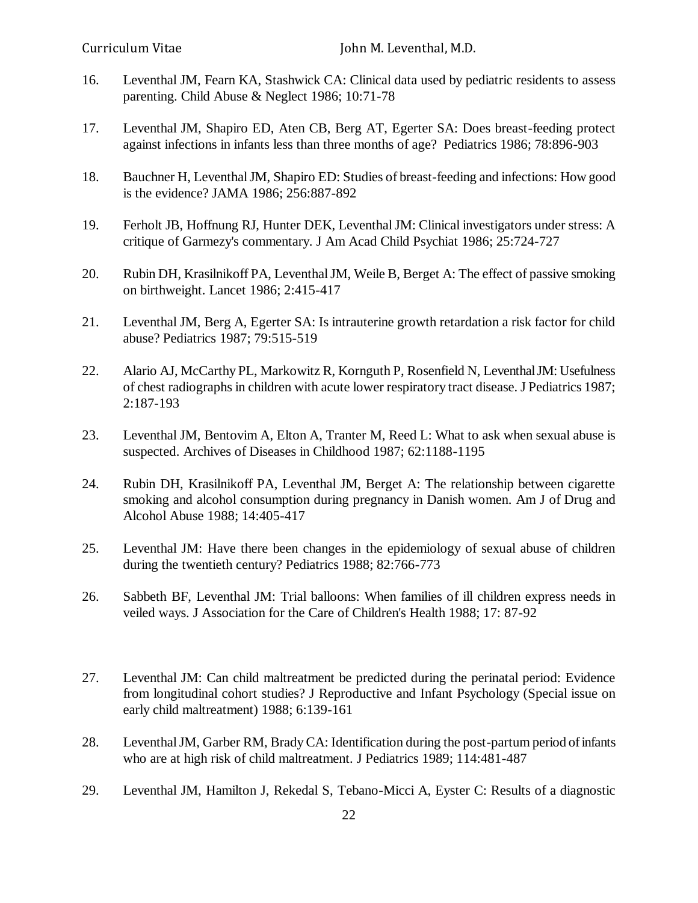16. Leventhal JM, Fearn KA, Stashwick CA: Clinical data used by pediatric residents to assess parenting. Child Abuse & Neglect 1986; 10:71-78

17. Leventhal JM, Shapiro ED, Aten CB, Berg AT, Egerter SA: Does breast-feeding protect against infections in infants less than three months of age? Pediatrics 1986; 78:896-903

18. Bauchner H, Leventhal JM, Shapiro ED: Studies of breast-feeding and infections: How good is the evidence? JAMA 1986; 256:887-892

19. Ferholt JB, Hoffnung RJ, Hunter DEK, Leventhal JM: Clinical investigators under stress: A critique of Garmezy's commentary. J Am Acad Child Psychiat 1986; 25:724-727

20. Rubin DH, Krasilnikoff PA, Leventhal JM, Weile B, Berget A: The effect of passive smoking on birthweight. Lancet 1986; 2:415-417

21. Leventhal JM, Berg A, Egerter SA: Is intrauterine growth retardation a risk factor for child abuse? Pediatrics 1987; 79:515-519

22. Alario AJ, McCarthy PL, Markowitz R, Kornguth P, Rosenfield N, Leventhal JM: Usefulness of chest radiographs in children with acute lower respiratory tract disease. J Pediatrics 1987; 2:187-193

23. Leventhal JM, Bentovim A, Elton A, Tranter M, Reed L: What to ask when sexual abuse is suspected. Archives of Diseases in Childhood 1987; 62:1188-1195

24. Rubin DH, Krasilnikoff PA, Leventhal JM, Berget A: The relationship between cigarette smoking and alcohol consumption during pregnancy in Danish women. Am J of Drug and Alcohol Abuse 1988; 14:405-417

25. Leventhal JM: Have there been changes in the epidemiology of sexual abuse of children during the twentieth century? Pediatrics 1988; 82:766-773

26. Sabbeth BF, Leventhal JM: Trial balloons: When families of ill children express needs in veiled ways. J Association for the Care of Children's Health 1988; 17: 87-92

27. Leventhal JM: Can child maltreatment be predicted during the perinatal period: Evidence from longitudinal cohort studies? J Reproductive and Infant Psychology (Special issue on early child maltreatment) 1988; 6:139-161

28. Leventhal JM, Garber RM, Brady CA: Identification during the post-partum period of infants who are at high risk of child maltreatment. J Pediatrics 1989; 114:481-487

29. Leventhal JM, Hamilton J, Rekedal S, Tebano-Micci A, Eyster C: Results of a diagnostic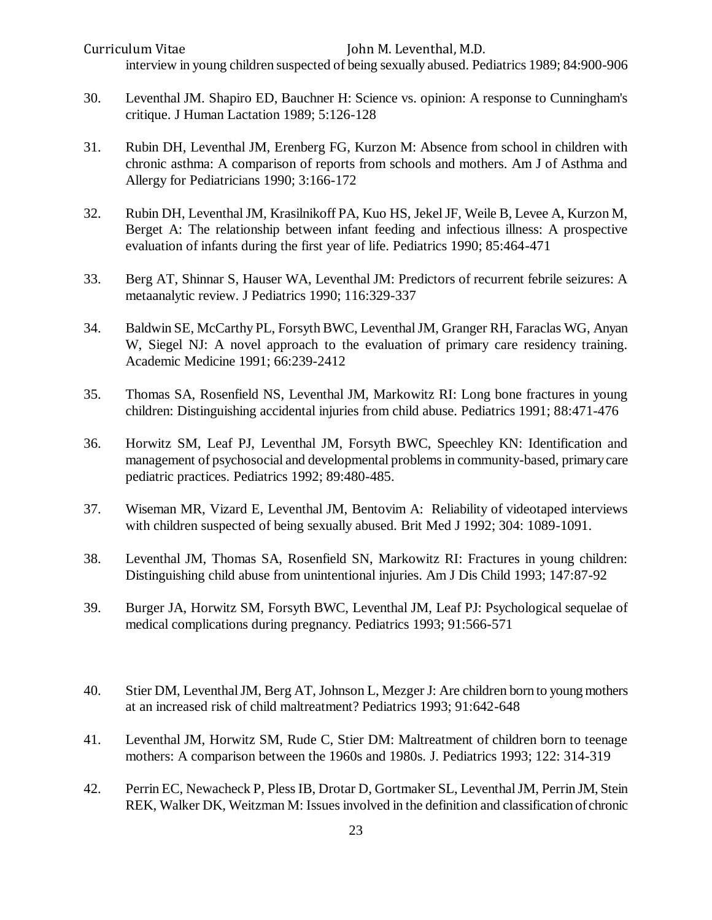interview in young children suspected of being sexually abused. Pediatrics 1989; 84:900-906

30. Leventhal JM. Shapiro ED, Bauchner H: Science vs. opinion: A response to Cunningham's critique. J Human Lactation 1989; 5:126-128

31. Rubin DH, Leventhal JM, Erenberg FG, Kurzon M: Absence from school in children with chronic asthma: A comparison of reports from schools and mothers. Am J of Asthma and Allergy for Pediatricians 1990; 3:166-172

32. Rubin DH, Leventhal JM, Krasilnikoff PA, Kuo HS, Jekel JF, Weile B, Levee A, Kurzon M, Berget A: The relationship between infant feeding and infectious illness: A prospective evaluation of infants during the first year of life. Pediatrics 1990; 85:464-471

33. Berg AT, Shinnar S, Hauser WA, Leventhal JM: Predictors of recurrent febrile seizures: A metaanalytic review. J Pediatrics 1990; 116:329-337

34. Baldwin SE, McCarthy PL, Forsyth BWC, Leventhal JM, Granger RH, Faraclas WG, Anyan W, Siegel NJ: A novel approach to the evaluation of primary care residency training. Academic Medicine 1991; 66:239-2412

35. Thomas SA, Rosenfield NS, Leventhal JM, Markowitz RI: Long bone fractures in young children: Distinguishing accidental injuries from child abuse. Pediatrics 1991; 88:471-476

36. Horwitz SM, Leaf PJ, Leventhal JM, Forsyth BWC, Speechley KN: Identification and management of psychosocial and developmental problems in community-based, primary care pediatric practices. Pediatrics 1992; 89:480-485.

37. Wiseman MR, Vizard E, Leventhal JM, Bentovim A: Reliability of videotaped interviews with children suspected of being sexually abused. Brit Med J 1992; 304: 1089-1091.

38. Leventhal JM, Thomas SA, Rosenfield SN, Markowitz RI: Fractures in young children: Distinguishing child abuse from unintentional injuries. Am J Dis Child 1993; 147:87-92

39. Burger JA, Horwitz SM, Forsyth BWC, Leventhal JM, Leaf PJ: Psychological sequelae of medical complications during pregnancy. Pediatrics 1993; 91:566-571

40. Stier DM, Leventhal JM, Berg AT, Johnson L, Mezger J: Are children born to young mothers at an increased risk of child maltreatment? Pediatrics 1993; 91:642-648

41. Leventhal JM, Horwitz SM, Rude C, Stier DM: Maltreatment of children born to teenage mothers: A comparison between the 1960s and 1980s. J. Pediatrics 1993; 122: 314-319

42. Perrin EC, Newacheck P, Pless IB, Drotar D, Gortmaker SL, Leventhal JM, Perrin JM, Stein REK, Walker DK, Weitzman M: Issues involved in the definition and classification of chronic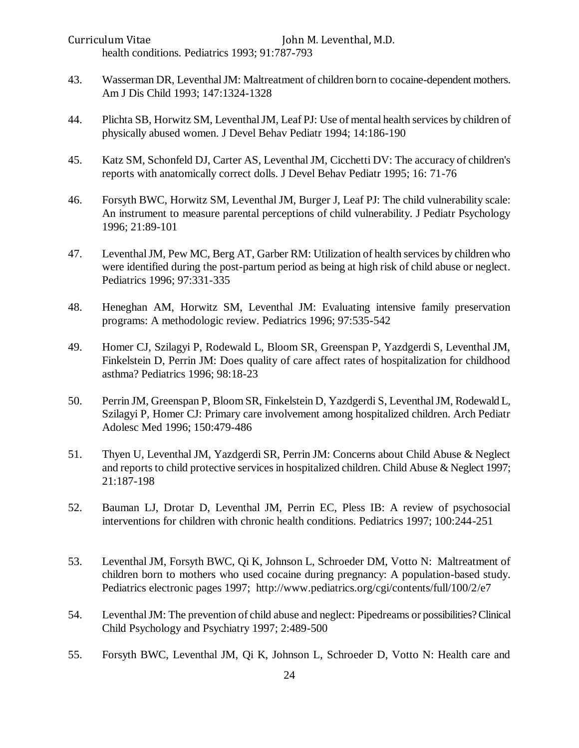health conditions. Pediatrics 1993; 91:787-793

43. Wasserman DR, Leventhal JM: Maltreatment of children born to cocaine-dependent mothers. Am J Dis Child 1993; 147:1324-1328

44. Plichta SB, Horwitz SM, Leventhal JM, Leaf PJ: Use of mental health services by children of physically abused women. J Devel Behav Pediatr 1994; 14:186-190

45. Katz SM, Schonfeld DJ, Carter AS, Leventhal JM, Cicchetti DV: The accuracy of children's reports with anatomically correct dolls. J Devel Behav Pediatr 1995; 16: 71-76

46. Forsyth BWC, Horwitz SM, Leventhal JM, Burger J, Leaf PJ: The child vulnerability scale: An instrument to measure parental perceptions of child vulnerability. J Pediatr Psychology 1996; 21:89-101

47. Leventhal JM, Pew MC, Berg AT, Garber RM: Utilization of health services by children who were identified during the post-partum period as being at high risk of child abuse or neglect. Pediatrics 1996; 97:331-335

48. Heneghan AM, Horwitz SM, Leventhal JM: Evaluating intensive family preservation programs: A methodologic review. Pediatrics 1996; 97:535-542

49. Homer CJ, Szilagyi P, Rodewald L, Bloom SR, Greenspan P, Yazdgerdi S, Leventhal JM, Finkelstein D, Perrin JM: Does quality of care affect rates of hospitalization for childhood asthma? Pediatrics 1996; 98:18-23

50. Perrin JM, Greenspan P, Bloom SR, Finkelstein D, Yazdgerdi S, Leventhal JM, Rodewald L, Szilagyi P, Homer CJ: Primary care involvement among hospitalized children. Arch Pediatr Adolesc Med 1996; 150:479-486

51. Thyen U, Leventhal JM, Yazdgerdi SR, Perrin JM: Concerns about Child Abuse & Neglect and reports to child protective services in hospitalized children. Child Abuse & Neglect 1997; 21:187-198

52. Bauman LJ, Drotar D, Leventhal JM, Perrin EC, Pless IB: A review of psychosocial interventions for children with chronic health conditions. Pediatrics 1997; 100:244-251

53. Leventhal JM, Forsyth BWC, Qi K, Johnson L, Schroeder DM, Votto N: Maltreatment of children born to mothers who used cocaine during pregnancy: A population-based study. Pediatrics electronic pages 1997; http://www.pediatrics.org/cgi/contents/full/100/2/e7

54. Leventhal JM: The prevention of child abuse and neglect: Pipedreams or possibilities? Clinical Child Psychology and Psychiatry 1997; 2:489-500

55. Forsyth BWC, Leventhal JM, Qi K, Johnson L, Schroeder D, Votto N: Health care and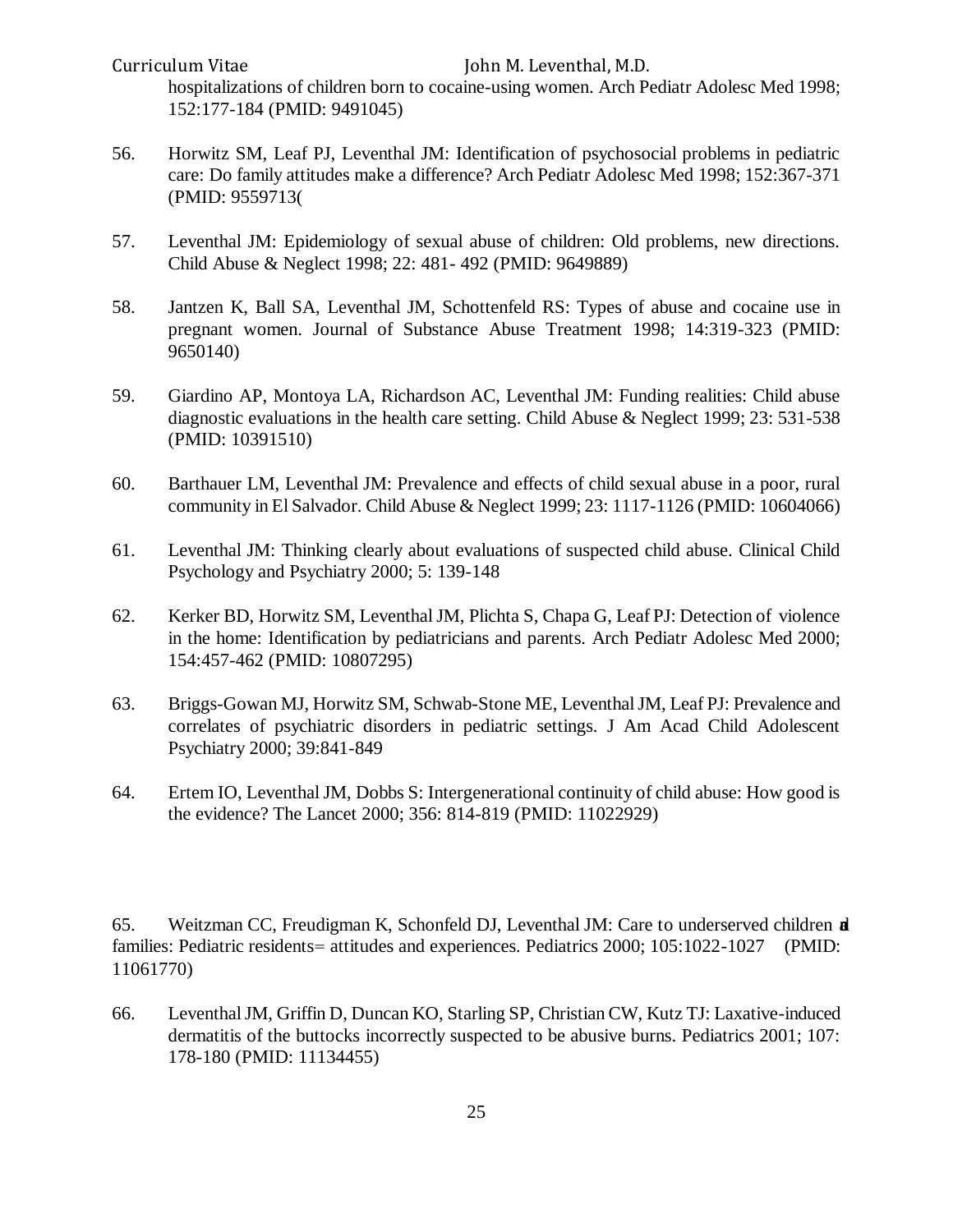hospitalizations of children born to cocaine-using women. Arch Pediatr Adolesc Med 1998; 152:177-184 (PMID: 9491045)

56. Horwitz SM, Leaf PJ, Leventhal JM: Identification of psychosocial problems in pediatric care: Do family attitudes make a difference? Arch Pediatr Adolesc Med 1998; 152:367-371 (PMID: 9559713(

57. Leventhal JM: Epidemiology of sexual abuse of children: Old problems, new directions. Child Abuse & Neglect 1998; 22: 481- 492 (PMID: 9649889)

58. Jantzen K, Ball SA, Leventhal JM, Schottenfeld RS: Types of abuse and cocaine use in pregnant women. Journal of Substance Abuse Treatment 1998; 14:319-323 (PMID: 9650140)

59. Giardino AP, Montoya LA, Richardson AC, Leventhal JM: Funding realities: Child abuse diagnostic evaluations in the health care setting. Child Abuse & Neglect 1999; 23: 531-538 (PMID: 10391510)

60. Barthauer LM, Leventhal JM: Prevalence and effects of child sexual abuse in a poor, rural community in El Salvador. Child Abuse & Neglect 1999; 23: 1117-1126 (PMID: 10604066)

61. Leventhal JM: Thinking clearly about evaluations of suspected child abuse. Clinical Child Psychology and Psychiatry 2000; 5: 139-148

62. Kerker BD, Horwitz SM, Leventhal JM, Plichta S, Chapa G, Leaf PJ: Detection of violence in the home: Identification by pediatricians and parents. Arch Pediatr Adolesc Med 2000; 154:457-462 (PMID: 10807295)

63. Briggs-Gowan MJ, Horwitz SM, Schwab-Stone ME, Leventhal JM, Leaf PJ: Prevalence and correlates of psychiatric disorders in pediatric settings. J Am Acad Child Adolescent Psychiatry 2000; 39:841-849

64. Ertem IO, Leventhal JM, Dobbs S: Intergenerational continuity of child abuse: How good is the evidence? The Lancet 2000; 356: 814-819 (PMID: 11022929)

65. Weitzman CC, Freudigman K, Schonfeld DJ, Leventhal JM: Care to underserved children and families: Pediatric residents= attitudes and experiences. Pediatrics 2000; 105:1022-1027 (PMID: 11061770)

66. Leventhal JM, Griffin D, Duncan KO, Starling SP, Christian CW, Kutz TJ: Laxative-induced dermatitis of the buttocks incorrectly suspected to be abusive burns. Pediatrics 2001; 107: 178-180 (PMID: 11134455)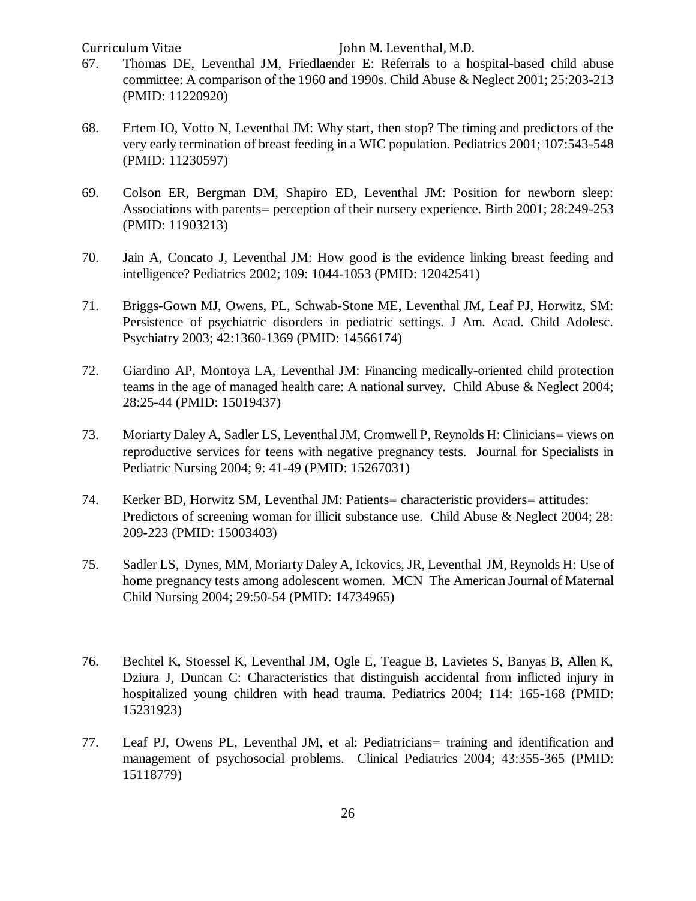67. Thomas DE, Leventhal JM, Friedlaender E: Referrals to a hospital-based child abuse committee: A comparison of the 1960 and 1990s. Child Abuse & Neglect 2001; 25:203-213 (PMID: 11220920)

68. Ertem IO, Votto N, Leventhal JM: Why start, then stop? The timing and predictors of the very early termination of breast feeding in a WIC population. Pediatrics 2001; 107:543-548 (PMID: 11230597)

69. Colson ER, Bergman DM, Shapiro ED, Leventhal JM: Position for newborn sleep: Associations with parents= perception of their nursery experience. Birth 2001; 28:249-253 (PMID: 11903213)

70. Jain A, Concato J, Leventhal JM: How good is the evidence linking breast feeding and intelligence? Pediatrics 2002; 109: 1044-1053 (PMID: 12042541)

71. Briggs-Gown MJ, Owens, PL, Schwab-Stone ME, Leventhal JM, Leaf PJ, Horwitz, SM: Persistence of psychiatric disorders in pediatric settings. J Am. Acad. Child Adolesc. Psychiatry 2003; 42:1360-1369 (PMID: 14566174)

72. Giardino AP, Montoya LA, Leventhal JM: Financing medically-oriented child protection teams in the age of managed health care: A national survey. Child Abuse & Neglect 2004; 28:25-44 (PMID: 15019437)

73. Moriarty Daley A, Sadler LS, Leventhal JM, Cromwell P, Reynolds H: Clinicians= views on reproductive services for teens with negative pregnancy tests. Journal for Specialists in Pediatric Nursing 2004; 9: 41-49 (PMID: 15267031)

74. Kerker BD, Horwitz SM, Leventhal JM: Patients= characteristic providers= attitudes: Predictors of screening woman for illicit substance use. Child Abuse & Neglect 2004; 28: 209-223 (PMID: 15003403)

75. Sadler LS, Dynes, MM, Moriarty Daley A, Ickovics, JR, Leventhal JM, Reynolds H: Use of home pregnancy tests among adolescent women. MCN The American Journal of Maternal Child Nursing 2004; 29:50-54 (PMID: 14734965)

76. Bechtel K, Stoessel K, Leventhal JM, Ogle E, Teague B, Lavietes S, Banyas B, Allen K, Dziura J, Duncan C: Characteristics that distinguish accidental from inflicted injury in hospitalized young children with head trauma. Pediatrics 2004; 114: 165-168 (PMID: 15231923)

77. Leaf PJ, Owens PL, Leventhal JM, et al: Pediatricians= training and identification and management of psychosocial problems. Clinical Pediatrics 2004; 43:355-365 (PMID: 15118779)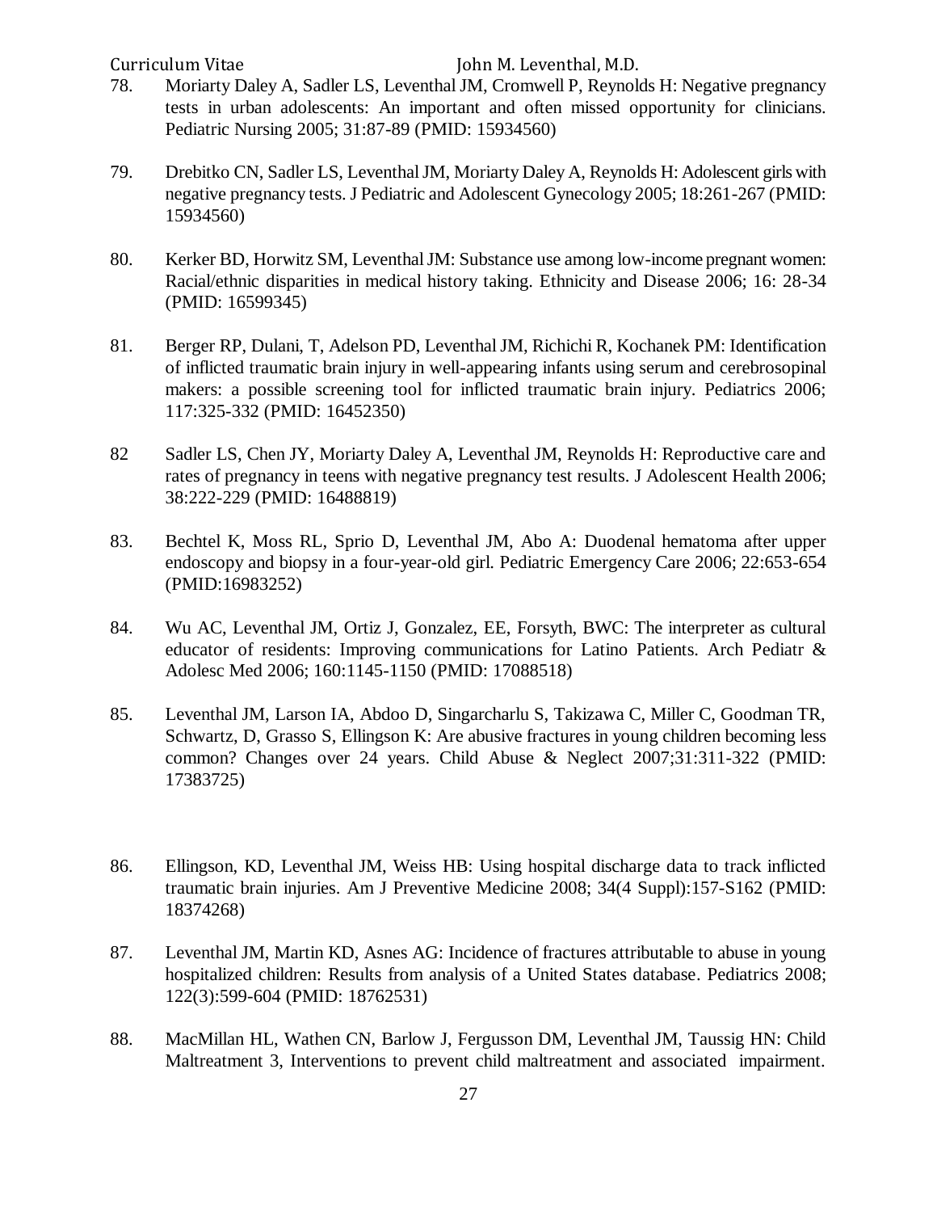78. Moriarty Daley A, Sadler LS, Leventhal JM, Cromwell P, Reynolds H: Negative pregnancy tests in urban adolescents: An important and often missed opportunity for clinicians. Pediatric Nursing 2005; 31:87-89 (PMID: 15934560)

79. Drebitko CN, Sadler LS, Leventhal JM, Moriarty Daley A, Reynolds H: Adolescent girls with negative pregnancy tests. J Pediatric and Adolescent Gynecology 2005; 18:261-267 (PMID: 15934560)

80. Kerker BD, Horwitz SM, Leventhal JM: Substance use among low-income pregnant women: Racial/ethnic disparities in medical history taking. Ethnicity and Disease 2006; 16: 28-34 (PMID: 16599345)

81. Berger RP, Dulani, T, Adelson PD, Leventhal JM, Richichi R, Kochanek PM: Identification of inflicted traumatic brain injury in well-appearing infants using serum and cerebrosopinal makers: a possible screening tool for inflicted traumatic brain injury. Pediatrics 2006; 117:325-332 (PMID: 16452350)

82 Sadler LS, Chen JY, Moriarty Daley A, Leventhal JM, Reynolds H: Reproductive care and rates of pregnancy in teens with negative pregnancy test results. J Adolescent Health 2006; 38:222-229 (PMID: 16488819)

83. Bechtel K, Moss RL, Sprio D, Leventhal JM, Abo A: Duodenal hematoma after upper endoscopy and biopsy in a four-year-old girl. Pediatric Emergency Care 2006; 22:653-654 (PMID:16983252)

84. Wu AC, Leventhal JM, Ortiz J, Gonzalez, EE, Forsyth, BWC: The interpreter as cultural educator of residents: Improving communications for Latino Patients. Arch Pediatr & Adolesc Med 2006; 160:1145-1150 (PMID: 17088518)

85. Leventhal JM, Larson IA, Abdoo D, Singarcharlu S, Takizawa C, Miller C, Goodman TR, Schwartz, D, Grasso S, Ellingson K: Are abusive fractures in young children becoming less common? Changes over 24 years. Child Abuse & Neglect 2007;31:311-322 (PMID: 17383725)

86. Ellingson, KD, Leventhal JM, Weiss HB: Using hospital discharge data to track inflicted traumatic brain injuries. Am J Preventive Medicine 2008; 34(4 Suppl):157-S162 (PMID: 18374268)

87. Leventhal JM, Martin KD, Asnes AG: Incidence of fractures attributable to abuse in young hospitalized children: Results from analysis of a United States database. Pediatrics 2008; 122(3):599-604 (PMID: 18762531)

88. MacMillan HL, Wathen CN, Barlow J, Fergusson DM, Leventhal JM, Taussig HN: Child Maltreatment 3, Interventions to prevent child maltreatment and associated impairment.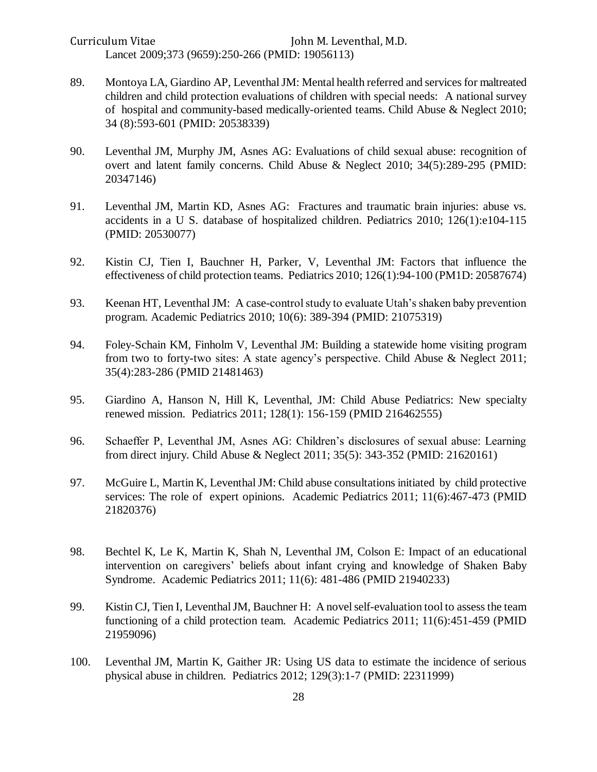Lancet 2009;373 (9659):250-266 (PMID: 19056113)

89. Montoya LA, Giardino AP, Leventhal JM: Mental health referred and services for maltreated children and child protection evaluations of children with special needs: A national survey of hospital and community-based medically-oriented teams. Child Abuse & Neglect 2010; 34 (8):593-601 (PMID: 20538339)

90. Leventhal JM, Murphy JM, Asnes AG: Evaluations of child sexual abuse: recognition of overt and latent family concerns. Child Abuse & Neglect 2010; 34(5):289-295 (PMID: 20347146)

91. Leventhal JM, Martin KD, Asnes AG: Fractures and traumatic brain injuries: abuse vs. accidents in a U S. database of hospitalized children. Pediatrics 2010; 126(1):e104-115 (PMID: 20530077)

92. Kistin CJ, Tien I, Bauchner H, Parker, V, Leventhal JM: Factors that influence the effectiveness of child protection teams. Pediatrics 2010; 126(1):94-100 (PM1D: 20587674)

93. Keenan HT, Leventhal JM: A case-control study to evaluate Utah's shaken baby prevention program. Academic Pediatrics 2010; 10(6): 389-394 (PMID: 21075319)

94. Foley-Schain KM, Finholm V, Leventhal JM: Building a statewide home visiting program from two to forty-two sites: A state agency's perspective. Child Abuse & Neglect 2011; 35(4):283-286 (PMID 21481463)

95. Giardino A, Hanson N, Hill K, Leventhal, JM: Child Abuse Pediatrics: New specialty renewed mission. Pediatrics 2011; 128(1): 156-159 (PMID 216462555)

96. Schaeffer P, Leventhal JM, Asnes AG: Children's disclosures of sexual abuse: Learning from direct injury. Child Abuse & Neglect 2011; 35(5): 343-352 (PMID: 21620161)

97. McGuire L, Martin K, Leventhal JM: Child abuse consultations initiated by child protective services: The role of expert opinions. Academic Pediatrics 2011; 11(6):467-473 (PMID 21820376)

98. Bechtel K, Le K, Martin K, Shah N, Leventhal JM, Colson E: Impact of an educational intervention on caregivers' beliefs about infant crying and knowledge of Shaken Baby Syndrome. Academic Pediatrics 2011; 11(6): 481-486 (PMID 21940233)

99. Kistin CJ, Tien I, Leventhal JM, Bauchner H: A novel self-evaluation tool to assess the team functioning of a child protection team. Academic Pediatrics 2011; 11(6):451-459 (PMID 21959096)

100. Leventhal JM, Martin K, Gaither JR: Using US data to estimate the incidence of serious physical abuse in children. Pediatrics 2012; 129(3):1-7 (PMID: 22311999)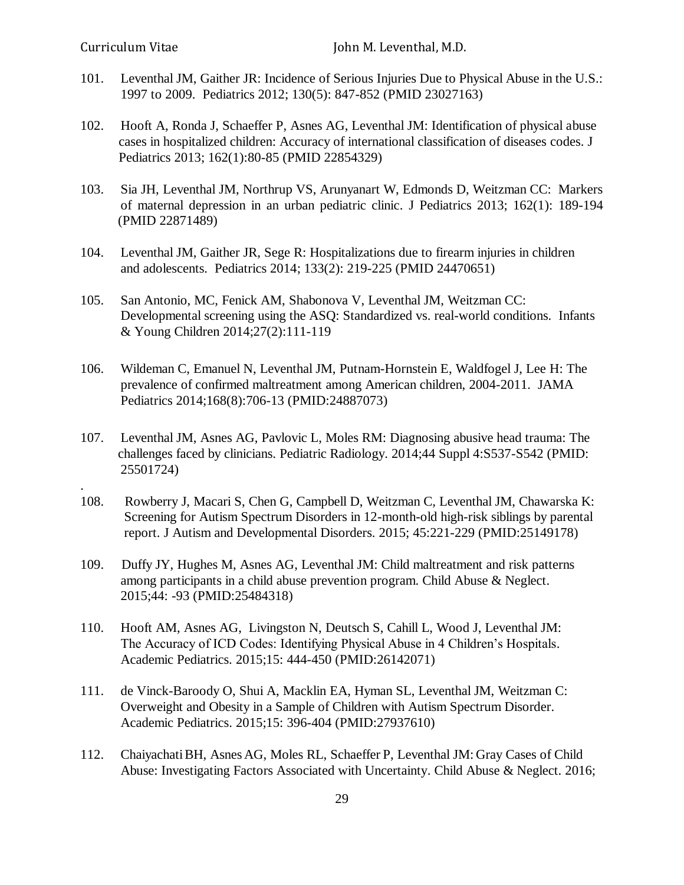101. Leventhal JM, Gaither JR: Incidence of Serious Injuries Due to Physical Abuse in the U.S.: 1997 to 2009. Pediatrics 2012; 130(5): 847-852 (PMID 23027163)

102. Hooft A, Ronda J, Schaeffer P, Asnes AG, Leventhal JM: Identification of physical abuse cases in hospitalized children: Accuracy of international classification of diseases codes. J Pediatrics 2013; 162(1):80-85 (PMID 22854329)

103. Sia JH, Leventhal JM, Northrup VS, Arunyanart W, Edmonds D, Weitzman CC: Markers of maternal depression in an urban pediatric clinic. J Pediatrics 2013; 162(1): 189-194 (PMID 22871489)

104. Leventhal JM, Gaither JR, Sege R: Hospitalizations due to firearm injuries in children and adolescents. Pediatrics 2014; 133(2): 219-225 (PMID 24470651)

105. San Antonio, MC, Fenick AM, Shabonova V, Leventhal JM, Weitzman CC: Developmental screening using the ASQ: Standardized vs. real-world conditions. Infants & Young Children 2014;27(2):111-119

106. Wildeman C, Emanuel N, Leventhal JM, Putnam-Hornstein E, Waldfogel J, Lee H: The prevalence of confirmed maltreatment among American children, 2004-2011. JAMA Pediatrics 2014;168(8):706-13 (PMID:24887073)

107. Leventhal JM, Asnes AG, Pavlovic L, Moles RM: Diagnosing abusive head trauma: The challenges faced by clinicians. Pediatric Radiology. 2014;44 Suppl 4:S537-S542 (PMID: 25501724)

.

108. Rowberry J, Macari S, Chen G, Campbell D, Weitzman C, Leventhal JM, Chawarska K: Screening for Autism Spectrum Disorders in 12-month-old high-risk siblings by parental report. J Autism and Developmental Disorders. 2015; 45:221-229 (PMID:25149178)

109. Duffy JY, Hughes M, Asnes AG, Leventhal JM: Child maltreatment and risk patterns among participants in a child abuse prevention program. Child Abuse & Neglect. 2015;44: -93 (PMID:25484318)

110. Hooft AM, Asnes AG, Livingston N, Deutsch S, Cahill L, Wood J, Leventhal JM: The Accuracy of ICD Codes: Identifying Physical Abuse in 4 Children's Hospitals. Academic Pediatrics. 2015;15: 444-450 (PMID:26142071)

111. de Vinck-Baroody O, Shui A, Macklin EA, Hyman SL, Leventhal JM, Weitzman C: Overweight and Obesity in a Sample of Children with Autism Spectrum Disorder. Academic Pediatrics. 2015;15: 396-404 (PMID:27937610)

112. Chaiyachati BH, Asnes AG, Moles RL, Schaeffer P, Leventhal JM: Gray Cases of Child Abuse: Investigating Factors Associated with Uncertainty. Child Abuse & Neglect. 2016;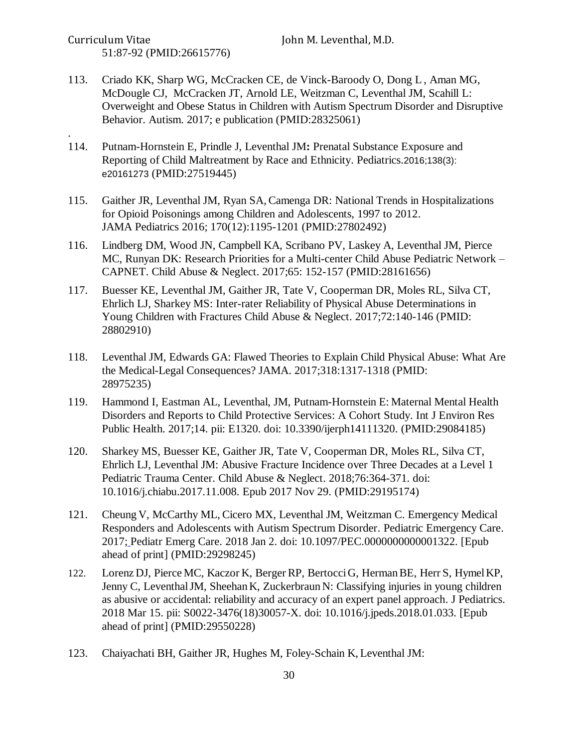51:87-92 (PMID:26615776)

113. Criado KK, Sharp WG, McCracken CE, de Vinck-Baroody O, Dong L , Aman MG, McDougle CJ, McCracken JT, Arnold LE, Weitzman C, Leventhal JM, Scahill L: Overweight and Obese Status in Children with Autism Spectrum Disorder and Disruptive Behavior. Autism. 2017; e publication (PMID:28325061)

.

114. Putnam-Hornstein E, Prindle J, Leventhal JM**:** Prenatal Substance Exposure and Reporting of Child Maltreatment by Race and Ethnicity. Pediatrics.2016;138(3): e20161273 (PMID:27519445)

115. Gaither JR, Leventhal JM, Ryan SA, Camenga DR: National Trends in Hospitalizations for Opioid Poisonings among Children and Adolescents, 1997 to 2012. JAMA Pediatrics 2016; 170(12):1195-1201 (PMID:27802492)

116. Lindberg DM, Wood JN, Campbell KA, Scribano PV, Laskey A, Leventhal JM, Pierce MC, Runyan DK: Research Priorities for a Multi-center Child Abuse Pediatric Network – CAPNET. Child Abuse & Neglect. 2017;65: 152-157 (PMID:28161656)

117. Buesser KE, Leventhal JM, Gaither JR, Tate V, Cooperman DR, Moles RL, Silva CT, Ehrlich LJ, Sharkey MS: Inter-rater Reliability of Physical Abuse Determinations in Young Children with Fractures Child Abuse & Neglect. 2017;72:140-146 (PMID: 28802910)

118. Leventhal JM, Edwards GA: Flawed Theories to Explain Child Physical Abuse: What Are the Medical-Legal Consequences? JAMA. 2017;318:1317-1318 (PMID: 28975235)

119. Hammond I, Eastman AL, Leventhal, JM, Putnam-Hornstein E: Maternal Mental Health Disorders and Reports to Child Protective Services: A Cohort Study. Int J Environ Res Public Health. 2017;14. pii: E1320. doi: 10.3390/ijerph14111320. (PMID:29084185)

120. Sharkey MS, Buesser KE, Gaither JR, Tate V, Cooperman DR, Moles RL, Silva CT, Ehrlich LJ, Leventhal JM: Abusive Fracture Incidence over Three Decades at a Level 1 Pediatric Trauma Center. Child Abuse & Neglect. 2018;76:364-371. doi: 10.1016/j.chiabu.2017.11.008. Epub 2017 Nov 29. (PMID:29195174)

121. Cheung V, McCarthy ML, Cicero MX, Leventhal JM, Weitzman C. Emergency Medical Responders and Adolescents with Autism Spectrum Disorder. Pediatric Emergency Care. 2017; Pediatr Emerg Care. 2018 Jan 2. doi: 10.1097/PEC.0000000000001322. [Epub ahead of print] (PMID:29298245)

122. Lorenz DJ, Pierce MC, Kaczor K, Berger RP, Bertocci G, Herman BE, Herr S, Hymel KP, Jenny C, Leventhal JM, Sheehan K, Zuckerbraun N: Classifying injuries in young children as abusive or accidental: reliability and accuracy of an expert panel approach. J Pediatrics. 2018 Mar 15. pii: S0022-3476(18)30057-X. doi: 10.1016/j.jpeds.2018.01.033. [Epub ahead of print] (PMID:29550228)

123. Chaiyachati BH, Gaither JR, Hughes M, Foley-Schain K, Leventhal JM: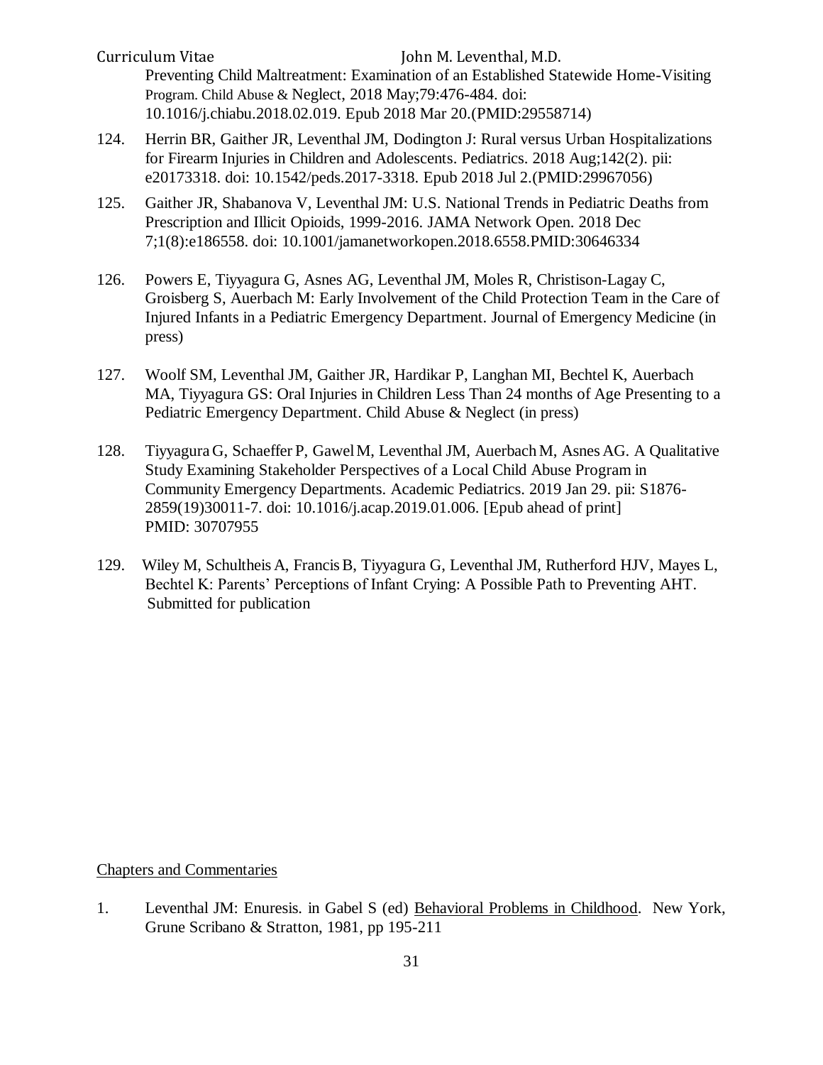Preventing Child Maltreatment: Examination of an Established Statewide Home-Visiting Program. Child Abuse & Neglect, 2018 May;79:476-484. doi: 10.1016/j.chiabu.2018.02.019. Epub 2018 Mar 20.(PMID:29558714)

124. Herrin BR, Gaither JR, Leventhal JM, Dodington J: Rural versus Urban Hospitalizations for Firearm Injuries in Children and Adolescents. Pediatrics. 2018 Aug;142(2). pii: e20173318. doi: 10.1542/peds.2017-3318. Epub 2018 Jul 2.(PMID:29967056)

125. Gaither JR, Shabanova V, Leventhal JM: U.S. National Trends in Pediatric Deaths from Prescription and Illicit Opioids, 1999-2016. JAMA Network Open. 2018 Dec 7;1(8):e186558. doi: 10.1001/jamanetworkopen.2018.6558.PMID:30646334

126. Powers E, Tiyyagura G, Asnes AG, Leventhal JM, Moles R, Christison-Lagay C, Groisberg S, Auerbach M: Early Involvement of the Child Protection Team in the Care of Injured Infants in a Pediatric Emergency Department. Journal of Emergency Medicine (in press)

127. Woolf SM, Leventhal JM, Gaither JR, Hardikar P, Langhan MI, Bechtel K, Auerbach MA, Tiyyagura GS: Oral Injuries in Children Less Than 24 months of Age Presenting to a Pediatric Emergency Department. Child Abuse & Neglect (in press)

128. Tiyyagura G, Schaeffer P, Gawel M, Leventhal JM, Auerbach M, Asnes AG. A Qualitative Study Examining Stakeholder Perspectives of a Local Child Abuse Program in Community Emergency Departments. Academic Pediatrics. 2019 Jan 29. pii: S1876-2859(19)30011-7. doi: 10.1016/j.acap.2019.01.006. [Epub ahead of print] PMID: 30707955

129. Wiley M, Schultheis A, Francis B, Tiyyagura G, Leventhal JM, Rutherford HJV, Mayes L, Bechtel K: Parents' Perceptions of Infant Crying: A Possible Path to Preventing AHT. Submitted for publication

## Chapters and Commentaries

1. Leventhal JM: Enuresis. in Gabel S (ed) Behavioral Problems in Childhood. New York, Grune Scribano & Stratton, 1981, pp 195-211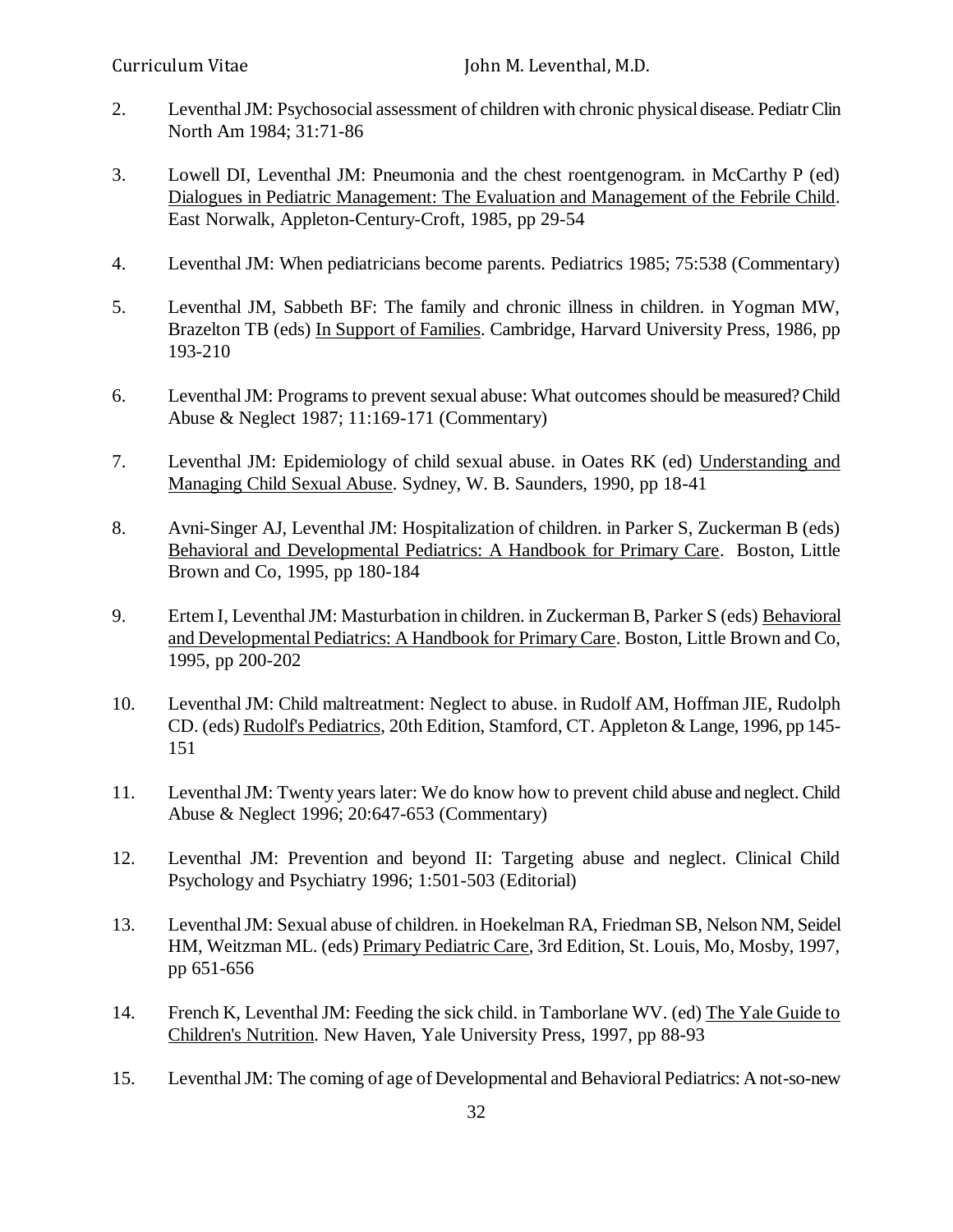2. Leventhal JM: Psychosocial assessment of children with chronic physical disease. Pediatr Clin North Am 1984; 31:71-86

3. Lowell DI, Leventhal JM: Pneumonia and the chest roentgenogram. in McCarthy P (ed) <u>Dialogues in Pediatric Management: The Evaluation and Management of the Febrile Child</u>. East Norwalk, Appleton-Century-Croft, 1985, pp 29-54

4. Leventhal JM: When pediatricians become parents. Pediatrics 1985; 75:538 (Commentary)

5. Leventhal JM, Sabbeth BF: The family and chronic illness in children. in Yogman MW, Brazelton TB (eds) <u>In Support of Families</u>. Cambridge, Harvard University Press, 1986, pp 193-210

6. Leventhal JM: Programs to prevent sexual abuse: What outcomes should be measured? Child Abuse & Neglect 1987; 11:169-171 (Commentary)

7. Leventhal JM: Epidemiology of child sexual abuse. in Oates RK (ed) <u>Understanding and Managing Child Sexual Abuse</u>. Sydney, W. B. Saunders, 1990, pp 18-41

8. Avni-Singer AJ, Leventhal JM: Hospitalization of children. in Parker S, Zuckerman B (eds) <u>Behavioral and Developmental Pediatrics: A Handbook for Primary Care</u>. Boston, Little Brown and Co, 1995, pp 180-184

9. Ertem I, Leventhal JM: Masturbation in children. in Zuckerman B, Parker S (eds) <u>Behavioral and Developmental Pediatrics: A Handbook for Primary Care</u>. Boston, Little Brown and Co, 1995, pp 200-202

10. Leventhal JM: Child maltreatment: Neglect to abuse. in Rudolf AM, Hoffman JIE, Rudolph CD. (eds) <u>Rudolf's Pediatrics</u>, 20th Edition, Stamford, CT. Appleton & Lange, 1996, pp 145-151

11. Leventhal JM: Twenty years later: We do know how to prevent child abuse and neglect. Child Abuse & Neglect 1996; 20:647-653 (Commentary)

12. Leventhal JM: Prevention and beyond II: Targeting abuse and neglect. Clinical Child Psychology and Psychiatry 1996; 1:501-503 (Editorial)

13. Leventhal JM: Sexual abuse of children. in Hoekelman RA, Friedman SB, Nelson NM, Seidel HM, Weitzman ML. (eds) <u>Primary Pediatric Care</u>, 3rd Edition, St. Louis, Mo, Mosby, 1997, pp 651-656

14. French K, Leventhal JM: Feeding the sick child. in Tamborlane WV. (ed) <u>The Yale Guide to Children's Nutrition</u>. New Haven, Yale University Press, 1997, pp 88-93

15. Leventhal JM: The coming of age of Developmental and Behavioral Pediatrics: A not-so-new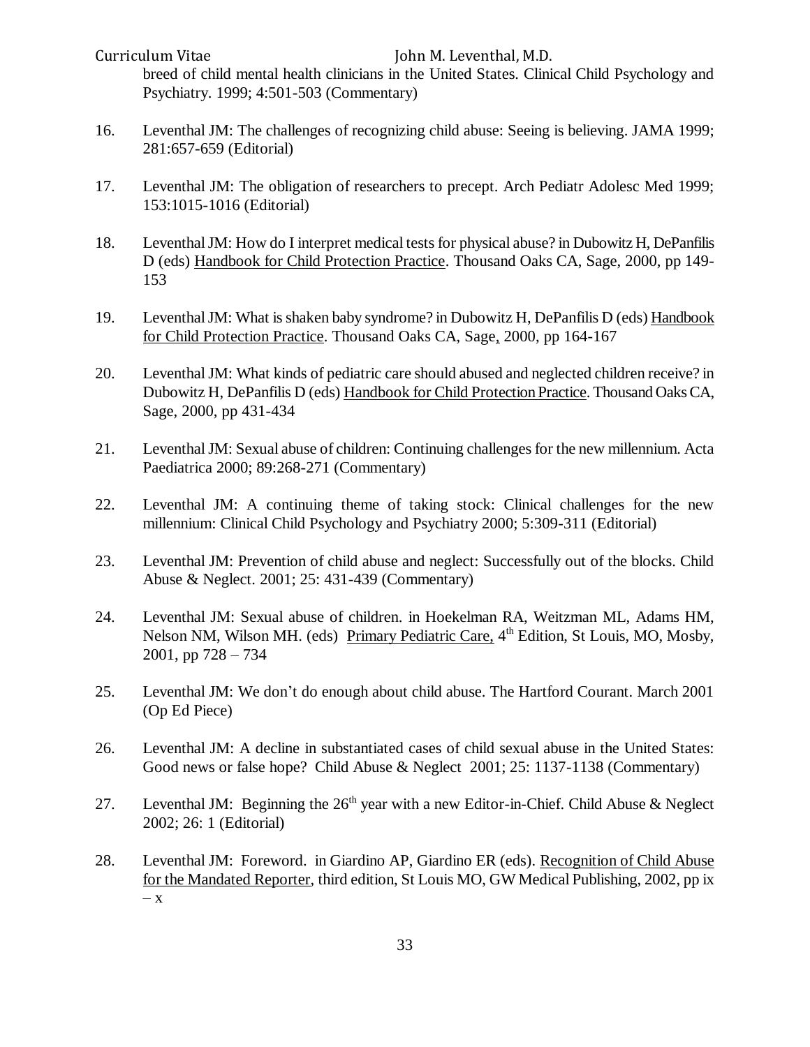breed of child mental health clinicians in the United States. Clinical Child Psychology and Psychiatry. 1999; 4:501-503 (Commentary)

16. Leventhal JM: The challenges of recognizing child abuse: Seeing is believing. JAMA 1999; 281:657-659 (Editorial)

17. Leventhal JM: The obligation of researchers to precept. Arch Pediatr Adolesc Med 1999; 153:1015-1016 (Editorial)

18. Leventhal JM: How do I interpret medical tests for physical abuse? in Dubowitz H, DePanfilis D (eds) Handbook for Child Protection Practice. Thousand Oaks CA, Sage, 2000, pp 149-153

19. Leventhal JM: What is shaken baby syndrome? in Dubowitz H, DePanfilis D (eds) Handbook for Child Protection Practice. Thousand Oaks CA, Sage, 2000, pp 164-167

20. Leventhal JM: What kinds of pediatric care should abused and neglected children receive? in Dubowitz H, DePanfilis D (eds) Handbook for Child Protection Practice. Thousand Oaks CA, Sage, 2000, pp 431-434

21. Leventhal JM: Sexual abuse of children: Continuing challenges for the new millennium. Acta Paediatrica 2000; 89:268-271 (Commentary)

22. Leventhal JM: A continuing theme of taking stock: Clinical challenges for the new millennium: Clinical Child Psychology and Psychiatry 2000; 5:309-311 (Editorial)

23. Leventhal JM: Prevention of child abuse and neglect: Successfully out of the blocks. Child Abuse & Neglect. 2001; 25: 431-439 (Commentary)

24. Leventhal JM: Sexual abuse of children. in Hoekelman RA, Weitzman ML, Adams HM, Nelson NM, Wilson MH. (eds) Primary Pediatric Care, 4th Edition, St Louis, MO, Mosby, 2001, pp 728 – 734

25. Leventhal JM: We don't do enough about child abuse. The Hartford Courant. March 2001 (Op Ed Piece)

26. Leventhal JM: A decline in substantiated cases of child sexual abuse in the United States: Good news or false hope? Child Abuse & Neglect 2001; 25: 1137-1138 (Commentary)

27. Leventhal JM: Beginning the 26th year with a new Editor-in-Chief. Child Abuse & Neglect 2002; 26: 1 (Editorial)

28. Leventhal JM: Foreword. in Giardino AP, Giardino ER (eds). Recognition of Child Abuse for the Mandated Reporter, third edition, St Louis MO, GW Medical Publishing, 2002, pp ix – x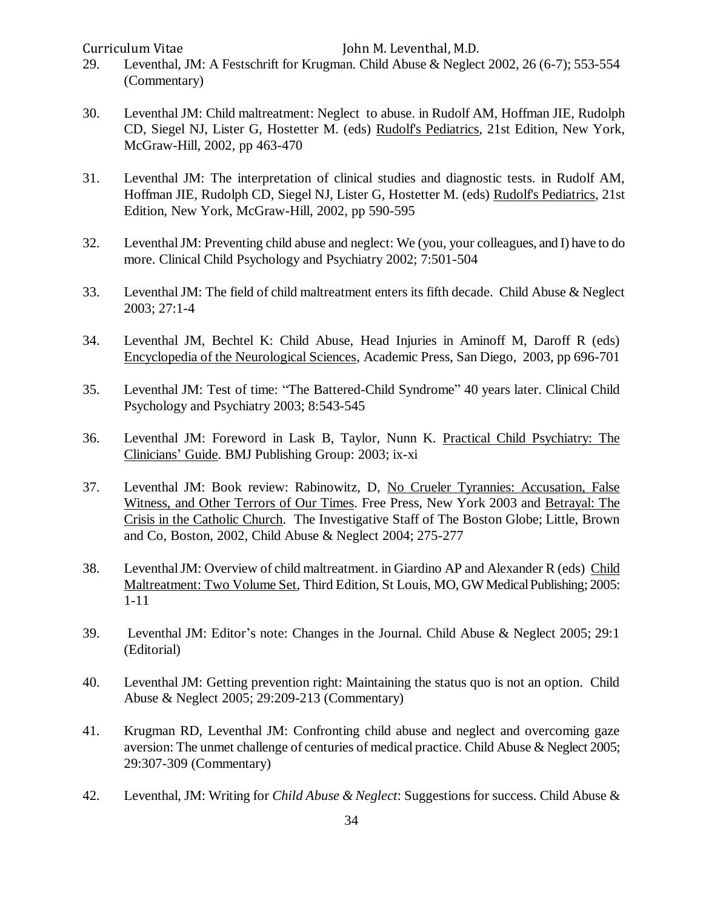29. Leventhal, JM: A Festschrift for Krugman. Child Abuse & Neglect 2002, 26 (6-7); 553-554 (Commentary)

30. Leventhal JM: Child maltreatment: Neglect to abuse. in Rudolf AM, Hoffman JIE, Rudolph CD, Siegel NJ, Lister G, Hostetter M. (eds) Rudolf's Pediatrics, 21st Edition, New York, McGraw-Hill, 2002, pp 463-470

31. Leventhal JM: The interpretation of clinical studies and diagnostic tests. in Rudolf AM, Hoffman JIE, Rudolph CD, Siegel NJ, Lister G, Hostetter M. (eds) Rudolf's Pediatrics, 21st Edition, New York, McGraw-Hill, 2002, pp 590-595

32. Leventhal JM: Preventing child abuse and neglect: We (you, your colleagues, and I) have to do more. Clinical Child Psychology and Psychiatry 2002; 7:501-504

33. Leventhal JM: The field of child maltreatment enters its fifth decade. Child Abuse & Neglect 2003; 27:1-4

34. Leventhal JM, Bechtel K: Child Abuse, Head Injuries in Aminoff M, Daroff R (eds) Encyclopedia of the Neurological Sciences, Academic Press, San Diego, 2003, pp 696-701

35. Leventhal JM: Test of time: "The Battered-Child Syndrome" 40 years later. Clinical Child Psychology and Psychiatry 2003; 8:543-545

36. Leventhal JM: Foreword in Lask B, Taylor, Nunn K. Practical Child Psychiatry: The Clinicians' Guide. BMJ Publishing Group: 2003; ix-xi

37. Leventhal JM: Book review: Rabinowitz, D, No Crueler Tyrannies: Accusation, False Witness, and Other Terrors of Our Times. Free Press, New York 2003 and Betrayal: The Crisis in the Catholic Church. The Investigative Staff of The Boston Globe; Little, Brown and Co, Boston, 2002, Child Abuse & Neglect 2004; 275-277

38. Leventhal JM: Overview of child maltreatment. in Giardino AP and Alexander R (eds) Child Maltreatment: Two Volume Set, Third Edition, St Louis, MO, GW Medical Publishing; 2005: 1-11

39. Leventhal JM: Editor's note: Changes in the Journal. Child Abuse & Neglect 2005; 29:1 (Editorial)

40. Leventhal JM: Getting prevention right: Maintaining the status quo is not an option. Child Abuse & Neglect 2005; 29:209-213 (Commentary)

41. Krugman RD, Leventhal JM: Confronting child abuse and neglect and overcoming gaze aversion: The unmet challenge of centuries of medical practice. Child Abuse & Neglect 2005; 29:307-309 (Commentary)

42. Leventhal, JM: Writing for *Child Abuse & Neglect*: Suggestions for success. Child Abuse &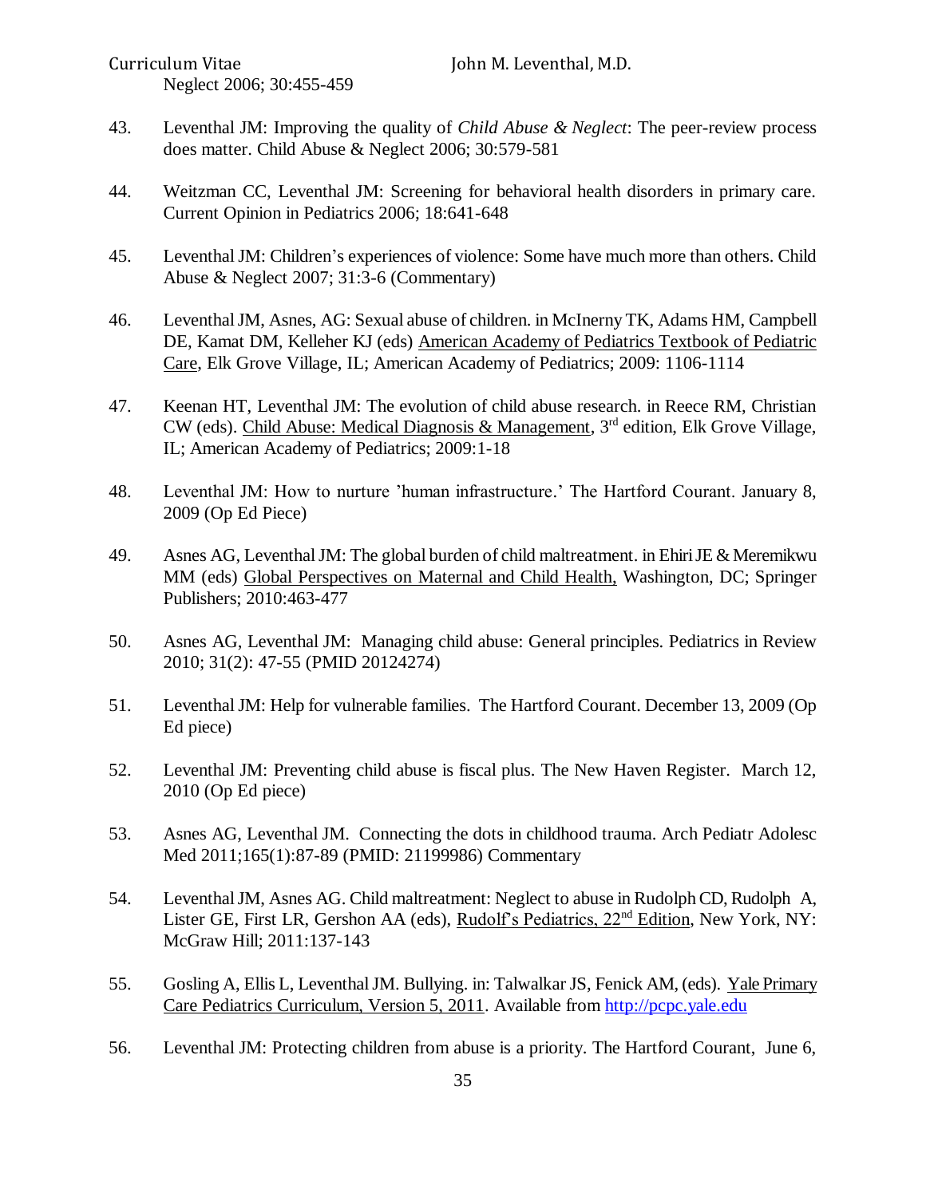Neglect 2006; 30:455-459

43. Leventhal JM: Improving the quality of *Child Abuse & Neglect*: The peer-review process does matter. Child Abuse & Neglect 2006; 30:579-581

44. Weitzman CC, Leventhal JM: Screening for behavioral health disorders in primary care. Current Opinion in Pediatrics 2006; 18:641-648

45. Leventhal JM: Children's experiences of violence: Some have much more than others. Child Abuse & Neglect 2007; 31:3-6 (Commentary)

46. Leventhal JM, Asnes, AG: Sexual abuse of children. in McInerny TK, Adams HM, Campbell DE, Kamat DM, Kelleher KJ (eds) <u>American Academy of Pediatrics Textbook of Pediatric Care</u>, Elk Grove Village, IL; American Academy of Pediatrics; 2009: 1106-1114

47. Keenan HT, Leventhal JM: The evolution of child abuse research. in Reece RM, Christian CW (eds). <u>Child Abuse: Medical Diagnosis & Management</u>, 3rd edition, Elk Grove Village, IL; American Academy of Pediatrics; 2009:1-18

48. Leventhal JM: How to nurture 'human infrastructure.' The Hartford Courant. January 8, 2009 (Op Ed Piece)

49. Asnes AG, Leventhal JM: The global burden of child maltreatment. in Ehiri JE & Meremikwu MM (eds) <u>Global Perspectives on Maternal and Child Health,</u> Washington, DC; Springer Publishers; 2010:463-477

50. Asnes AG, Leventhal JM: Managing child abuse: General principles. Pediatrics in Review 2010; 31(2): 47-55 (PMID 20124274)

51. Leventhal JM: Help for vulnerable families. The Hartford Courant. December 13, 2009 (Op Ed piece)

52. Leventhal JM: Preventing child abuse is fiscal plus. The New Haven Register. March 12, 2010 (Op Ed piece)

53. Asnes AG, Leventhal JM. Connecting the dots in childhood trauma. Arch Pediatr Adolesc Med 2011;165(1):87-89 (PMID: 21199986) Commentary

54. Leventhal JM, Asnes AG. Child maltreatment: Neglect to abuse in Rudolph CD, Rudolph A, Lister GE, First LR, Gershon AA (eds), <u>Rudolf's Pediatrics, 22nd Edition</u>, New York, NY: McGraw Hill; 2011:137-143

55. Gosling A, Ellis L, Leventhal JM. Bullying. in: Talwalkar JS, Fenick AM, (eds). <u>Yale Primary Care Pediatrics Curriculum, Version 5, 2011</u>. Available from http://pcpc.yale.edu

56. Leventhal JM: Protecting children from abuse is a priority. The Hartford Courant, June 6,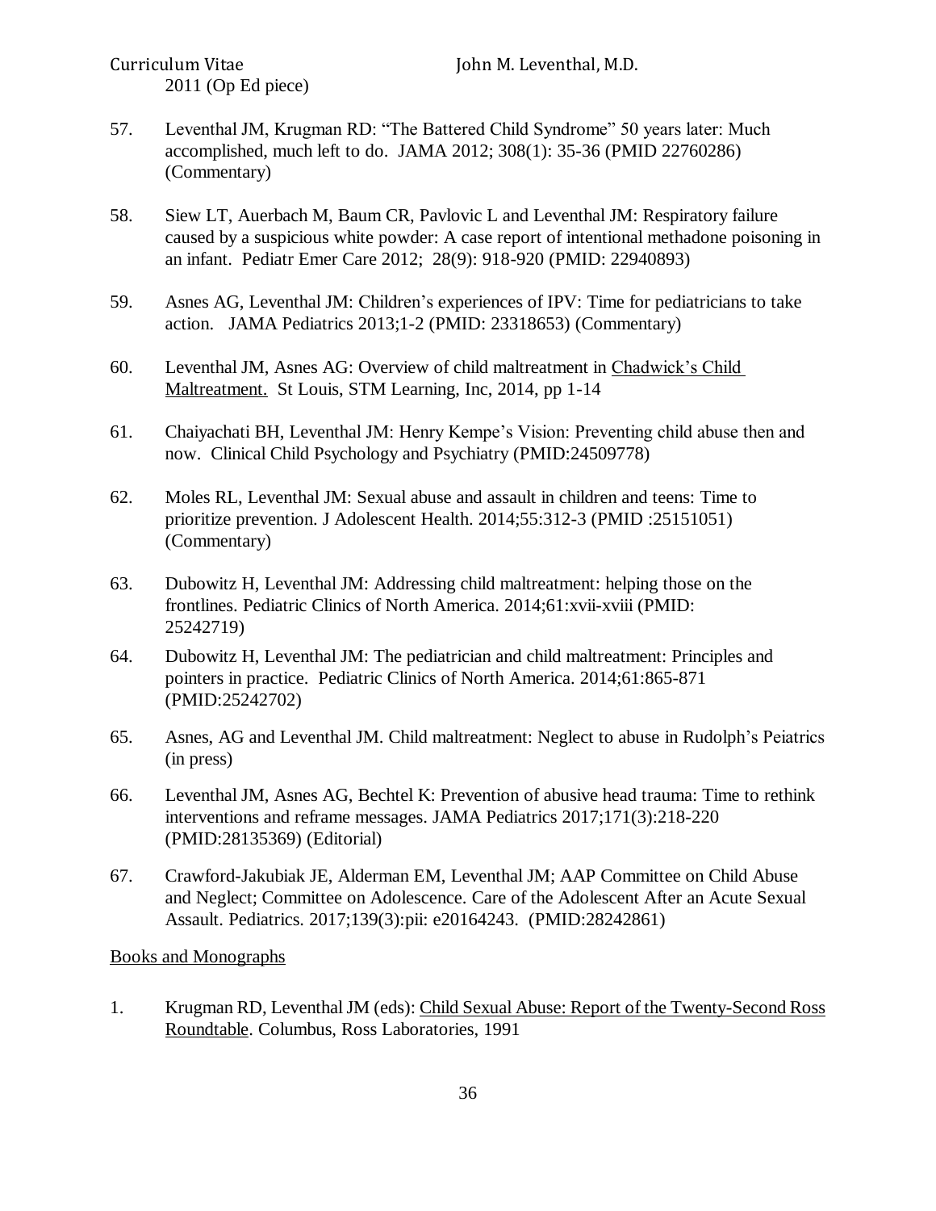2011 (Op Ed piece)

57. Leventhal JM, Krugman RD: "The Battered Child Syndrome" 50 years later: Much accomplished, much left to do. JAMA 2012; 308(1): 35-36 (PMID 22760286) (Commentary)

58. Siew LT, Auerbach M, Baum CR, Pavlovic L and Leventhal JM: Respiratory failure caused by a suspicious white powder: A case report of intentional methadone poisoning in an infant. Pediatr Emer Care 2012; 28(9): 918-920 (PMID: 22940893)

59. Asnes AG, Leventhal JM: Children's experiences of IPV: Time for pediatricians to take action. JAMA Pediatrics 2013;1-2 (PMID: 23318653) (Commentary)

60. Leventhal JM, Asnes AG: Overview of child maltreatment in Chadwick's Child Maltreatment. St Louis, STM Learning, Inc, 2014, pp 1-14

61. Chaiyachati BH, Leventhal JM: Henry Kempe's Vision: Preventing child abuse then and now. Clinical Child Psychology and Psychiatry (PMID:24509778)

62. Moles RL, Leventhal JM: Sexual abuse and assault in children and teens: Time to prioritize prevention. J Adolescent Health. 2014;55:312-3 (PMID :25151051) (Commentary)

63. Dubowitz H, Leventhal JM: Addressing child maltreatment: helping those on the frontlines. Pediatric Clinics of North America. 2014;61:xvii-xviii (PMID: 25242719)

64. Dubowitz H, Leventhal JM: The pediatrician and child maltreatment: Principles and pointers in practice. Pediatric Clinics of North America. 2014;61:865-871 (PMID:25242702)

65. Asnes, AG and Leventhal JM. Child maltreatment: Neglect to abuse in Rudolph's Peiatrics (in press)

66. Leventhal JM, Asnes AG, Bechtel K: Prevention of abusive head trauma: Time to rethink interventions and reframe messages. JAMA Pediatrics 2017;171(3):218-220 (PMID:28135369) (Editorial)

67. Crawford-Jakubiak JE, Alderman EM, Leventhal JM; AAP Committee on Child Abuse and Neglect; Committee on Adolescence. Care of the Adolescent After an Acute Sexual Assault. Pediatrics. 2017;139(3):pii: e20164243. (PMID:28242861)

Books and Monographs

1. Krugman RD, Leventhal JM (eds): Child Sexual Abuse: Report of the Twenty-Second Ross Roundtable. Columbus, Ross Laboratories, 1991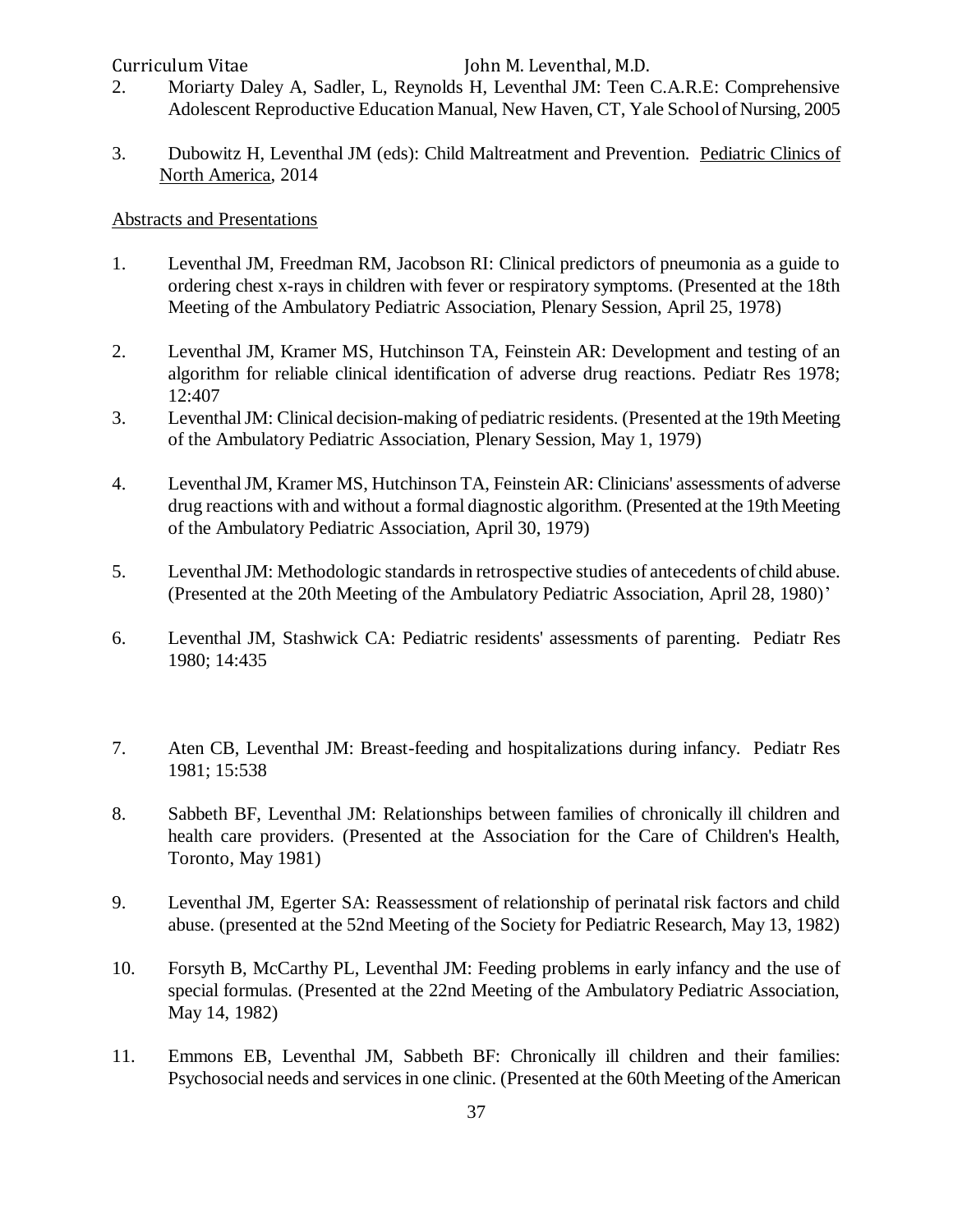2. Moriarty Daley A, Sadler, L, Reynolds H, Leventhal JM: Teen C.A.R.E: Comprehensive Adolescent Reproductive Education Manual, New Haven, CT, Yale School of Nursing, 2005

3. Dubowitz H, Leventhal JM (eds): Child Maltreatment and Prevention. Pediatric Clinics of North America, 2014

Abstracts and Presentations

1. Leventhal JM, Freedman RM, Jacobson RI: Clinical predictors of pneumonia as a guide to ordering chest x-rays in children with fever or respiratory symptoms. (Presented at the 18th Meeting of the Ambulatory Pediatric Association, Plenary Session, April 25, 1978)

2. Leventhal JM, Kramer MS, Hutchinson TA, Feinstein AR: Development and testing of an algorithm for reliable clinical identification of adverse drug reactions. Pediatr Res 1978; 12:407

3. Leventhal JM: Clinical decision-making of pediatric residents. (Presented at the 19th Meeting of the Ambulatory Pediatric Association, Plenary Session, May 1, 1979)

4. Leventhal JM, Kramer MS, Hutchinson TA, Feinstein AR: Clinicians' assessments of adverse drug reactions with and without a formal diagnostic algorithm. (Presented at the 19th Meeting of the Ambulatory Pediatric Association, April 30, 1979)

5. Leventhal JM: Methodologic standards in retrospective studies of antecedents of child abuse. (Presented at the 20th Meeting of the Ambulatory Pediatric Association, April 28, 1980)'

6. Leventhal JM, Stashwick CA: Pediatric residents' assessments of parenting. Pediatr Res 1980; 14:435

7. Aten CB, Leventhal JM: Breast-feeding and hospitalizations during infancy. Pediatr Res 1981; 15:538

8. Sabbeth BF, Leventhal JM: Relationships between families of chronically ill children and health care providers. (Presented at the Association for the Care of Children's Health, Toronto, May 1981)

9. Leventhal JM, Egerter SA: Reassessment of relationship of perinatal risk factors and child abuse. (presented at the 52nd Meeting of the Society for Pediatric Research, May 13, 1982)

10. Forsyth B, McCarthy PL, Leventhal JM: Feeding problems in early infancy and the use of special formulas. (Presented at the 22nd Meeting of the Ambulatory Pediatric Association, May 14, 1982)

11. Emmons EB, Leventhal JM, Sabbeth BF: Chronically ill children and their families: Psychosocial needs and services in one clinic. (Presented at the 60th Meeting of the American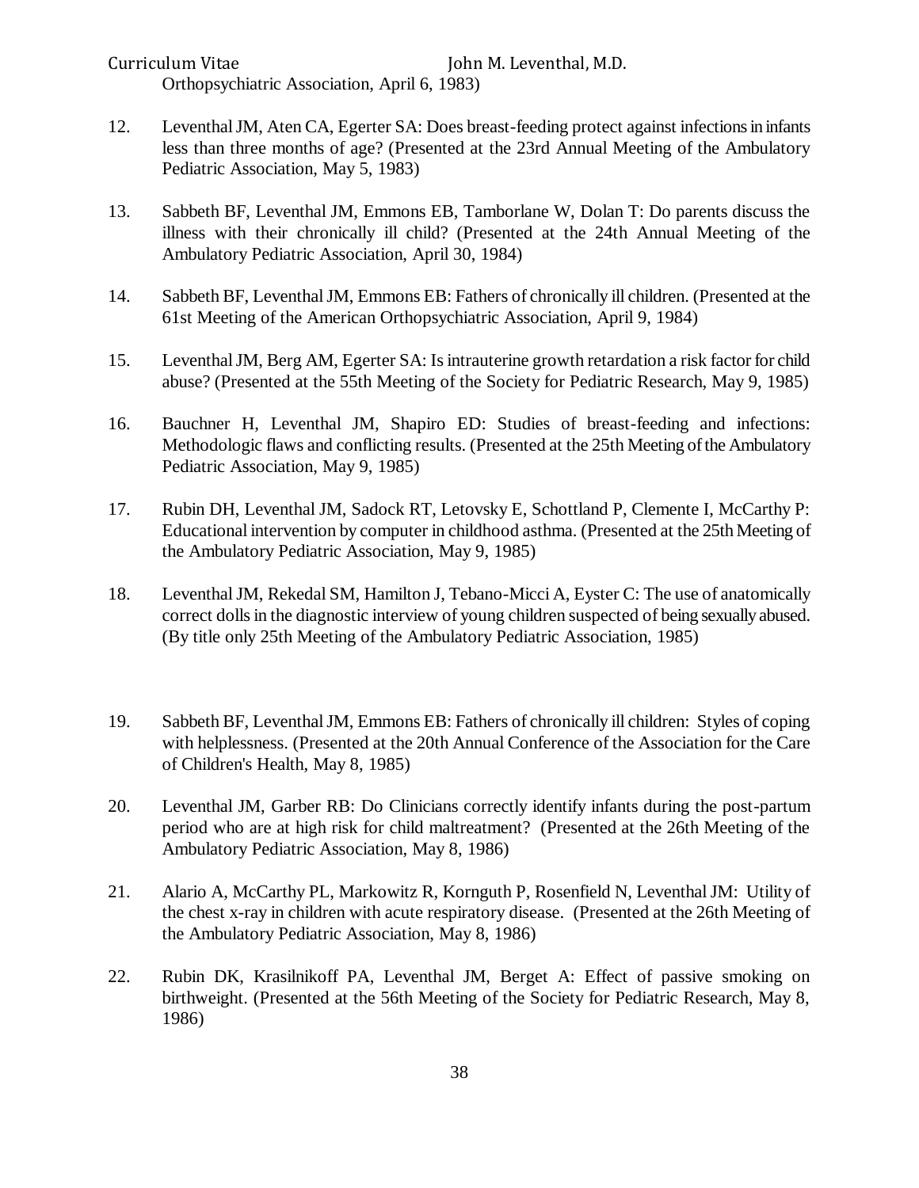Orthopsychiatric Association, April 6, 1983)

12. Leventhal JM, Aten CA, Egerter SA: Does breast-feeding protect against infections in infants less than three months of age? (Presented at the 23rd Annual Meeting of the Ambulatory Pediatric Association, May 5, 1983)

13. Sabbeth BF, Leventhal JM, Emmons EB, Tamborlane W, Dolan T: Do parents discuss the illness with their chronically ill child? (Presented at the 24th Annual Meeting of the Ambulatory Pediatric Association, April 30, 1984)

14. Sabbeth BF, Leventhal JM, Emmons EB: Fathers of chronically ill children. (Presented at the 61st Meeting of the American Orthopsychiatric Association, April 9, 1984)

15. Leventhal JM, Berg AM, Egerter SA: Is intrauterine growth retardation a risk factor for child abuse? (Presented at the 55th Meeting of the Society for Pediatric Research, May 9, 1985)

16. Bauchner H, Leventhal JM, Shapiro ED: Studies of breast-feeding and infections: Methodologic flaws and conflicting results. (Presented at the 25th Meeting of the Ambulatory Pediatric Association, May 9, 1985)

17. Rubin DH, Leventhal JM, Sadock RT, Letovsky E, Schottland P, Clemente I, McCarthy P: Educational intervention by computer in childhood asthma. (Presented at the 25th Meeting of the Ambulatory Pediatric Association, May 9, 1985)

18. Leventhal JM, Rekedal SM, Hamilton J, Tebano-Micci A, Eyster C: The use of anatomically correct dolls in the diagnostic interview of young children suspected of being sexually abused. (By title only 25th Meeting of the Ambulatory Pediatric Association, 1985)

19. Sabbeth BF, Leventhal JM, Emmons EB: Fathers of chronically ill children: Styles of coping with helplessness. (Presented at the 20th Annual Conference of the Association for the Care of Children's Health, May 8, 1985)

20. Leventhal JM, Garber RB: Do Clinicians correctly identify infants during the post-partum period who are at high risk for child maltreatment? (Presented at the 26th Meeting of the Ambulatory Pediatric Association, May 8, 1986)

21. Alario A, McCarthy PL, Markowitz R, Kornguth P, Rosenfield N, Leventhal JM: Utility of the chest x-ray in children with acute respiratory disease. (Presented at the 26th Meeting of the Ambulatory Pediatric Association, May 8, 1986)

22. Rubin DK, Krasilnikoff PA, Leventhal JM, Berget A: Effect of passive smoking on birthweight. (Presented at the 56th Meeting of the Society for Pediatric Research, May 8, 1986)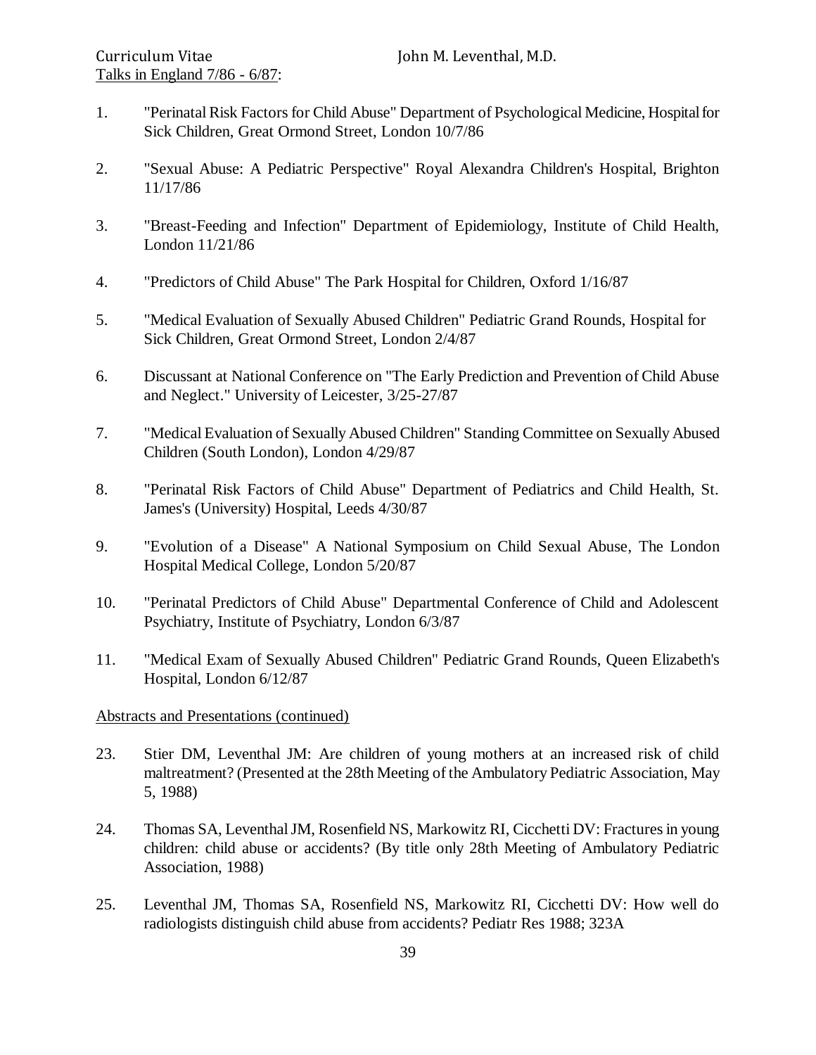Talks in England 7/86 - 6/87:

1. "Perinatal Risk Factors for Child Abuse" Department of Psychological Medicine, Hospital for Sick Children, Great Ormond Street, London 10/7/86

2. "Sexual Abuse: A Pediatric Perspective" Royal Alexandra Children's Hospital, Brighton 11/17/86

3. "Breast-Feeding and Infection" Department of Epidemiology, Institute of Child Health, London 11/21/86

4. "Predictors of Child Abuse" The Park Hospital for Children, Oxford 1/16/87

5. "Medical Evaluation of Sexually Abused Children" Pediatric Grand Rounds, Hospital for Sick Children, Great Ormond Street, London 2/4/87

6. Discussant at National Conference on "The Early Prediction and Prevention of Child Abuse and Neglect." University of Leicester, 3/25-27/87

7. "Medical Evaluation of Sexually Abused Children" Standing Committee on Sexually Abused Children (South London), London 4/29/87

8. "Perinatal Risk Factors of Child Abuse" Department of Pediatrics and Child Health, St. James's (University) Hospital, Leeds 4/30/87

9. "Evolution of a Disease" A National Symposium on Child Sexual Abuse, The London Hospital Medical College, London 5/20/87

10. "Perinatal Predictors of Child Abuse" Departmental Conference of Child and Adolescent Psychiatry, Institute of Psychiatry, London 6/3/87

11. "Medical Exam of Sexually Abused Children" Pediatric Grand Rounds, Queen Elizabeth's Hospital, London 6/12/87

Abstracts and Presentations (continued)

23. Stier DM, Leventhal JM: Are children of young mothers at an increased risk of child maltreatment? (Presented at the 28th Meeting of the Ambulatory Pediatric Association, May 5, 1988)

24. Thomas SA, Leventhal JM, Rosenfield NS, Markowitz RI, Cicchetti DV: Fractures in young children: child abuse or accidents? (By title only 28th Meeting of Ambulatory Pediatric Association, 1988)

25. Leventhal JM, Thomas SA, Rosenfield NS, Markowitz RI, Cicchetti DV: How well do radiologists distinguish child abuse from accidents? Pediatr Res 1988; 323A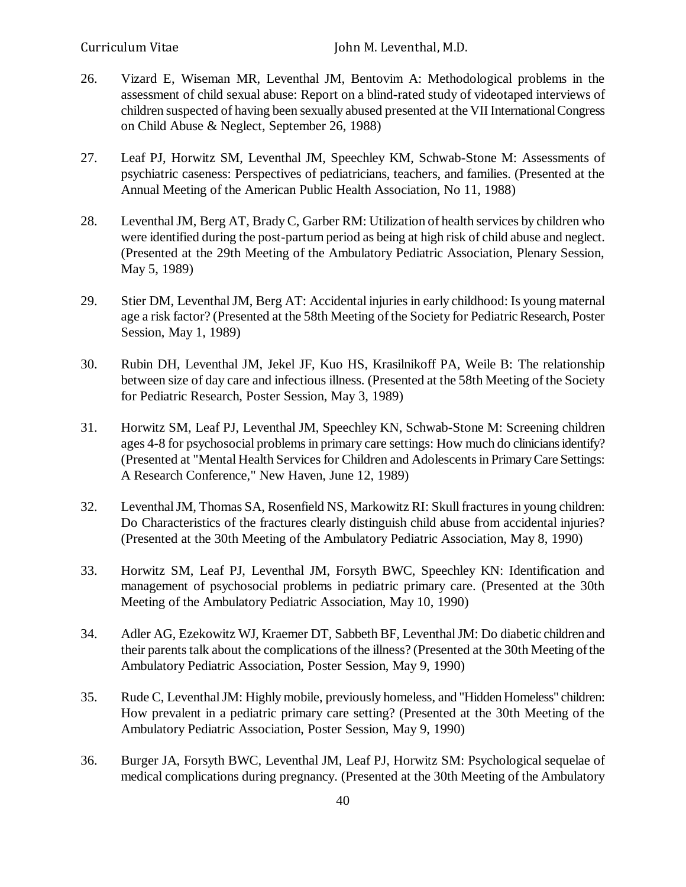26. Vizard E, Wiseman MR, Leventhal JM, Bentovim A: Methodological problems in the assessment of child sexual abuse: Report on a blind-rated study of videotaped interviews of children suspected of having been sexually abused presented at the VII International Congress on Child Abuse & Neglect, September 26, 1988)

27. Leaf PJ, Horwitz SM, Leventhal JM, Speechley KM, Schwab-Stone M: Assessments of psychiatric caseness: Perspectives of pediatricians, teachers, and families. (Presented at the Annual Meeting of the American Public Health Association, No 11, 1988)

28. Leventhal JM, Berg AT, Brady C, Garber RM: Utilization of health services by children who were identified during the post-partum period as being at high risk of child abuse and neglect. (Presented at the 29th Meeting of the Ambulatory Pediatric Association, Plenary Session, May 5, 1989)

29. Stier DM, Leventhal JM, Berg AT: Accidental injuries in early childhood: Is young maternal age a risk factor? (Presented at the 58th Meeting of the Society for Pediatric Research, Poster Session, May 1, 1989)

30. Rubin DH, Leventhal JM, Jekel JF, Kuo HS, Krasilnikoff PA, Weile B: The relationship between size of day care and infectious illness. (Presented at the 58th Meeting of the Society for Pediatric Research, Poster Session, May 3, 1989)

31. Horwitz SM, Leaf PJ, Leventhal JM, Speechley KN, Schwab-Stone M: Screening children ages 4-8 for psychosocial problems in primary care settings: How much do clinicians identify? (Presented at "Mental Health Services for Children and Adolescents in Primary Care Settings: A Research Conference," New Haven, June 12, 1989)

32. Leventhal JM, Thomas SA, Rosenfield NS, Markowitz RI: Skull fractures in young children: Do Characteristics of the fractures clearly distinguish child abuse from accidental injuries? (Presented at the 30th Meeting of the Ambulatory Pediatric Association, May 8, 1990)

33. Horwitz SM, Leaf PJ, Leventhal JM, Forsyth BWC, Speechley KN: Identification and management of psychosocial problems in pediatric primary care. (Presented at the 30th Meeting of the Ambulatory Pediatric Association, May 10, 1990)

34. Adler AG, Ezekowitz WJ, Kraemer DT, Sabbeth BF, Leventhal JM: Do diabetic children and their parents talk about the complications of the illness? (Presented at the 30th Meeting of the Ambulatory Pediatric Association, Poster Session, May 9, 1990)

35. Rude C, Leventhal JM: Highly mobile, previously homeless, and "Hidden Homeless" children: How prevalent in a pediatric primary care setting? (Presented at the 30th Meeting of the Ambulatory Pediatric Association, Poster Session, May 9, 1990)

36. Burger JA, Forsyth BWC, Leventhal JM, Leaf PJ, Horwitz SM: Psychological sequelae of medical complications during pregnancy. (Presented at the 30th Meeting of the Ambulatory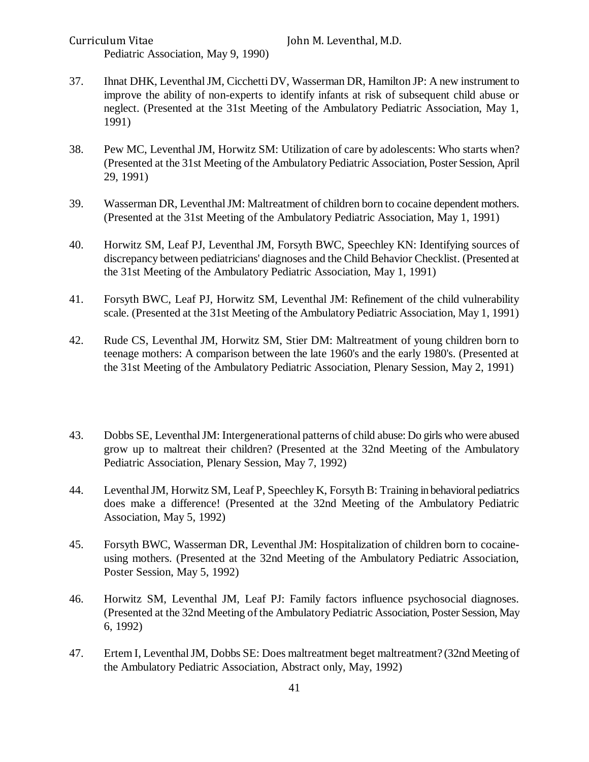Pediatric Association, May 9, 1990)

37. Ihnat DHK, Leventhal JM, Cicchetti DV, Wasserman DR, Hamilton JP: A new instrument to improve the ability of non-experts to identify infants at risk of subsequent child abuse or neglect. (Presented at the 31st Meeting of the Ambulatory Pediatric Association, May 1, 1991)

38. Pew MC, Leventhal JM, Horwitz SM: Utilization of care by adolescents: Who starts when? (Presented at the 31st Meeting of the Ambulatory Pediatric Association, Poster Session, April 29, 1991)

39. Wasserman DR, Leventhal JM: Maltreatment of children born to cocaine dependent mothers. (Presented at the 31st Meeting of the Ambulatory Pediatric Association, May 1, 1991)

40. Horwitz SM, Leaf PJ, Leventhal JM, Forsyth BWC, Speechley KN: Identifying sources of discrepancy between pediatricians' diagnoses and the Child Behavior Checklist. (Presented at the 31st Meeting of the Ambulatory Pediatric Association, May 1, 1991)

41. Forsyth BWC, Leaf PJ, Horwitz SM, Leventhal JM: Refinement of the child vulnerability scale. (Presented at the 31st Meeting of the Ambulatory Pediatric Association, May 1, 1991)

42. Rude CS, Leventhal JM, Horwitz SM, Stier DM: Maltreatment of young children born to teenage mothers: A comparison between the late 1960's and the early 1980's. (Presented at the 31st Meeting of the Ambulatory Pediatric Association, Plenary Session, May 2, 1991)

43. Dobbs SE, Leventhal JM: Intergenerational patterns of child abuse: Do girls who were abused grow up to maltreat their children? (Presented at the 32nd Meeting of the Ambulatory Pediatric Association, Plenary Session, May 7, 1992)

44. Leventhal JM, Horwitz SM, Leaf P, Speechley K, Forsyth B: Training in behavioral pediatrics does make a difference! (Presented at the 32nd Meeting of the Ambulatory Pediatric Association, May 5, 1992)

45. Forsyth BWC, Wasserman DR, Leventhal JM: Hospitalization of children born to cocaine-using mothers. (Presented at the 32nd Meeting of the Ambulatory Pediatric Association, Poster Session, May 5, 1992)

46. Horwitz SM, Leventhal JM, Leaf PJ: Family factors influence psychosocial diagnoses. (Presented at the 32nd Meeting of the Ambulatory Pediatric Association, Poster Session, May 6, 1992)

47. Ertem I, Leventhal JM, Dobbs SE: Does maltreatment beget maltreatment? (32nd Meeting of the Ambulatory Pediatric Association, Abstract only, May, 1992)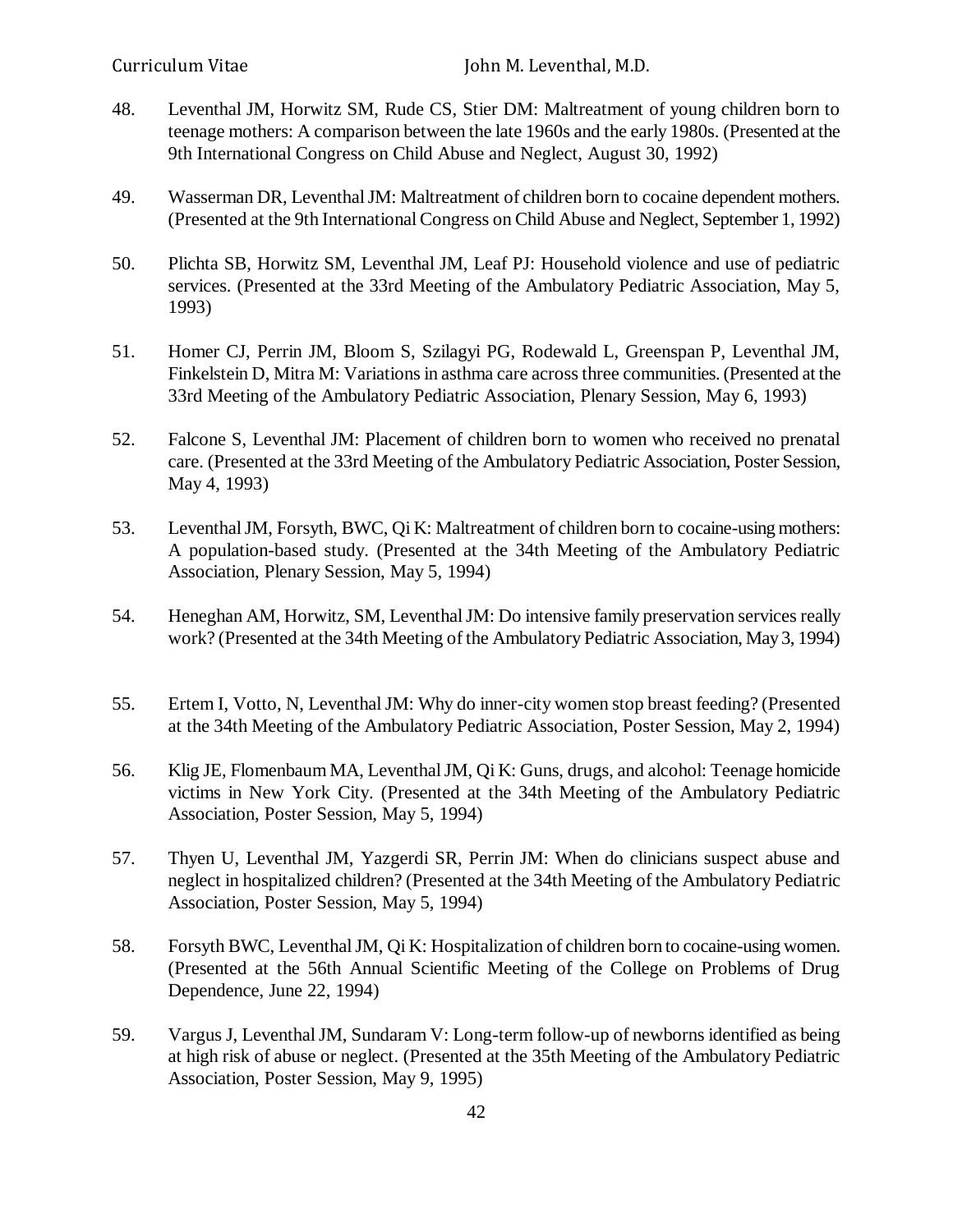48. Leventhal JM, Horwitz SM, Rude CS, Stier DM: Maltreatment of young children born to teenage mothers: A comparison between the late 1960s and the early 1980s. (Presented at the 9th International Congress on Child Abuse and Neglect, August 30, 1992)

49. Wasserman DR, Leventhal JM: Maltreatment of children born to cocaine dependent mothers. (Presented at the 9th International Congress on Child Abuse and Neglect, September 1, 1992)

50. Plichta SB, Horwitz SM, Leventhal JM, Leaf PJ: Household violence and use of pediatric services. (Presented at the 33rd Meeting of the Ambulatory Pediatric Association, May 5, 1993)

51. Homer CJ, Perrin JM, Bloom S, Szilagyi PG, Rodewald L, Greenspan P, Leventhal JM, Finkelstein D, Mitra M: Variations in asthma care across three communities. (Presented at the 33rd Meeting of the Ambulatory Pediatric Association, Plenary Session, May 6, 1993)

52. Falcone S, Leventhal JM: Placement of children born to women who received no prenatal care. (Presented at the 33rd Meeting of the Ambulatory Pediatric Association, Poster Session, May 4, 1993)

53. Leventhal JM, Forsyth, BWC, Qi K: Maltreatment of children born to cocaine-using mothers: A population-based study. (Presented at the 34th Meeting of the Ambulatory Pediatric Association, Plenary Session, May 5, 1994)

54. Heneghan AM, Horwitz, SM, Leventhal JM: Do intensive family preservation services really work? (Presented at the 34th Meeting of the Ambulatory Pediatric Association, May 3, 1994)

55. Ertem I, Votto, N, Leventhal JM: Why do inner-city women stop breast feeding? (Presented at the 34th Meeting of the Ambulatory Pediatric Association, Poster Session, May 2, 1994)

56. Klig JE, Flomenbaum MA, Leventhal JM, Qi K: Guns, drugs, and alcohol: Teenage homicide victims in New York City. (Presented at the 34th Meeting of the Ambulatory Pediatric Association, Poster Session, May 5, 1994)

57. Thyen U, Leventhal JM, Yazgerdi SR, Perrin JM: When do clinicians suspect abuse and neglect in hospitalized children? (Presented at the 34th Meeting of the Ambulatory Pediatric Association, Poster Session, May 5, 1994)

58. Forsyth BWC, Leventhal JM, Qi K: Hospitalization of children born to cocaine-using women. (Presented at the 56th Annual Scientific Meeting of the College on Problems of Drug Dependence, June 22, 1994)

59. Vargus J, Leventhal JM, Sundaram V: Long-term follow-up of newborns identified as being at high risk of abuse or neglect. (Presented at the 35th Meeting of the Ambulatory Pediatric Association, Poster Session, May 9, 1995)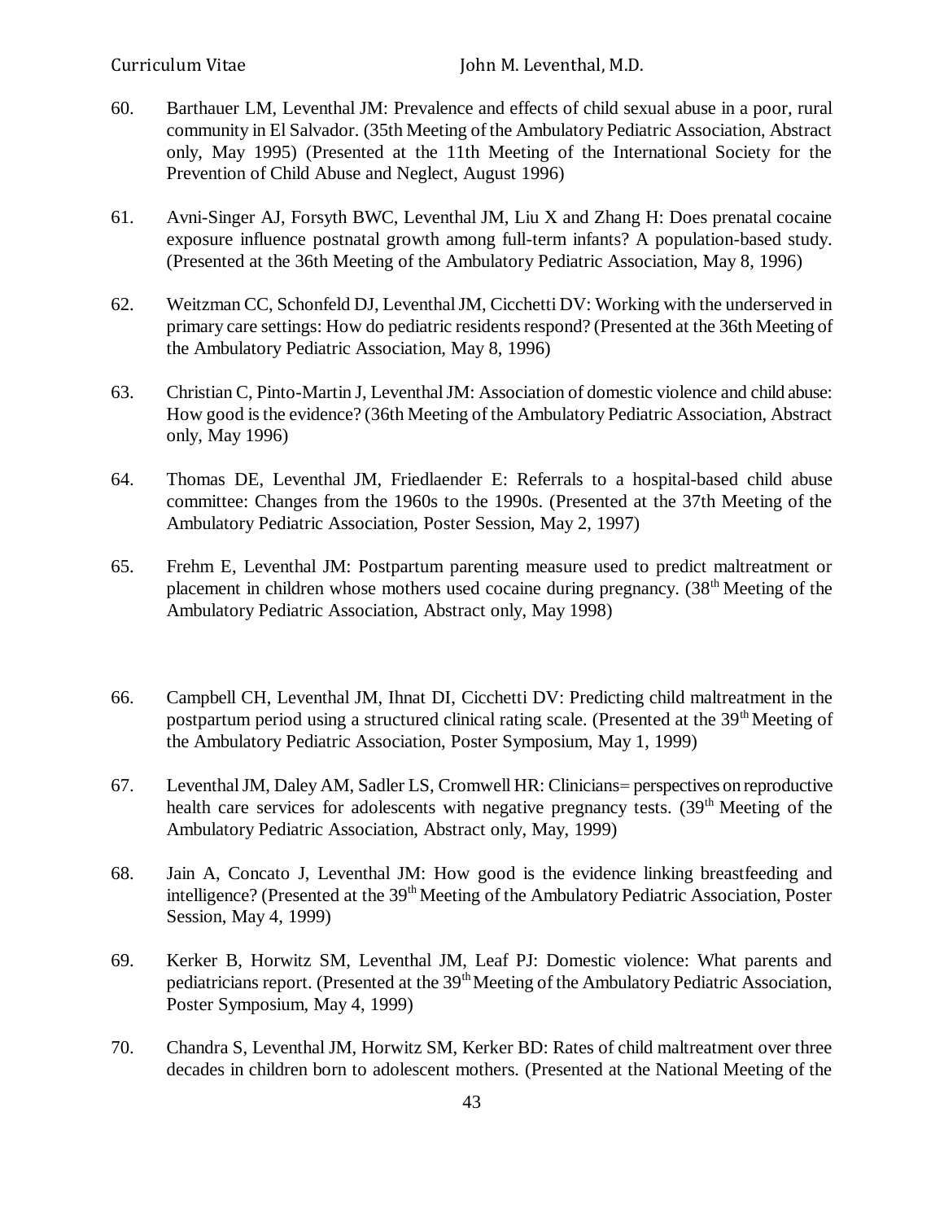60. Barthauer LM, Leventhal JM: Prevalence and effects of child sexual abuse in a poor, rural community in El Salvador. (35th Meeting of the Ambulatory Pediatric Association, Abstract only, May 1995) (Presented at the 11th Meeting of the International Society for the Prevention of Child Abuse and Neglect, August 1996)

61. Avni-Singer AJ, Forsyth BWC, Leventhal JM, Liu X and Zhang H: Does prenatal cocaine exposure influence postnatal growth among full-term infants? A population-based study. (Presented at the 36th Meeting of the Ambulatory Pediatric Association, May 8, 1996)

62. Weitzman CC, Schonfeld DJ, Leventhal JM, Cicchetti DV: Working with the underserved in primary care settings: How do pediatric residents respond? (Presented at the 36th Meeting of the Ambulatory Pediatric Association, May 8, 1996)

63. Christian C, Pinto-Martin J, Leventhal JM: Association of domestic violence and child abuse: How good is the evidence? (36th Meeting of the Ambulatory Pediatric Association, Abstract only, May 1996)

64. Thomas DE, Leventhal JM, Friedlaender E: Referrals to a hospital-based child abuse committee: Changes from the 1960s to the 1990s. (Presented at the 37th Meeting of the Ambulatory Pediatric Association, Poster Session, May 2, 1997)

65. Frehm E, Leventhal JM: Postpartum parenting measure used to predict maltreatment or placement in children whose mothers used cocaine during pregnancy. (38th Meeting of the Ambulatory Pediatric Association, Abstract only, May 1998)

66. Campbell CH, Leventhal JM, Ihnat DI, Cicchetti DV: Predicting child maltreatment in the postpartum period using a structured clinical rating scale. (Presented at the 39th Meeting of the Ambulatory Pediatric Association, Poster Symposium, May 1, 1999)

67. Leventhal JM, Daley AM, Sadler LS, Cromwell HR: Clinicians= perspectives on reproductive health care services for adolescents with negative pregnancy tests. (39th Meeting of the Ambulatory Pediatric Association, Abstract only, May, 1999)

68. Jain A, Concato J, Leventhal JM: How good is the evidence linking breastfeeding and intelligence? (Presented at the 39th Meeting of the Ambulatory Pediatric Association, Poster Session, May 4, 1999)

69. Kerker B, Horwitz SM, Leventhal JM, Leaf PJ: Domestic violence: What parents and pediatricians report. (Presented at the 39th Meeting of the Ambulatory Pediatric Association, Poster Symposium, May 4, 1999)

70. Chandra S, Leventhal JM, Horwitz SM, Kerker BD: Rates of child maltreatment over three decades in children born to adolescent mothers. (Presented at the National Meeting of the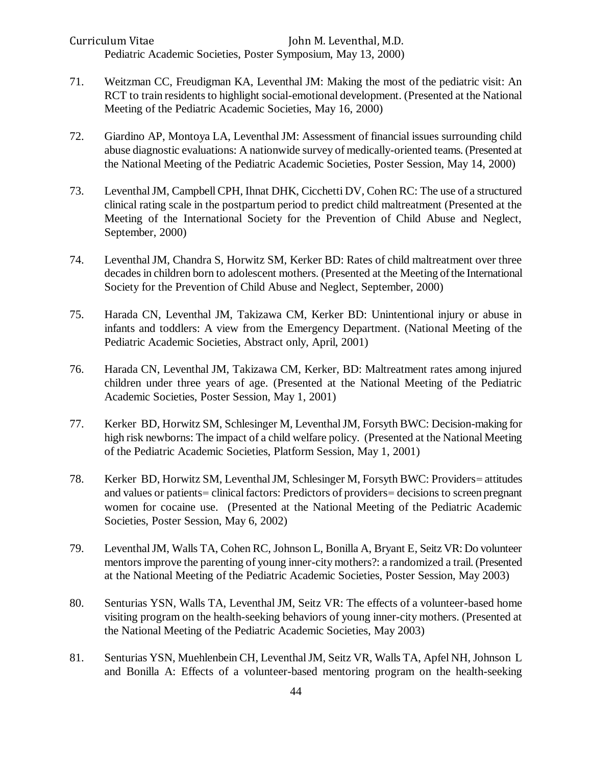Pediatric Academic Societies, Poster Symposium, May 13, 2000)

71. Weitzman CC, Freudigman KA, Leventhal JM: Making the most of the pediatric visit: An RCT to train residents to highlight social-emotional development. (Presented at the National Meeting of the Pediatric Academic Societies, May 16, 2000)

72. Giardino AP, Montoya LA, Leventhal JM: Assessment of financial issues surrounding child abuse diagnostic evaluations: A nationwide survey of medically-oriented teams. (Presented at the National Meeting of the Pediatric Academic Societies, Poster Session, May 14, 2000)

73. Leventhal JM, Campbell CPH, Ihnat DHK, Cicchetti DV, Cohen RC: The use of a structured clinical rating scale in the postpartum period to predict child maltreatment (Presented at the Meeting of the International Society for the Prevention of Child Abuse and Neglect, September, 2000)

74. Leventhal JM, Chandra S, Horwitz SM, Kerker BD: Rates of child maltreatment over three decades in children born to adolescent mothers. (Presented at the Meeting of the International Society for the Prevention of Child Abuse and Neglect, September, 2000)

75. Harada CN, Leventhal JM, Takizawa CM, Kerker BD: Unintentional injury or abuse in infants and toddlers: A view from the Emergency Department. (National Meeting of the Pediatric Academic Societies, Abstract only, April, 2001)

76. Harada CN, Leventhal JM, Takizawa CM, Kerker, BD: Maltreatment rates among injured children under three years of age. (Presented at the National Meeting of the Pediatric Academic Societies, Poster Session, May 1, 2001)

77. Kerker BD, Horwitz SM, Schlesinger M, Leventhal JM, Forsyth BWC: Decision-making for high risk newborns: The impact of a child welfare policy. (Presented at the National Meeting of the Pediatric Academic Societies, Platform Session, May 1, 2001)

78. Kerker BD, Horwitz SM, Leventhal JM, Schlesinger M, Forsyth BWC: Providers= attitudes and values or patients= clinical factors: Predictors of providers= decisions to screen pregnant women for cocaine use. (Presented at the National Meeting of the Pediatric Academic Societies, Poster Session, May 6, 2002)

79. Leventhal JM, Walls TA, Cohen RC, Johnson L, Bonilla A, Bryant E, Seitz VR: Do volunteer mentors improve the parenting of young inner-city mothers?: a randomized a trail. (Presented at the National Meeting of the Pediatric Academic Societies, Poster Session, May 2003)

80. Senturias YSN, Walls TA, Leventhal JM, Seitz VR: The effects of a volunteer-based home visiting program on the health-seeking behaviors of young inner-city mothers. (Presented at the National Meeting of the Pediatric Academic Societies, May 2003)

81. Senturias YSN, Muehlenbein CH, Leventhal JM, Seitz VR, Walls TA, Apfel NH, Johnson L and Bonilla A: Effects of a volunteer-based mentoring program on the health-seeking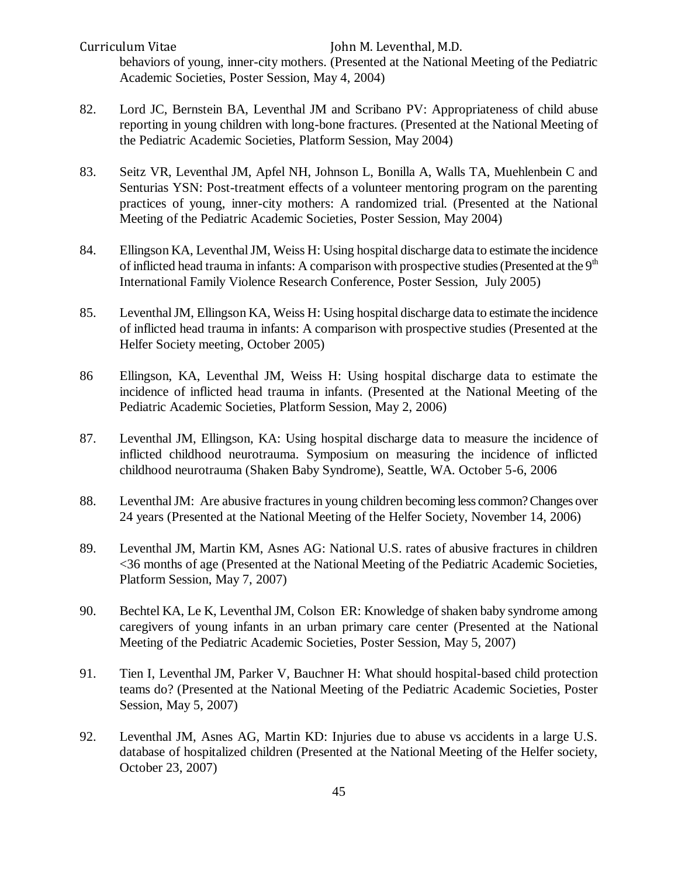behaviors of young, inner-city mothers. (Presented at the National Meeting of the Pediatric Academic Societies, Poster Session, May 4, 2004)

82. Lord JC, Bernstein BA, Leventhal JM and Scribano PV: Appropriateness of child abuse reporting in young children with long-bone fractures. (Presented at the National Meeting of the Pediatric Academic Societies, Platform Session, May 2004)

83. Seitz VR, Leventhal JM, Apfel NH, Johnson L, Bonilla A, Walls TA, Muehlenbein C and Senturias YSN: Post-treatment effects of a volunteer mentoring program on the parenting practices of young, inner-city mothers: A randomized trial. (Presented at the National Meeting of the Pediatric Academic Societies, Poster Session, May 2004)

84. Ellingson KA, Leventhal JM, Weiss H: Using hospital discharge data to estimate the incidence of inflicted head trauma in infants: A comparison with prospective studies (Presented at the 9th International Family Violence Research Conference, Poster Session, July 2005)

85. Leventhal JM, Ellingson KA, Weiss H: Using hospital discharge data to estimate the incidence of inflicted head trauma in infants: A comparison with prospective studies (Presented at the Helfer Society meeting, October 2005)

86 Ellingson, KA, Leventhal JM, Weiss H: Using hospital discharge data to estimate the incidence of inflicted head trauma in infants. (Presented at the National Meeting of the Pediatric Academic Societies, Platform Session, May 2, 2006)

87. Leventhal JM, Ellingson, KA: Using hospital discharge data to measure the incidence of inflicted childhood neurotrauma. Symposium on measuring the incidence of inflicted childhood neurotrauma (Shaken Baby Syndrome), Seattle, WA. October 5-6, 2006

88. Leventhal JM: Are abusive fractures in young children becoming less common? Changes over 24 years (Presented at the National Meeting of the Helfer Society, November 14, 2006)

89. Leventhal JM, Martin KM, Asnes AG: National U.S. rates of abusive fractures in children <36 months of age (Presented at the National Meeting of the Pediatric Academic Societies, Platform Session, May 7, 2007)

90. Bechtel KA, Le K, Leventhal JM, Colson ER: Knowledge of shaken baby syndrome among caregivers of young infants in an urban primary care center (Presented at the National Meeting of the Pediatric Academic Societies, Poster Session, May 5, 2007)

91. Tien I, Leventhal JM, Parker V, Bauchner H: What should hospital-based child protection teams do? (Presented at the National Meeting of the Pediatric Academic Societies, Poster Session, May 5, 2007)

92. Leventhal JM, Asnes AG, Martin KD: Injuries due to abuse vs accidents in a large U.S. database of hospitalized children (Presented at the National Meeting of the Helfer society, October 23, 2007)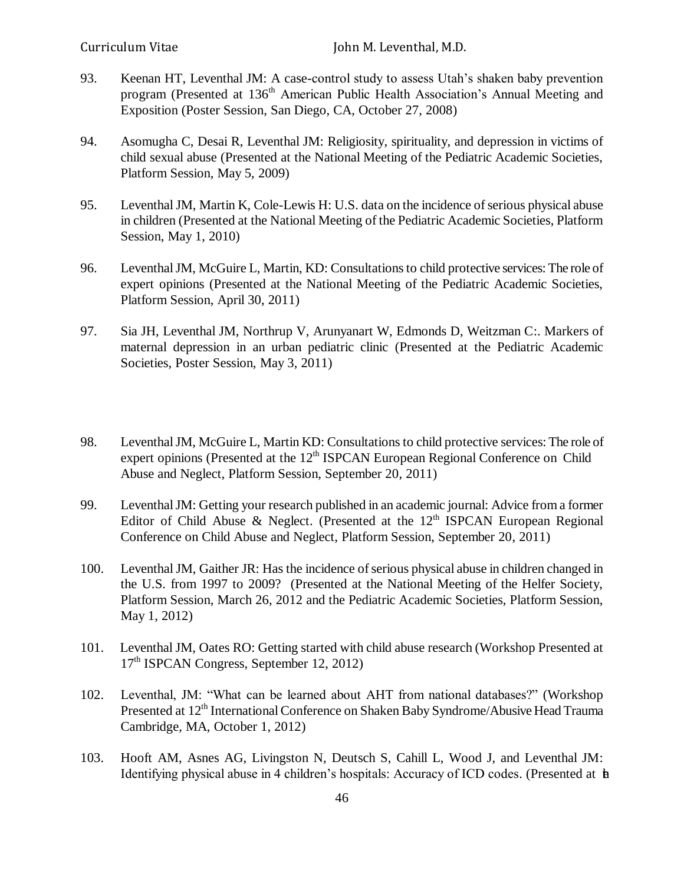93. Keenan HT, Leventhal JM: A case-control study to assess Utah's shaken baby prevention program (Presented at 136th American Public Health Association's Annual Meeting and Exposition (Poster Session, San Diego, CA, October 27, 2008)

94. Asomugha C, Desai R, Leventhal JM: Religiosity, spirituality, and depression in victims of child sexual abuse (Presented at the National Meeting of the Pediatric Academic Societies, Platform Session, May 5, 2009)

95. Leventhal JM, Martin K, Cole-Lewis H: U.S. data on the incidence of serious physical abuse in children (Presented at the National Meeting of the Pediatric Academic Societies, Platform Session, May 1, 2010)

96. Leventhal JM, McGuire L, Martin, KD: Consultations to child protective services: The role of expert opinions (Presented at the National Meeting of the Pediatric Academic Societies, Platform Session, April 30, 2011)

97. Sia JH, Leventhal JM, Northrup V, Arunyanart W, Edmonds D, Weitzman C:. Markers of maternal depression in an urban pediatric clinic (Presented at the Pediatric Academic Societies, Poster Session, May 3, 2011)

98. Leventhal JM, McGuire L, Martin KD: Consultations to child protective services: The role of expert opinions (Presented at the 12th ISPCAN European Regional Conference on Child Abuse and Neglect, Platform Session, September 20, 2011)

99. Leventhal JM: Getting your research published in an academic journal: Advice from a former Editor of Child Abuse & Neglect. (Presented at the 12th ISPCAN European Regional Conference on Child Abuse and Neglect, Platform Session, September 20, 2011)

100. Leventhal JM, Gaither JR: Has the incidence of serious physical abuse in children changed in the U.S. from 1997 to 2009? (Presented at the National Meeting of the Helfer Society, Platform Session, March 26, 2012 and the Pediatric Academic Societies, Platform Session, May 1, 2012)

101. Leventhal JM, Oates RO: Getting started with child abuse research (Workshop Presented at 17th ISPCAN Congress, September 12, 2012)

102. Leventhal, JM: "What can be learned about AHT from national databases?" (Workshop Presented at 12th International Conference on Shaken Baby Syndrome/Abusive Head Trauma Cambridge, MA, October 1, 2012)

103. Hooft AM, Asnes AG, Livingston N, Deutsch S, Cahill L, Wood J, and Leventhal JM: Identifying physical abuse in 4 children's hospitals: Accuracy of ICD codes. (Presented at the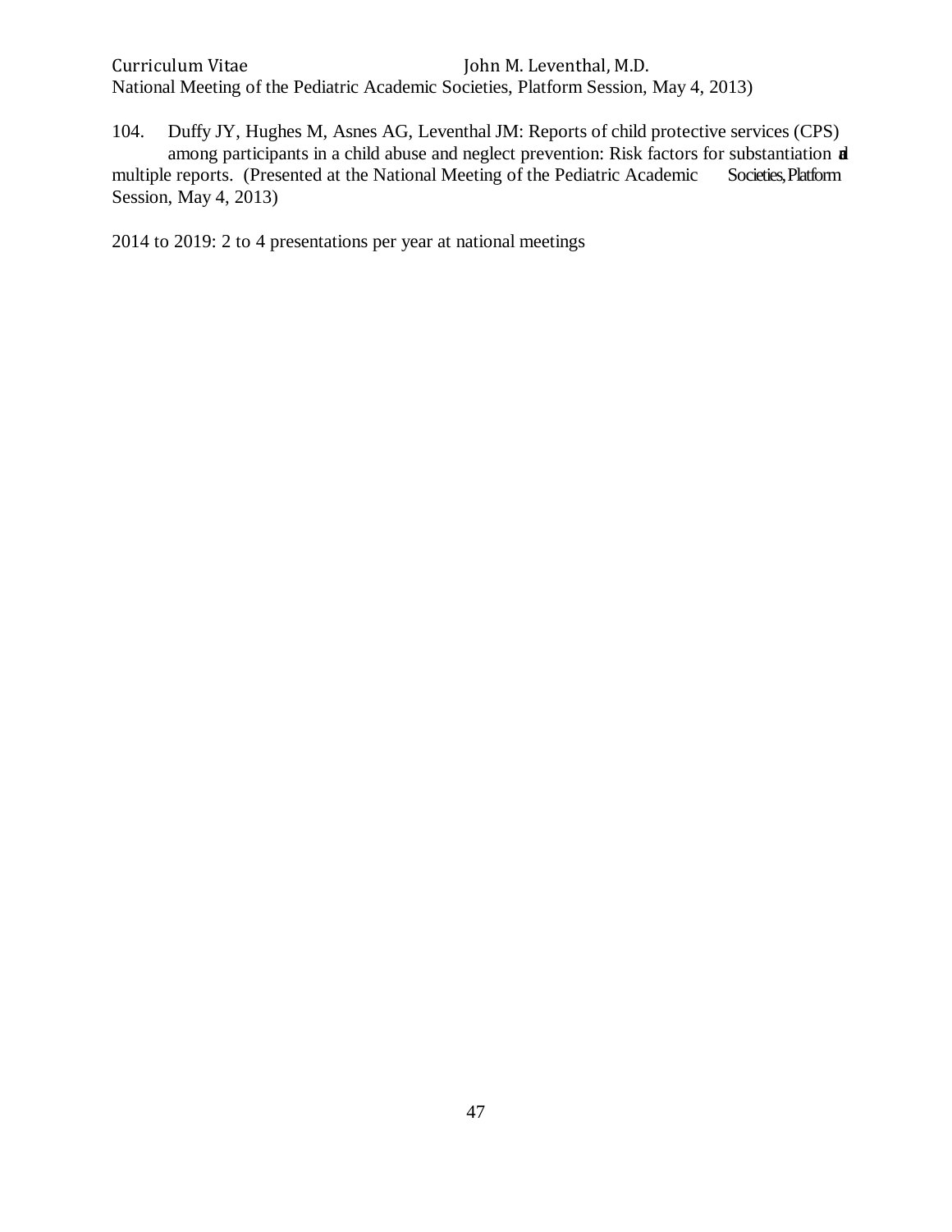National Meeting of the Pediatric Academic Societies, Platform Session, May 4, 2013)

104. Duffy JY, Hughes M, Asnes AG, Leventhal JM: Reports of child protective services (CPS) among participants in a child abuse and neglect prevention: Risk factors for substantiation and multiple reports. (Presented at the National Meeting of the Pediatric Academic Societies, Platform Session, May 4, 2013)

2014 to 2019: 2 to 4 presentations per year at national meetings